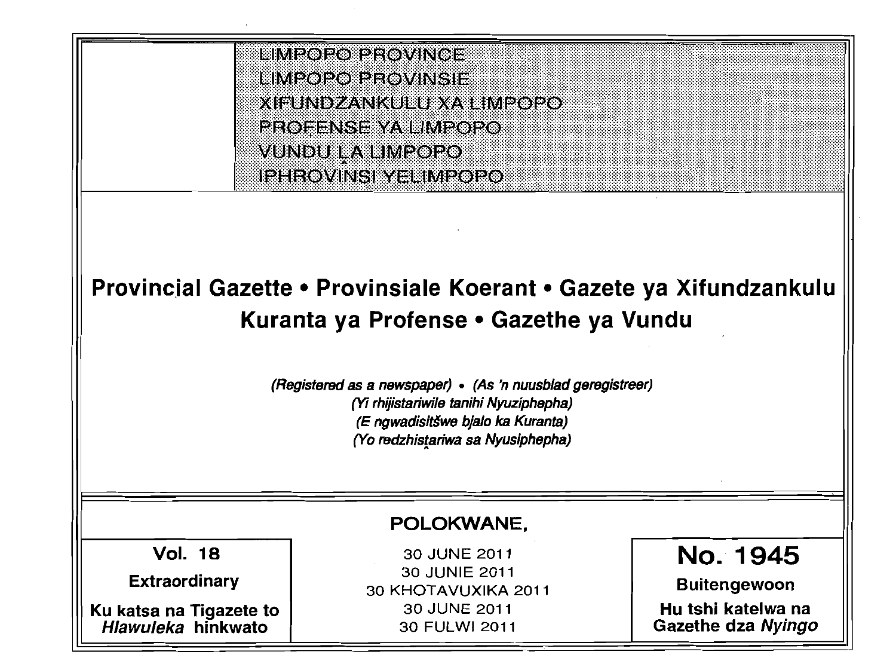LIMPOPO PROVINCE
LIMPOPO PROVINSIE
XIFUNDZANKULU XA LIMPOPO
PROFENSE YA LIMPOPO
VUNDU ḼA LIMPOPO
IPHROVINSI YELIMPOPO

# Provincial Gazette • Provinsiale Koerant • Gazete ya Xifundzankulu
# Kuranta ya Profense • Gazethe ya Vundu

*(Registered as a newspaper)* • *(As 'n nuusblad geregistreer)*
*(Yi rhijistariwile tanihi Nyuziphepha)*
*(E ngwadisitšwe bjalo ka Kuranta)*
*(Yo redzhisṱariwa sa Nyusiphepha)*

**POLOKWANE,**

| **Vol. 18** | 30 JUNE 2011 | **No. 1945** |
|---|---|---|
| **Extraordinary** | 30 JUNIE 2011 | **Buitengewoon** |
| **Ku katsa na Tigazete to *Hlawuleka* hinkwato** | 30 KHOTAVUXIKA 2011 | **Hu tshi katelwa na Gazethe dza *Nyingo*** |
| | 30 JUNE 2011 | |
| | 30 FULWI 2011 | |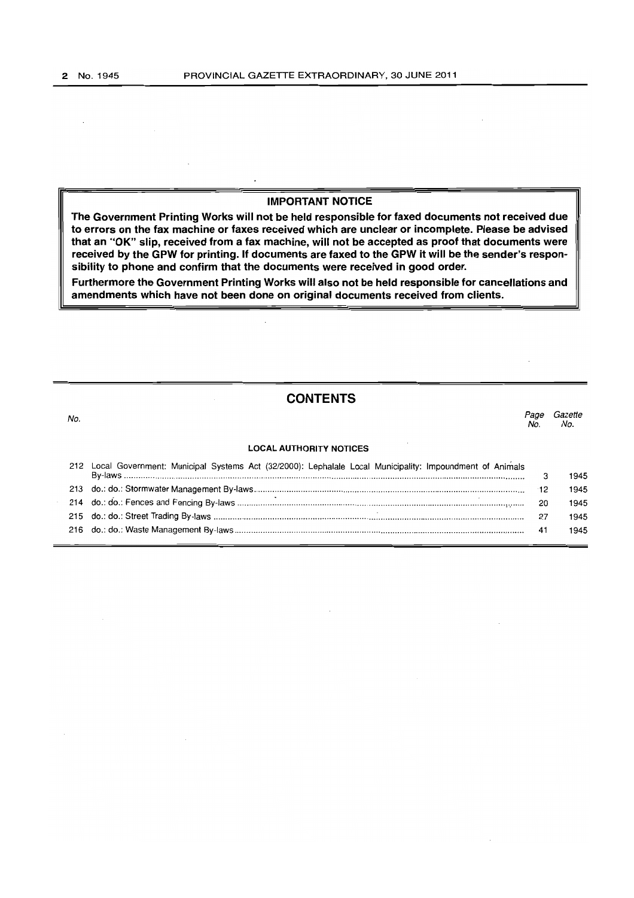**IMPORTANT NOTICE**

**The Government Printing Works will not be held responsible for faxed documents not received due to errors on the fax machine or faxes received which are unclear or incomplete. Please be advised that an "OK" slip, received from a fax machine, will not be accepted as proof that documents were received by the GPW for printing. If documents are faxed to the GPW it will be the sender's responsibility to phone and confirm that the documents were received in good order.**

**Furthermore the Government Printing Works will also not be held responsible for cancellations and amendments which have not been done on original documents received from clients.**

## CONTENTS

| No. | | Page No. | Gazette No. |
|---|---|---|---|
| | **LOCAL AUTHORITY NOTICES** | | |
| 212 | Local Government: Municipal Systems Act (32/2000): Lephalale Local Municipality: Impoundment of Animals By-laws | 3 | 1945 |
| 213 | do.: do.: Stormwater Management By-laws | 12 | 1945 |
| 214 | do.: do.: Fences and Fencing By-laws | 20 | 1945 |
| 215 | do.: do.: Street Trading By-laws | 27 | 1945 |
| 216 | do.: do.: Waste Management By-laws | 41 | 1945 |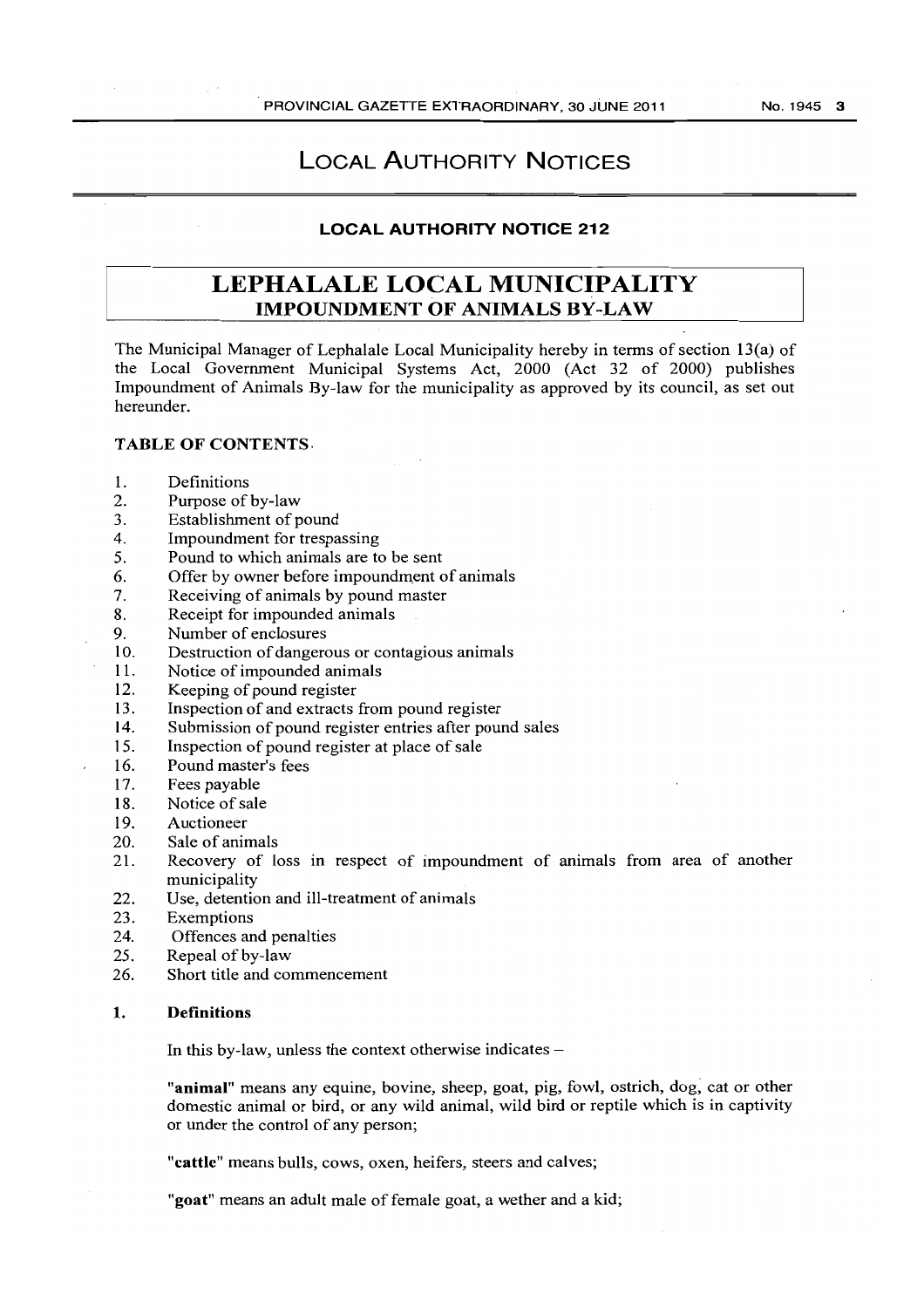# LOCAL AUTHORITY NOTICES

## LOCAL AUTHORITY NOTICE 212

## LEPHALALE LOCAL MUNICIPALITY
### IMPOUNDMENT OF ANIMALS BY-LAW

The Municipal Manager of Lephalale Local Municipality hereby in terms of section 13(a) of the Local Government Municipal Systems Act, 2000 (Act 32 of 2000) publishes Impoundment of Animals By-law for the municipality as approved by its council, as set out hereunder.

**TABLE OF CONTENTS**

1. Definitions
2. Purpose of by-law
3. Establishment of pound
4. Impoundment for trespassing
5. Pound to which animals are to be sent
6. Offer by owner before impoundment of animals
7. Receiving of animals by pound master
8. Receipt for impounded animals
9. Number of enclosures
10. Destruction of dangerous or contagious animals
11. Notice of impounded animals
12. Keeping of pound register
13. Inspection of and extracts from pound register
14. Submission of pound register entries after pound sales
15. Inspection of pound register at place of sale
16. Pound master's fees
17. Fees payable
18. Notice of sale
19. Auctioneer
20. Sale of animals
21. Recovery of loss in respect of impoundment of animals from area of another municipality
22. Use, detention and ill-treatment of animals
23. Exemptions
24. Offences and penalties
25. Repeal of by-law
26. Short title and commencement

**1. Definitions**

In this by-law, unless the context otherwise indicates –

"**animal**" means any equine, bovine, sheep, goat, pig, fowl, ostrich, dog, cat or other domestic animal or bird, or any wild animal, wild bird or reptile which is in captivity or under the control of any person;

"**cattle**" means bulls, cows, oxen, heifers, steers and calves;

"**goat**" means an adult male of female goat, a wether and a kid;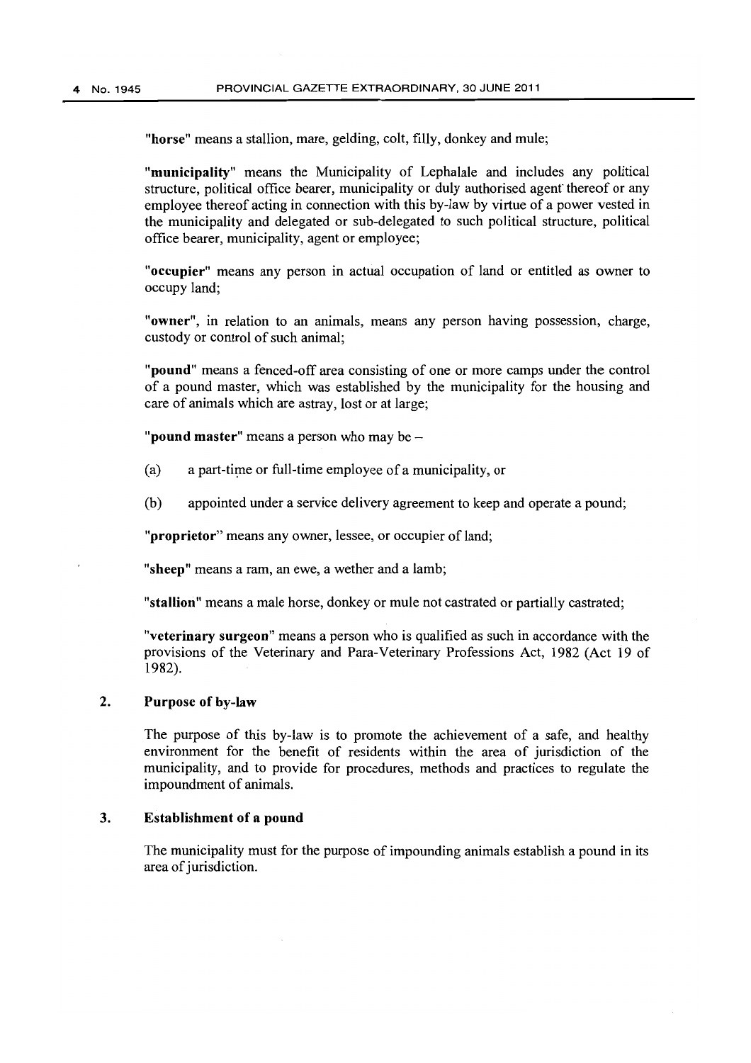"**horse**" means a stallion, mare, gelding, colt, filly, donkey and mule;

"**municipality**" means the Municipality of Lephalale and includes any political structure, political office bearer, municipality or duly authorised agent thereof or any employee thereof acting in connection with this by-law by virtue of a power vested in the municipality and delegated or sub-delegated to such political structure, political office bearer, municipality, agent or employee;

"**occupier**" means any person in actual occupation of land or entitled as owner to occupy land;

"**owner**", in relation to an animals, means any person having possession, charge, custody or control of such animal;

"**pound**" means a fenced-off area consisting of one or more camps under the control of a pound master, which was established by the municipality for the housing and care of animals which are astray, lost or at large;

"**pound master**" means a person who may be –

(a) a part-time or full-time employee of a municipality, or

(b) appointed under a service delivery agreement to keep and operate a pound;

"**proprietor**" means any owner, lessee, or occupier of land;

"**sheep**" means a ram, an ewe, a wether and a lamb;

"**stallion**" means a male horse, donkey or mule not castrated or partially castrated;

"**veterinary surgeon**" means a person who is qualified as such in accordance with the provisions of the Veterinary and Para-Veterinary Professions Act, 1982 (Act 19 of 1982).

## 2. Purpose of by-law

The purpose of this by-law is to promote the achievement of a safe, and healthy environment for the benefit of residents within the area of jurisdiction of the municipality, and to provide for procedures, methods and practices to regulate the impoundment of animals.

## 3. Establishment of a pound

The municipality must for the purpose of impounding animals establish a pound in its area of jurisdiction.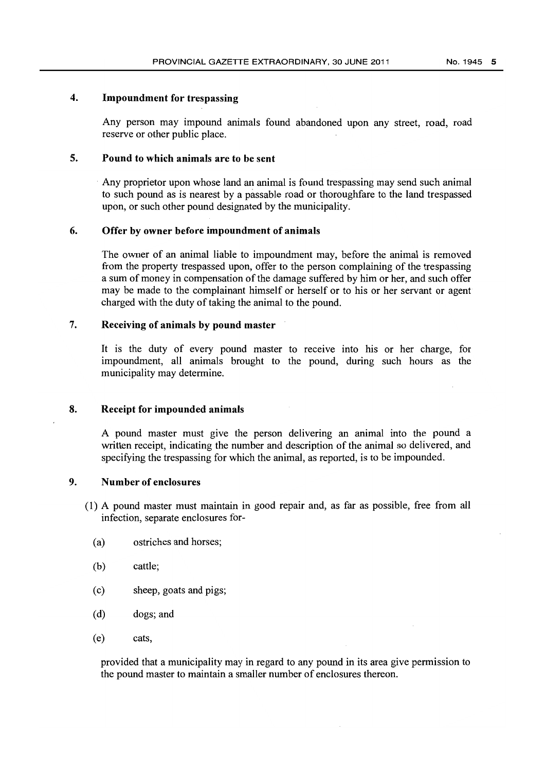## 4. Impoundment for trespassing

Any person may impound animals found abandoned upon any street, road, road reserve or other public place.

## 5. Pound to which animals are to be sent

Any proprietor upon whose land an animal is found trespassing may send such animal to such pound as is nearest by a passable road or thoroughfare to the land trespassed upon, or such other pound designated by the municipality.

## 6. Offer by owner before impoundment of animals

The owner of an animal liable to impoundment may, before the animal is removed from the property trespassed upon, offer to the person complaining of the trespassing a sum of money in compensation of the damage suffered by him or her, and such offer may be made to the complainant himself or herself or to his or her servant or agent charged with the duty of taking the animal to the pound.

## 7. Receiving of animals by pound master

It is the duty of every pound master to receive into his or her charge, for impoundment, all animals brought to the pound, during such hours as the municipality may determine.

## 8. Receipt for impounded animals

A pound master must give the person delivering an animal into the pound a written receipt, indicating the number and description of the animal so delivered, and specifying the trespassing for which the animal, as reported, is to be impounded.

## 9. Number of enclosures

(1) A pound master must maintain in good repair and, as far as possible, free from all infection, separate enclosures for-

(a) ostriches and horses;

(b) cattle;

(c) sheep, goats and pigs;

(d) dogs; and

(e) cats,

provided that a municipality may in regard to any pound in its area give permission to the pound master to maintain a smaller number of enclosures thereon.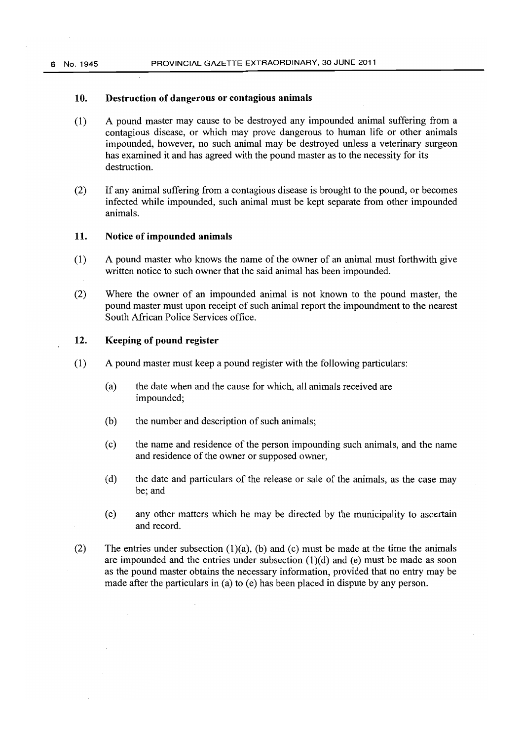## 10. Destruction of dangerous or contagious animals

(1) A pound master may cause to be destroyed any impounded animal suffering from a contagious disease, or which may prove dangerous to human life or other animals impounded, however, no such animal may be destroyed unless a veterinary surgeon has examined it and has agreed with the pound master as to the necessity for its destruction.

(2) If any animal suffering from a contagious disease is brought to the pound, or becomes infected while impounded, such animal must be kept separate from other impounded animals.

## 11. Notice of impounded animals

(1) A pound master who knows the name of the owner of an animal must forthwith give written notice to such owner that the said animal has been impounded.

(2) Where the owner of an impounded animal is not known to the pound master, the pound master must upon receipt of such animal report the impoundment to the nearest South African Police Services office.

## 12. Keeping of pound register

(1) A pound master must keep a pound register with the following particulars:

(a) the date when and the cause for which, all animals received are impounded;

(b) the number and description of such animals;

(c) the name and residence of the person impounding such animals, and the name and residence of the owner or supposed owner;

(d) the date and particulars of the release or sale of the animals, as the case may be; and

(e) any other matters which he may be directed by the municipality to ascertain and record.

(2) The entries under subsection (1)(a), (b) and (c) must be made at the time the animals are impounded and the entries under subsection (1)(d) and (e) must be made as soon as the pound master obtains the necessary information, provided that no entry may be made after the particulars in (a) to (e) has been placed in dispute by any person.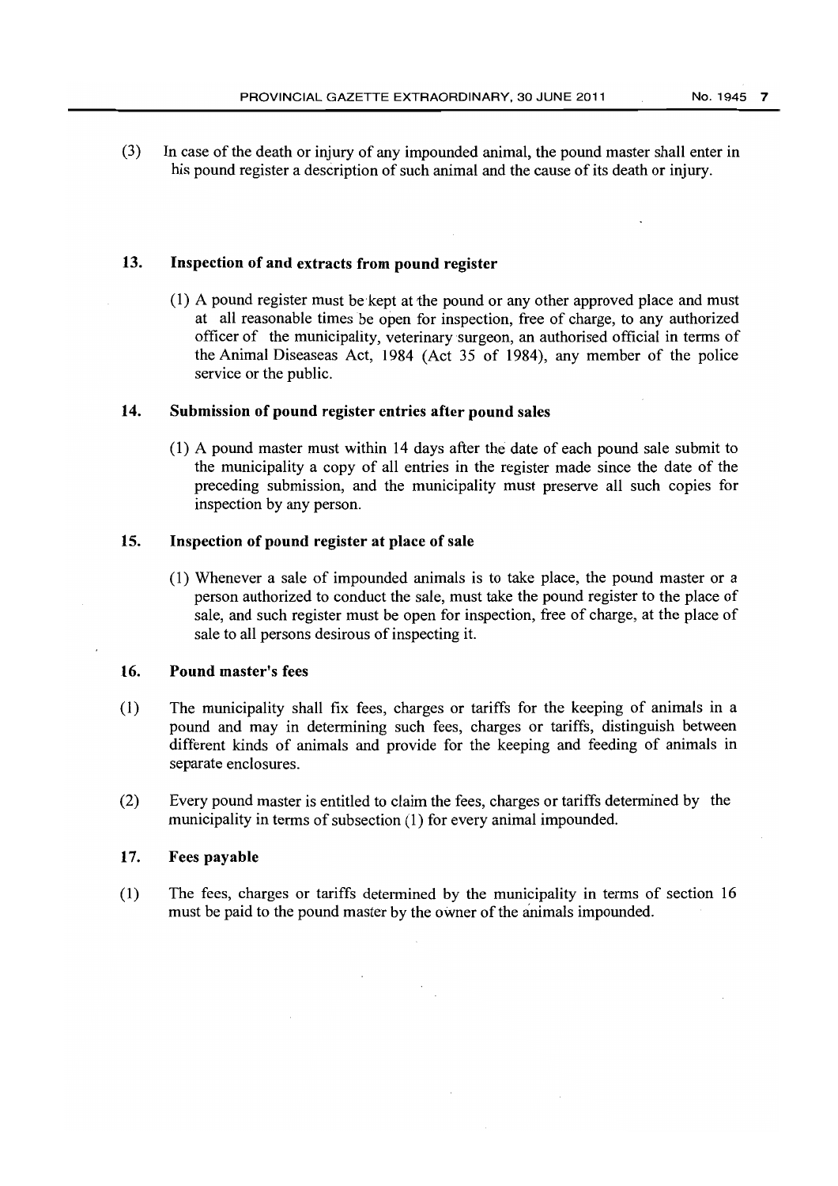(3) In case of the death or injury of any impounded animal, the pound master shall enter in his pound register a description of such animal and the cause of its death or injury.

## 13. Inspection of and extracts from pound register

(1) A pound register must be kept at the pound or any other approved place and must at all reasonable times be open for inspection, free of charge, to any authorized officer of the municipality, veterinary surgeon, an authorised official in terms of the Animal Diseaseas Act, 1984 (Act 35 of 1984), any member of the police service or the public.

## 14. Submission of pound register entries after pound sales

(1) A pound master must within 14 days after the date of each pound sale submit to the municipality a copy of all entries in the register made since the date of the preceding submission, and the municipality must preserve all such copies for inspection by any person.

## 15. Inspection of pound register at place of sale

(1) Whenever a sale of impounded animals is to take place, the pound master or a person authorized to conduct the sale, must take the pound register to the place of sale, and such register must be open for inspection, free of charge, at the place of sale to all persons desirous of inspecting it.

## 16. Pound master's fees

(1) The municipality shall fix fees, charges or tariffs for the keeping of animals in a pound and may in determining such fees, charges or tariffs, distinguish between different kinds of animals and provide for the keeping and feeding of animals in separate enclosures.

(2) Every pound master is entitled to claim the fees, charges or tariffs determined by the municipality in terms of subsection (1) for every animal impounded.

## 17. Fees payable

(1) The fees, charges or tariffs determined by the municipality in terms of section 16 must be paid to the pound master by the owner of the animals impounded.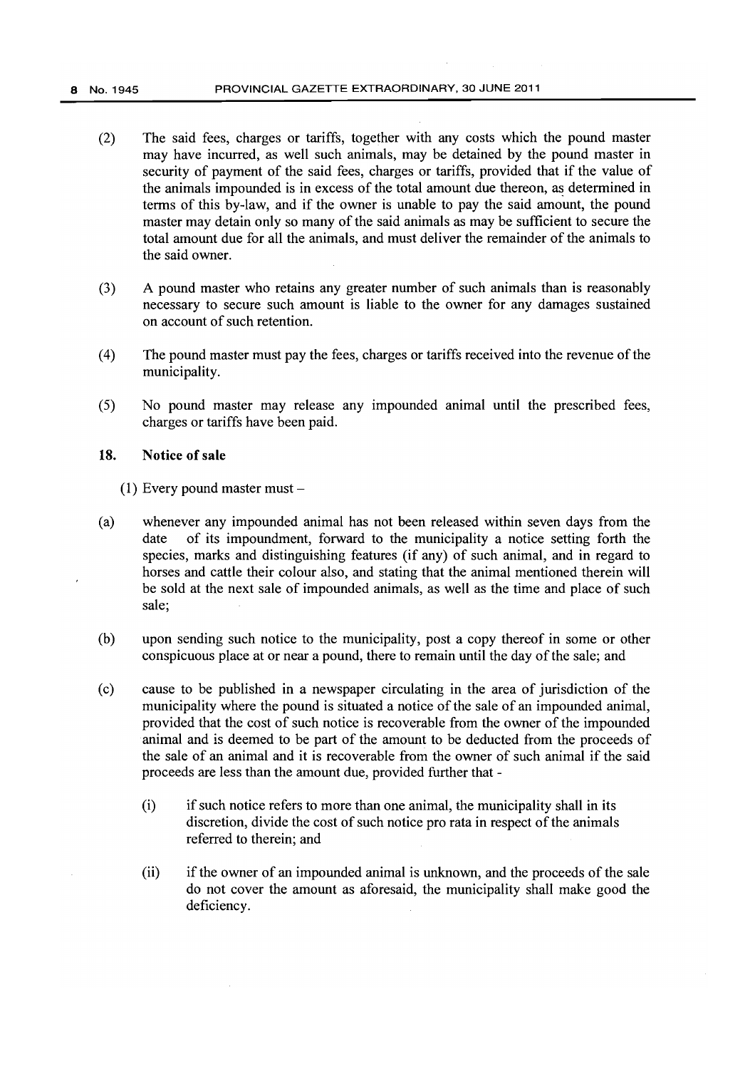(2) The said fees, charges or tariffs, together with any costs which the pound master may have incurred, as well such animals, may be detained by the pound master in security of payment of the said fees, charges or tariffs, provided that if the value of the animals impounded is in excess of the total amount due thereon, as determined in terms of this by-law, and if the owner is unable to pay the said amount, the pound master may detain only so many of the said animals as may be sufficient to secure the total amount due for all the animals, and must deliver the remainder of the animals to the said owner.

(3) A pound master who retains any greater number of such animals than is reasonably necessary to secure such amount is liable to the owner for any damages sustained on account of such retention.

(4) The pound master must pay the fees, charges or tariffs received into the revenue of the municipality.

(5) No pound master may release any impounded animal until the prescribed fees, charges or tariffs have been paid.

## 18. Notice of sale

(1) Every pound master must –

(a) whenever any impounded animal has not been released within seven days from the date of its impoundment, forward to the municipality a notice setting forth the species, marks and distinguishing features (if any) of such animal, and in regard to horses and cattle their colour also, and stating that the animal mentioned therein will be sold at the next sale of impounded animals, as well as the time and place of such sale;

(b) upon sending such notice to the municipality, post a copy thereof in some or other conspicuous place at or near a pound, there to remain until the day of the sale; and

(c) cause to be published in a newspaper circulating in the area of jurisdiction of the municipality where the pound is situated a notice of the sale of an impounded animal, provided that the cost of such notice is recoverable from the owner of the impounded animal and is deemed to be part of the amount to be deducted from the proceeds of the sale of an animal and it is recoverable from the owner of such animal if the said proceeds are less than the amount due, provided further that -

   (i) if such notice refers to more than one animal, the municipality shall in its discretion, divide the cost of such notice pro rata in respect of the animals referred to therein; and

   (ii) if the owner of an impounded animal is unknown, and the proceeds of the sale do not cover the amount as aforesaid, the municipality shall make good the deficiency.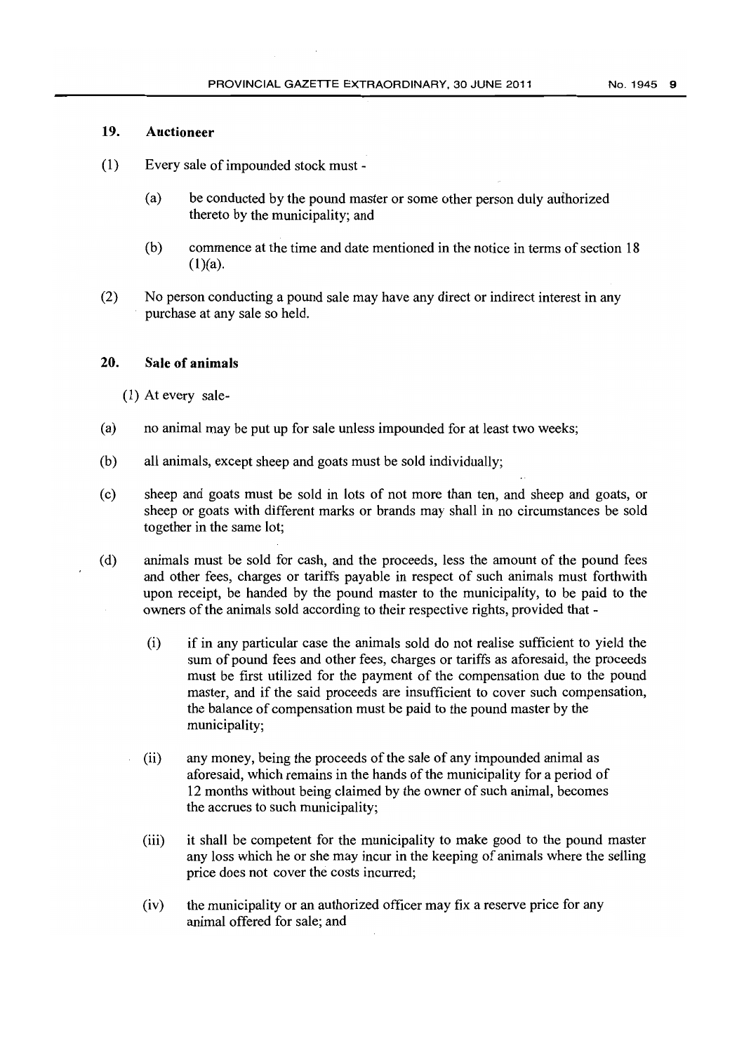## 19. Auctioneer

(1) Every sale of impounded stock must -

(a) be conducted by the pound master or some other person duly authorized thereto by the municipality; and

(b) commence at the time and date mentioned in the notice in terms of section 18 (1)(a).

(2) No person conducting a pound sale may have any direct or indirect interest in any purchase at any sale so held.

## 20. Sale of animals

(1) At every sale-

(a) no animal may be put up for sale unless impounded for at least two weeks;

(b) all animals, except sheep and goats must be sold individually;

(c) sheep and goats must be sold in lots of not more than ten, and sheep and goats, or sheep or goats with different marks or brands may shall in no circumstances be sold together in the same lot;

(d) animals must be sold for cash, and the proceeds, less the amount of the pound fees and other fees, charges or tariffs payable in respect of such animals must forthwith upon receipt, be handed by the pound master to the municipality, to be paid to the owners of the animals sold according to their respective rights, provided that -

(i) if in any particular case the animals sold do not realise sufficient to yield the sum of pound fees and other fees, charges or tariffs as aforesaid, the proceeds must be first utilized for the payment of the compensation due to the pound master, and if the said proceeds are insufficient to cover such compensation, the balance of compensation must be paid to the pound master by the municipality;

(ii) any money, being the proceeds of the sale of any impounded animal as aforesaid, which remains in the hands of the municipality for a period of 12 months without being claimed by the owner of such animal, becomes the accrues to such municipality;

(iii) it shall be competent for the municipality to make good to the pound master any loss which he or she may incur in the keeping of animals where the selling price does not cover the costs incurred;

(iv) the municipality or an authorized officer may fix a reserve price for any animal offered for sale; and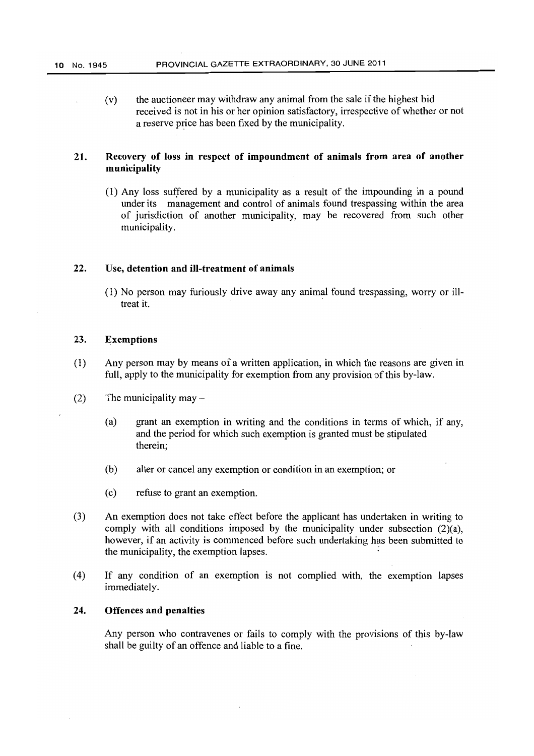(v) the auctioneer may withdraw any animal from the sale if the highest bid received is not in his or her opinion satisfactory, irrespective of whether or not a reserve price has been fixed by the municipality.

## 21. Recovery of loss in respect of impoundment of animals from area of another municipality

(1) Any loss suffered by a municipality as a result of the impounding in a pound under its management and control of animals found trespassing within the area of jurisdiction of another municipality, may be recovered from such other municipality.

## 22. Use, detention and ill-treatment of animals

(1) No person may furiously drive away any animal found trespassing, worry or ill-treat it.

## 23. Exemptions

(1) Any person may by means of a written application, in which the reasons are given in full, apply to the municipality for exemption from any provision of this by-law.

(2) The municipality may –

(a) grant an exemption in writing and the conditions in terms of which, if any, and the period for which such exemption is granted must be stipulated therein;

(b) alter or cancel any exemption or condition in an exemption; or

(c) refuse to grant an exemption.

(3) An exemption does not take effect before the applicant has undertaken in writing to comply with all conditions imposed by the municipality under subsection (2)(a), however, if an activity is commenced before such undertaking has been submitted to the municipality, the exemption lapses.

(4) If any condition of an exemption is not complied with, the exemption lapses immediately.

## 24. Offences and penalties

Any person who contravenes or fails to comply with the provisions of this by-law shall be guilty of an offence and liable to a fine.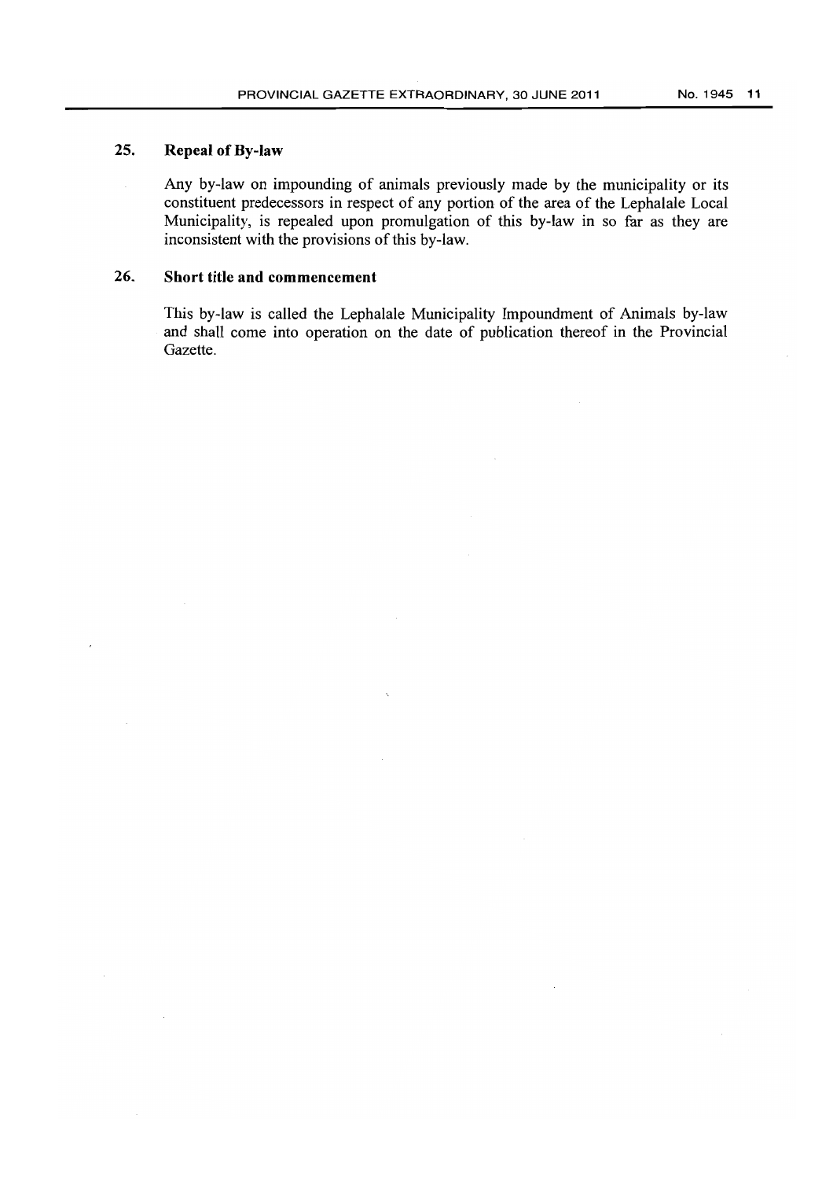## 25. Repeal of By-law

Any by-law on impounding of animals previously made by the municipality or its constituent predecessors in respect of any portion of the area of the Lephalale Local Municipality, is repealed upon promulgation of this by-law in so far as they are inconsistent with the provisions of this by-law.

## 26. Short title and commencement

This by-law is called the Lephalale Municipality Impoundment of Animals by-law and shall come into operation on the date of publication thereof in the Provincial Gazette.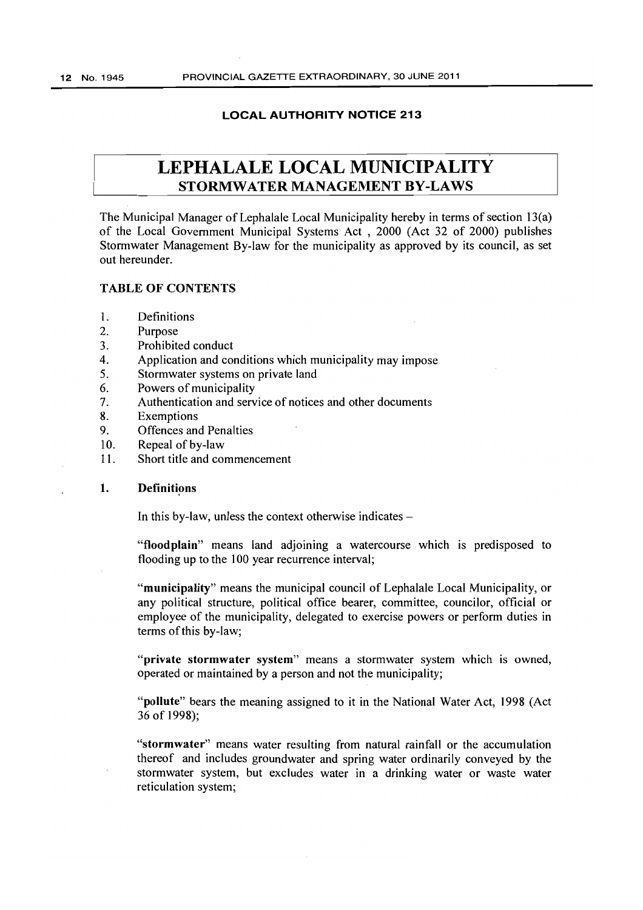**LOCAL AUTHORITY NOTICE 213**

# LEPHALALE LOCAL MUNICIPALITY
## STORMWATER MANAGEMENT BY-LAWS

The Municipal Manager of Lephalale Local Municipality hereby in terms of section 13(a) of the Local Government Municipal Systems Act , 2000 (Act 32 of 2000) publishes Stormwater Management By-law for the municipality as approved by its council, as set out hereunder.

### TABLE OF CONTENTS

1. Definitions
2. Purpose
3. Prohibited conduct
4. Application and conditions which municipality may impose
5. Stormwater systems on private land
6. Powers of municipality
7. Authentication and service of notices and other documents
8. Exemptions
9. Offences and Penalties
10. Repeal of by-law
11. Short title and commencement

### 1. Definitions

In this by-law, unless the context otherwise indicates –

"**floodplain**" means land adjoining a watercourse which is predisposed to flooding up to the 100 year recurrence interval;

"**municipality**" means the municipal council of Lephalale Local Municipality, or any political structure, political office bearer, committee, councilor, official or employee of the municipality, delegated to exercise powers or perform duties in terms of this by-law;

"**private stormwater system**" means a stormwater system which is owned, operated or maintained by a person and not the municipality;

"**pollute**" bears the meaning assigned to it in the National Water Act, 1998 (Act 36 of 1998);

"**stormwater**" means water resulting from natural rainfall or the accumulation thereof and includes groundwater and spring water ordinarily conveyed by the stormwater system, but excludes water in a drinking water or waste water reticulation system;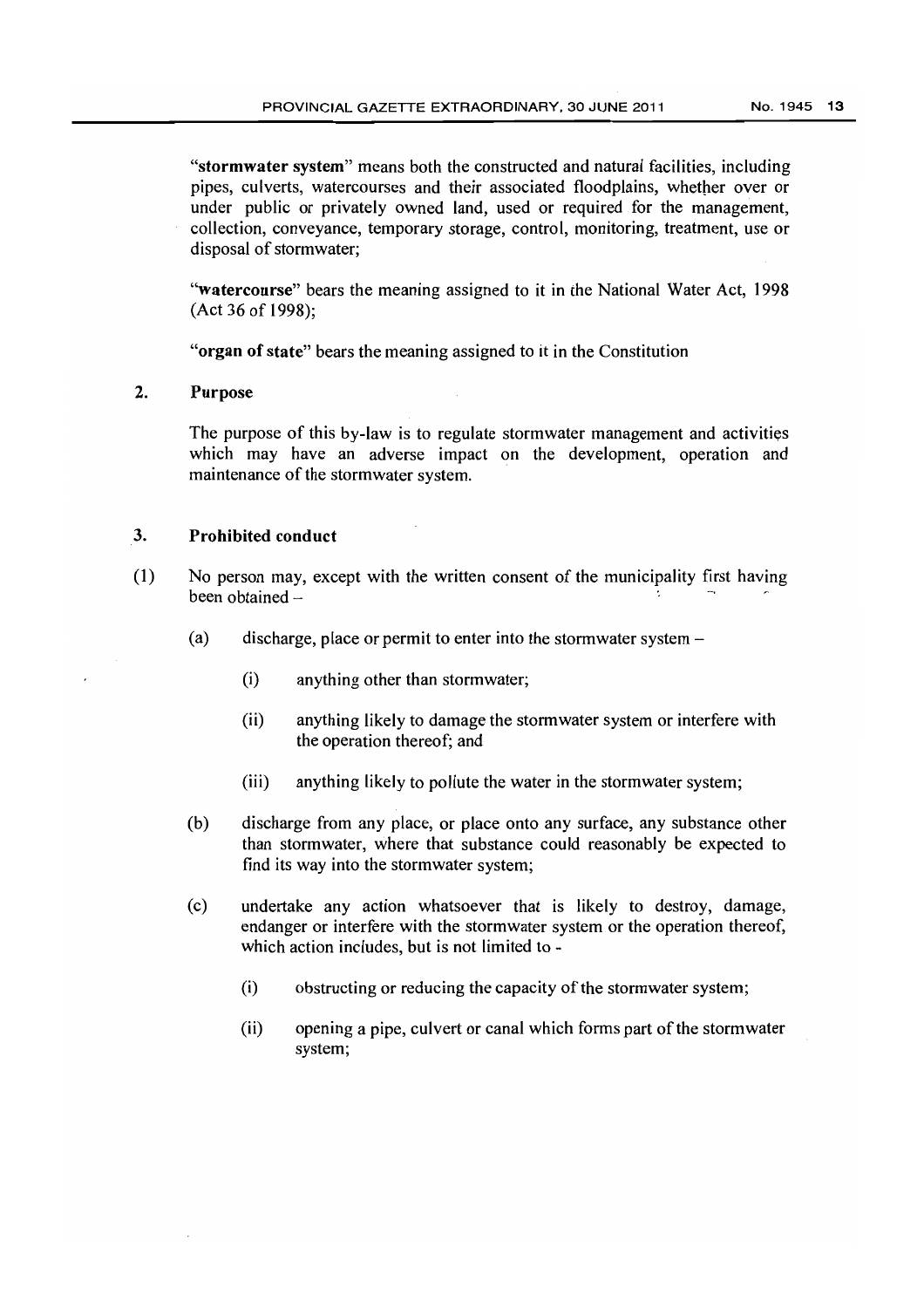"**stormwater system**" means both the constructed and natural facilities, including pipes, culverts, watercourses and their associated floodplains, whether over or under public or privately owned land, used or required for the management, collection, conveyance, temporary storage, control, monitoring, treatment, use or disposal of stormwater;

"**watercourse**" bears the meaning assigned to it in the National Water Act, 1998 (Act 36 of 1998);

"**organ of state**" bears the meaning assigned to it in the Constitution

## 2. Purpose

The purpose of this by-law is to regulate stormwater management and activities which may have an adverse impact on the development, operation and maintenance of the stormwater system.

## 3. Prohibited conduct

(1) No person may, except with the written consent of the municipality first having been obtained –

(a) discharge, place or permit to enter into the stormwater system –

(i) anything other than stormwater;

(ii) anything likely to damage the stormwater system or interfere with the operation thereof; and

(iii) anything likely to pollute the water in the stormwater system;

(b) discharge from any place, or place onto any surface, any substance other than stormwater, where that substance could reasonably be expected to find its way into the stormwater system;

(c) undertake any action whatsoever that is likely to destroy, damage, endanger or interfere with the stormwater system or the operation thereof, which action includes, but is not limited to -

(i) obstructing or reducing the capacity of the stormwater system;

(ii) opening a pipe, culvert or canal which forms part of the stormwater system;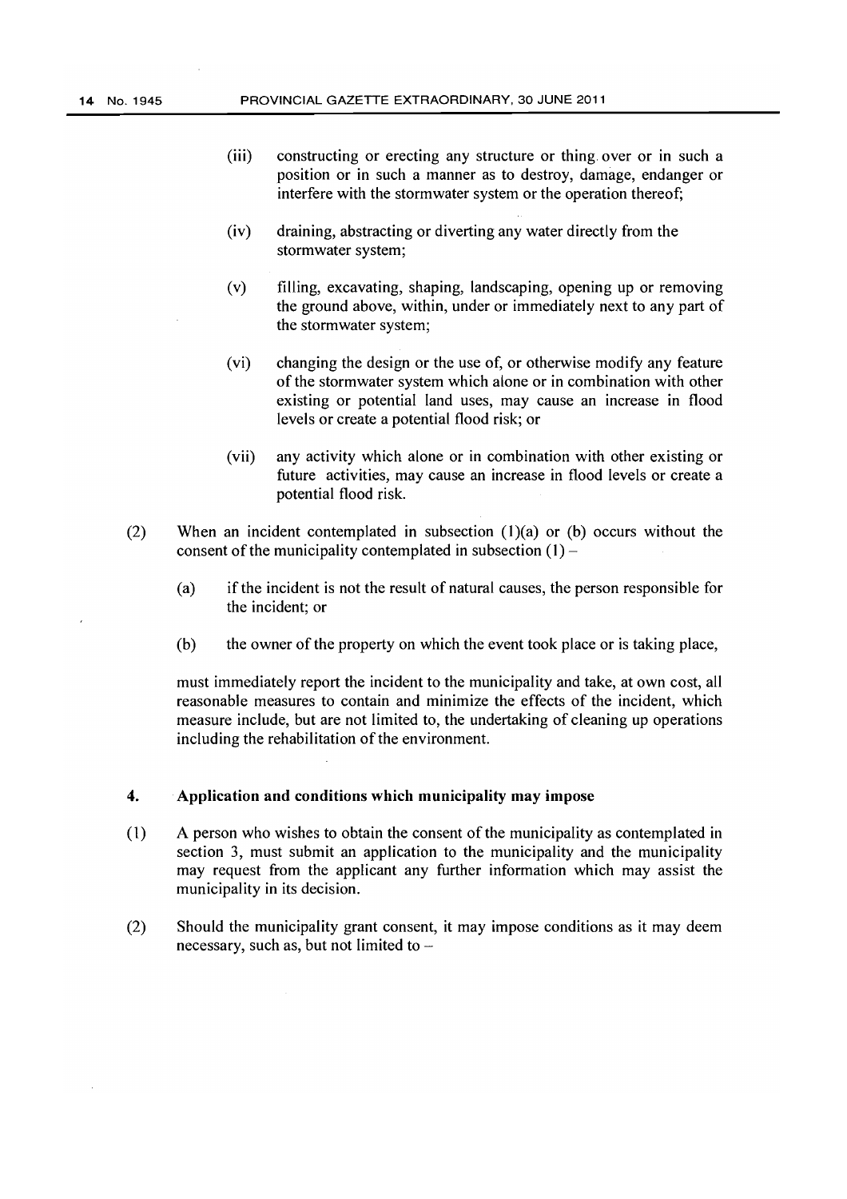(iii) constructing or erecting any structure or thing over or in such a position or in such a manner as to destroy, damage, endanger or interfere with the stormwater system or the operation thereof;

(iv) draining, abstracting or diverting any water directly from the stormwater system;

(v) filling, excavating, shaping, landscaping, opening up or removing the ground above, within, under or immediately next to any part of the stormwater system;

(vi) changing the design or the use of, or otherwise modify any feature of the stormwater system which alone or in combination with other existing or potential land uses, may cause an increase in flood levels or create a potential flood risk; or

(vii) any activity which alone or in combination with other existing or future activities, may cause an increase in flood levels or create a potential flood risk.

(2) When an incident contemplated in subsection (1)(a) or (b) occurs without the consent of the municipality contemplated in subsection (1) –

(a) if the incident is not the result of natural causes, the person responsible for the incident; or

(b) the owner of the property on which the event took place or is taking place,

must immediately report the incident to the municipality and take, at own cost, all reasonable measures to contain and minimize the effects of the incident, which measure include, but are not limited to, the undertaking of cleaning up operations including the rehabilitation of the environment.

**4. Application and conditions which municipality may impose**

(1) A person who wishes to obtain the consent of the municipality as contemplated in section 3, must submit an application to the municipality and the municipality may request from the applicant any further information which may assist the municipality in its decision.

(2) Should the municipality grant consent, it may impose conditions as it may deem necessary, such as, but not limited to –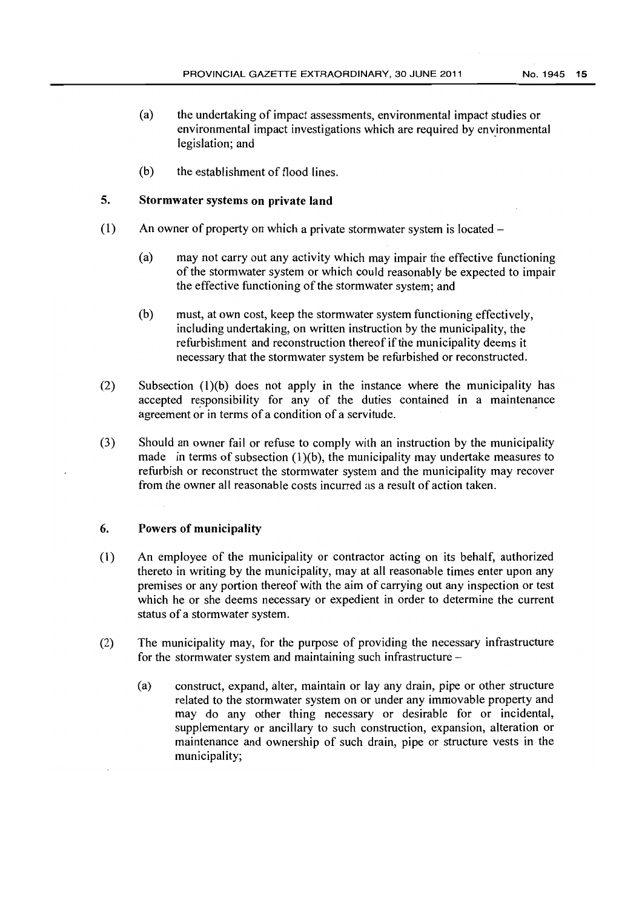(a) the undertaking of impact assessments, environmental impact studies or environmental impact investigations which are required by environmental legislation; and

(b) the establishment of flood lines.

## 5. Stormwater systems on private land

(1) An owner of property on which a private stormwater system is located –

(a) may not carry out any activity which may impair the effective functioning of the stormwater system or which could reasonably be expected to impair the effective functioning of the stormwater system; and

(b) must, at own cost, keep the stormwater system functioning effectively, including undertaking, on written instruction by the municipality, the refurbishment and reconstruction thereof if the municipality deems it necessary that the stormwater system be refurbished or reconstructed.

(2) Subsection (1)(b) does not apply in the instance where the municipality has accepted responsibility for any of the duties contained in a maintenance agreement or in terms of a condition of a servitude.

(3) Should an owner fail or refuse to comply with an instruction by the municipality made in terms of subsection (1)(b), the municipality may undertake measures to refurbish or reconstruct the stormwater system and the municipality may recover from the owner all reasonable costs incurred as a result of action taken.

## 6. Powers of municipality

(1) An employee of the municipality or contractor acting on its behalf, authorized thereto in writing by the municipality, may at all reasonable times enter upon any premises or any portion thereof with the aim of carrying out any inspection or test which he or she deems necessary or expedient in order to determine the current status of a stormwater system.

(2) The municipality may, for the purpose of providing the necessary infrastructure for the stormwater system and maintaining such infrastructure –

(a) construct, expand, alter, maintain or lay any drain, pipe or other structure related to the stormwater system on or under any immovable property and may do any other thing necessary or desirable for or incidental, supplementary or ancillary to such construction, expansion, alteration or maintenance and ownership of such drain, pipe or structure vests in the municipality;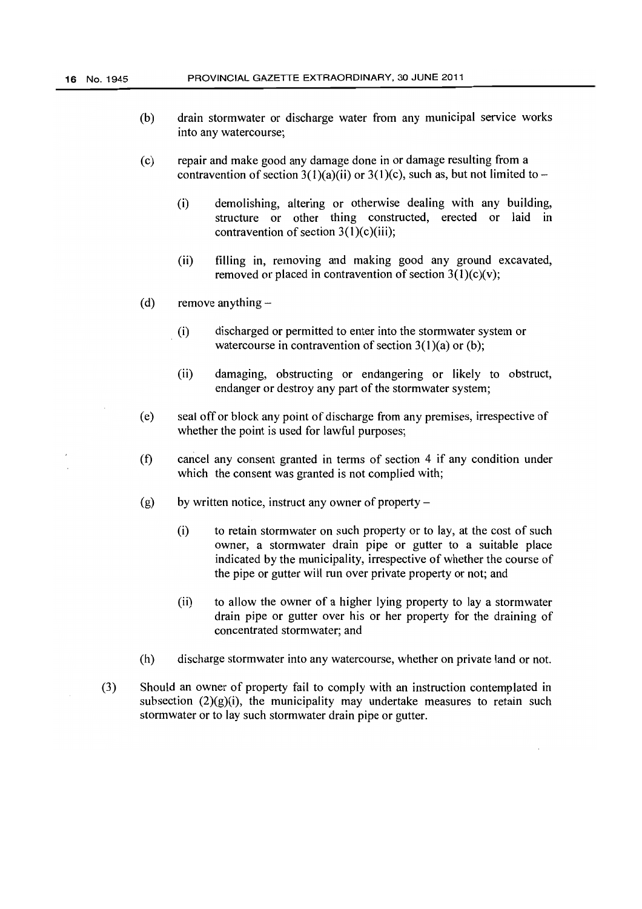(b) drain stormwater or discharge water from any municipal service works into any watercourse;

(c) repair and make good any damage done in or damage resulting from a contravention of section 3(1)(a)(ii) or 3(1)(c), such as, but not limited to –

  (i) demolishing, altering or otherwise dealing with any building, structure or other thing constructed, erected or laid in contravention of section 3(1)(c)(iii);

  (ii) filling in, removing and making good any ground excavated, removed or placed in contravention of section 3(1)(c)(v);

(d) remove anything –

  (i) discharged or permitted to enter into the stormwater system or watercourse in contravention of section 3(1)(a) or (b);

  (ii) damaging, obstructing or endangering or likely to obstruct, endanger or destroy any part of the stormwater system;

(e) seal off or block any point of discharge from any premises, irrespective of whether the point is used for lawful purposes;

(f) cancel any consent granted in terms of section 4 if any condition under which the consent was granted is not complied with;

(g) by written notice, instruct any owner of property –

  (i) to retain stormwater on such property or to lay, at the cost of such owner, a stormwater drain pipe or gutter to a suitable place indicated by the municipality, irrespective of whether the course of the pipe or gutter will run over private property or not; and

  (ii) to allow the owner of a higher lying property to lay a stormwater drain pipe or gutter over his or her property for the draining of concentrated stormwater; and

(h) discharge stormwater into any watercourse, whether on private land or not.

(3) Should an owner of property fail to comply with an instruction contemplated in subsection (2)(g)(i), the municipality may undertake measures to retain such stormwater or to lay such stormwater drain pipe or gutter.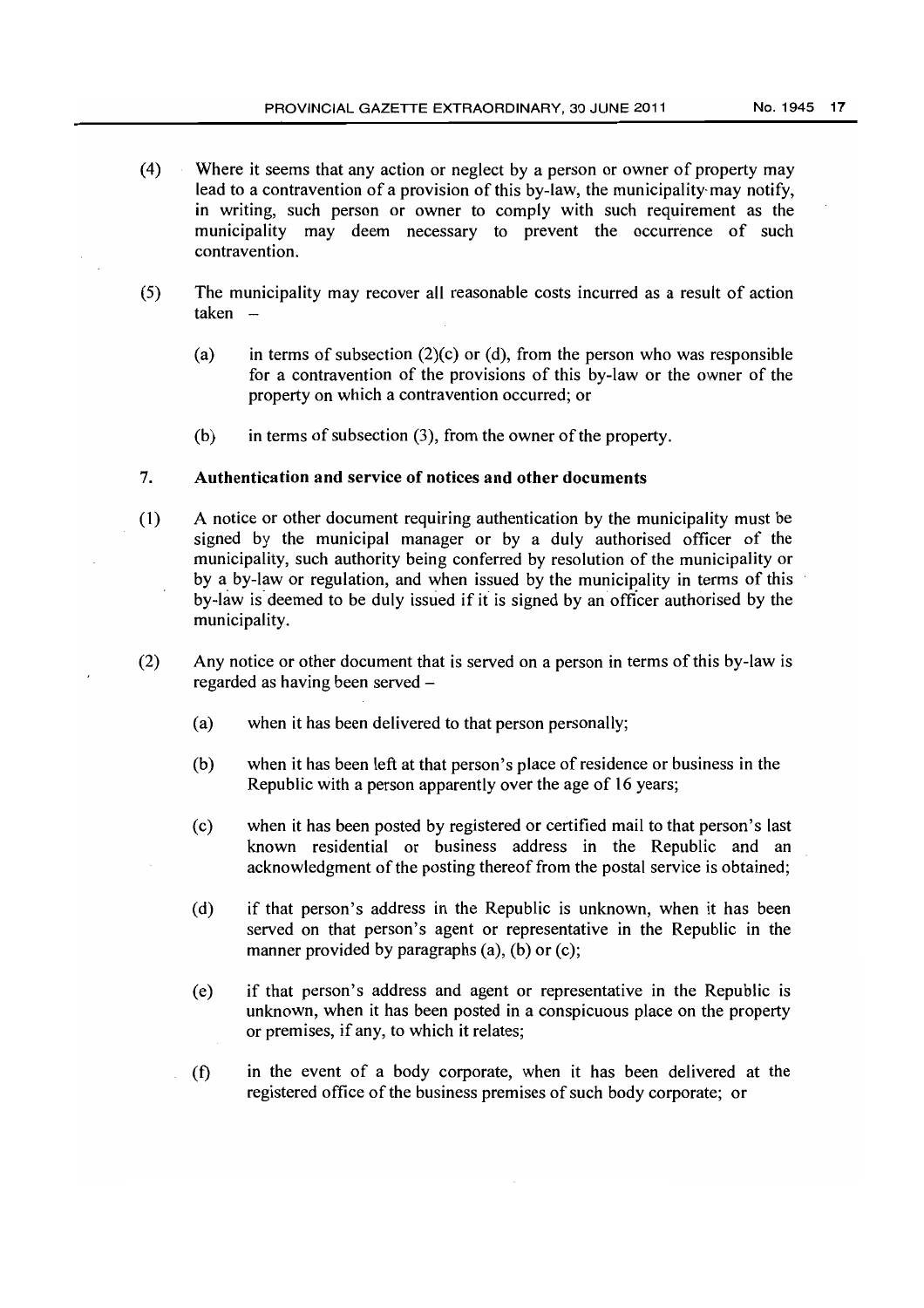(4) Where it seems that any action or neglect by a person or owner of property may lead to a contravention of a provision of this by-law, the municipality may notify, in writing, such person or owner to comply with such requirement as the municipality may deem necessary to prevent the occurrence of such contravention.

(5) The municipality may recover all reasonable costs incurred as a result of action taken –

(a) in terms of subsection (2)(c) or (d), from the person who was responsible for a contravention of the provisions of this by-law or the owner of the property on which a contravention occurred; or

(b) in terms of subsection (3), from the owner of the property.

## 7. Authentication and service of notices and other documents

(1) A notice or other document requiring authentication by the municipality must be signed by the municipal manager or by a duly authorised officer of the municipality, such authority being conferred by resolution of the municipality or by a by-law or regulation, and when issued by the municipality in terms of this by-law is deemed to be duly issued if it is signed by an officer authorised by the municipality.

(2) Any notice or other document that is served on a person in terms of this by-law is regarded as having been served –

(a) when it has been delivered to that person personally;

(b) when it has been left at that person's place of residence or business in the Republic with a person apparently over the age of 16 years;

(c) when it has been posted by registered or certified mail to that person's last known residential or business address in the Republic and an acknowledgment of the posting thereof from the postal service is obtained;

(d) if that person's address in the Republic is unknown, when it has been served on that person's agent or representative in the Republic in the manner provided by paragraphs (a), (b) or (c);

(e) if that person's address and agent or representative in the Republic is unknown, when it has been posted in a conspicuous place on the property or premises, if any, to which it relates;

(f) in the event of a body corporate, when it has been delivered at the registered office of the business premises of such body corporate; or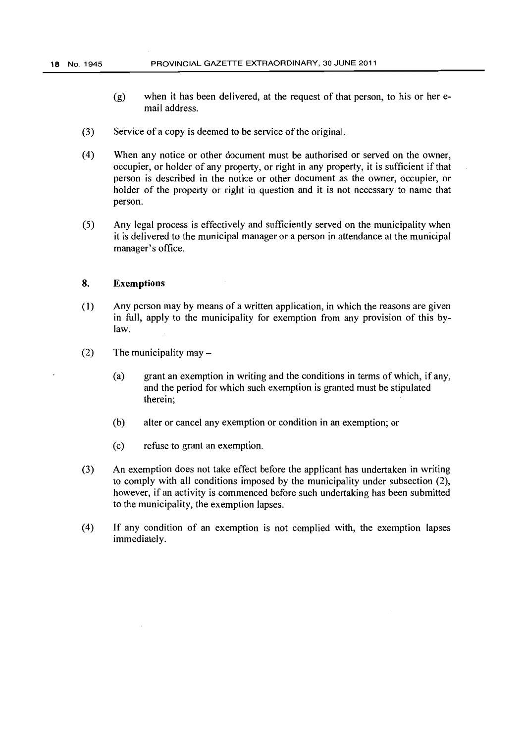(g) when it has been delivered, at the request of that person, to his or her e-mail address.

(3) Service of a copy is deemed to be service of the original.

(4) When any notice or other document must be authorised or served on the owner, occupier, or holder of any property, or right in any property, it is sufficient if that person is described in the notice or other document as the owner, occupier, or holder of the property or right in question and it is not necessary to name that person.

(5) Any legal process is effectively and sufficiently served on the municipality when it is delivered to the municipal manager or a person in attendance at the municipal manager's office.

## 8. Exemptions

(1) Any person may by means of a written application, in which the reasons are given in full, apply to the municipality for exemption from any provision of this by-law.

(2) The municipality may –

(a) grant an exemption in writing and the conditions in terms of which, if any, and the period for which such exemption is granted must be stipulated therein;

(b) alter or cancel any exemption or condition in an exemption; or

(c) refuse to grant an exemption.

(3) An exemption does not take effect before the applicant has undertaken in writing to comply with all conditions imposed by the municipality under subsection (2), however, if an activity is commenced before such undertaking has been submitted to the municipality, the exemption lapses.

(4) If any condition of an exemption is not complied with, the exemption lapses immediately.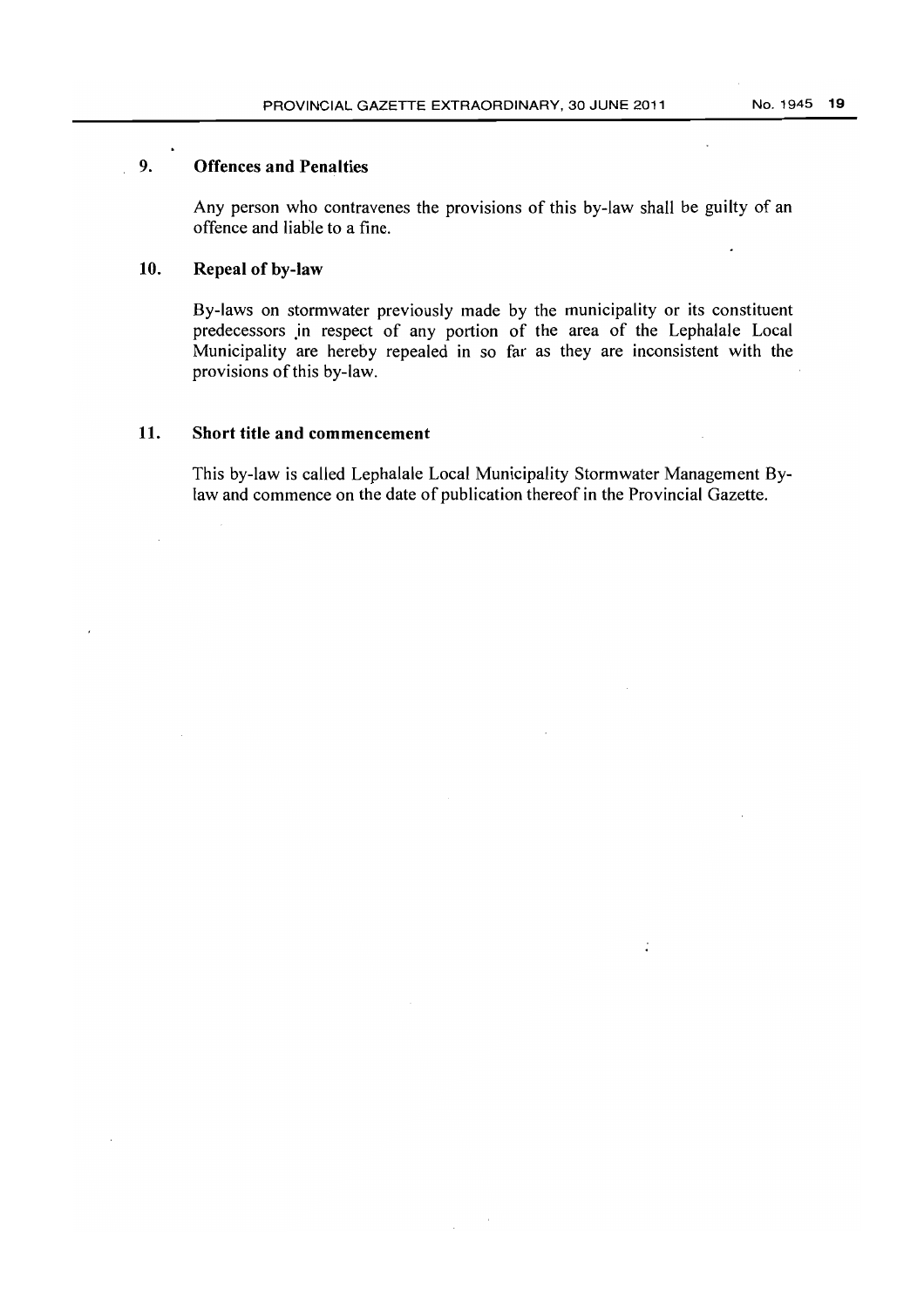## 9. Offences and Penalties

Any person who contravenes the provisions of this by-law shall be guilty of an offence and liable to a fine.

## 10. Repeal of by-law

By-laws on stormwater previously made by the municipality or its constituent predecessors in respect of any portion of the area of the Lephalale Local Municipality are hereby repealed in so far as they are inconsistent with the provisions of this by-law.

## 11. Short title and commencement

This by-law is called Lephalale Local Municipality Stormwater Management By-law and commence on the date of publication thereof in the Provincial Gazette.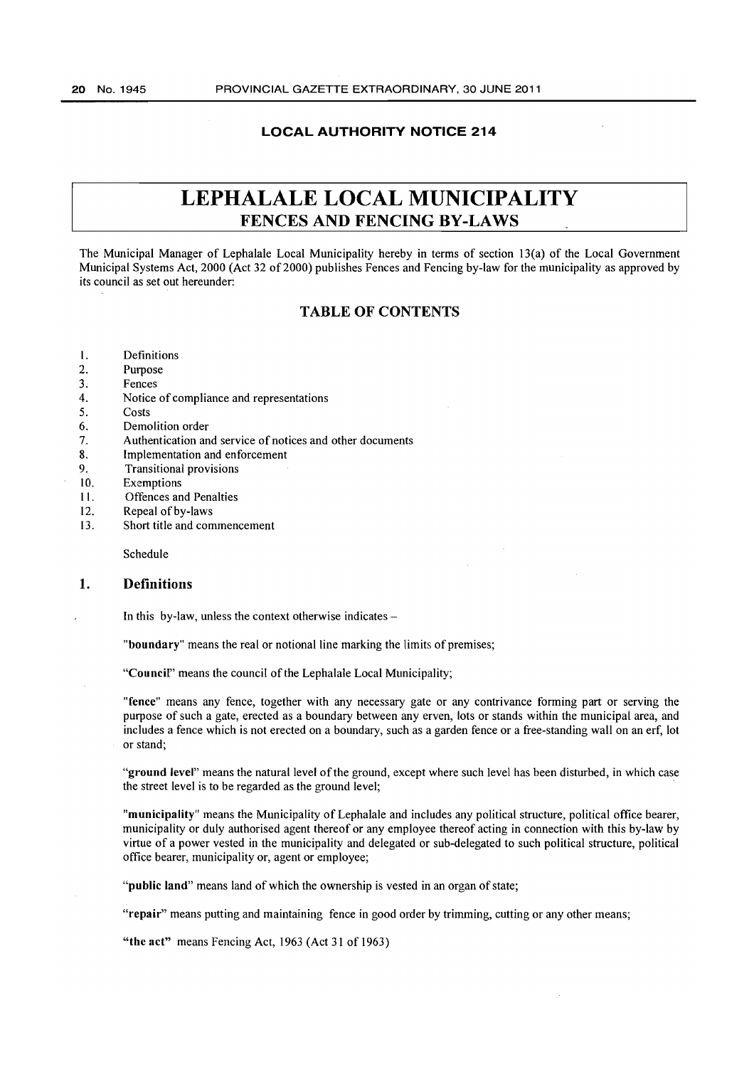**LOCAL AUTHORITY NOTICE 214**

# LEPHALALE LOCAL MUNICIPALITY
## FENCES AND FENCING BY-LAWS

The Municipal Manager of Lephalale Local Municipality hereby in terms of section 13(a) of the Local Government Municipal Systems Act, 2000 (Act 32 of 2000) publishes Fences and Fencing by-law for the municipality as approved by its council as set out hereunder:

## TABLE OF CONTENTS

1. Definitions
2. Purpose
3. Fences
4. Notice of compliance and representations
5. Costs
6. Demolition order
7. Authentication and service of notices and other documents
8. Implementation and enforcement
9. Transitional provisions
10. Exemptions
11. Offences and Penalties
12. Repeal of by-laws
13. Short title and commencement

Schedule

### 1. Definitions

In this by-law, unless the context otherwise indicates –

"**boundary**" means the real or notional line marking the limits of premises;

"**Council**" means the council of the Lephalale Local Municipality;

"**fence**" means any fence, together with any necessary gate or any contrivance forming part or serving the purpose of such a gate, erected as a boundary between any erven, lots or stands within the municipal area, and includes a fence which is not erected on a boundary, such as a garden fence or a free-standing wall on an erf, lot or stand;

"**ground level**" means the natural level of the ground, except where such level has been disturbed, in which case the street level is to be regarded as the ground level;

"**municipality**" means the Municipality of Lephalale and includes any political structure, political office bearer, municipality or duly authorised agent thereof or any employee thereof acting in connection with this by-law by virtue of a power vested in the municipality and delegated or sub-delegated to such political structure, political office bearer, municipality or, agent or employee;

"**public land**" means land of which the ownership is vested in an organ of state;

"**repair**" means putting and maintaining fence in good order by trimming, cutting or any other means;

"**the act**" means Fencing Act, 1963 (Act 31 of 1963)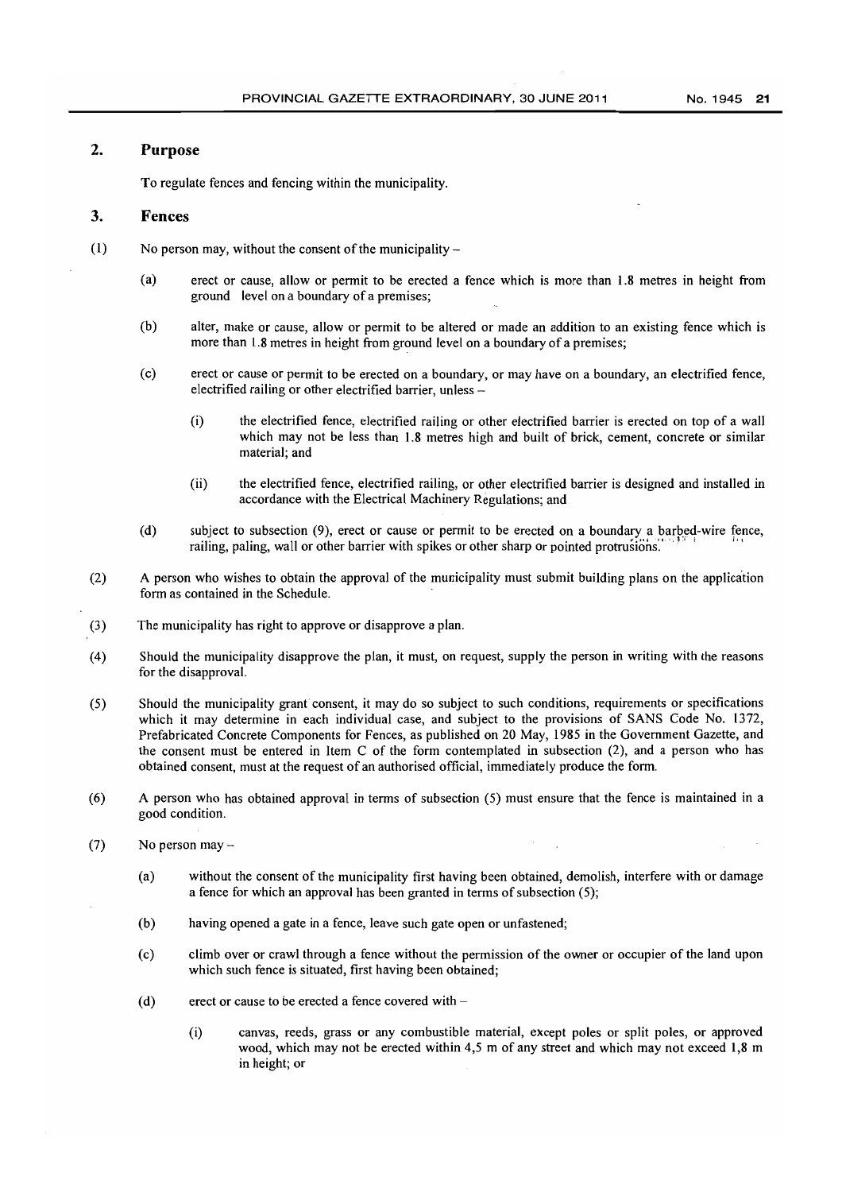## 2. Purpose

To regulate fences and fencing within the municipality.

## 3. Fences

(1) No person may, without the consent of the municipality –

   (a) erect or cause, allow or permit to be erected a fence which is more than 1.8 metres in height from ground level on a boundary of a premises;

   (b) alter, make or cause, allow or permit to be altered or made an addition to an existing fence which is more than 1.8 metres in height from ground level on a boundary of a premises;

   (c) erect or cause or permit to be erected on a boundary, or may have on a boundary, an electrified fence, electrified railing or other electrified barrier, unless –

      (i) the electrified fence, electrified railing or other electrified barrier is erected on top of a wall which may not be less than 1.8 metres high and built of brick, cement, concrete or similar material; and

      (ii) the electrified fence, electrified railing, or other electrified barrier is designed and installed in accordance with the Electrical Machinery Regulations; and

   (d) subject to subsection (9), erect or cause or permit to be erected on a boundary a barbed-wire fence, railing, paling, wall or other barrier with spikes or other sharp or pointed protrusions.

(2) A person who wishes to obtain the approval of the municipality must submit building plans on the application form as contained in the Schedule.

(3) The municipality has right to approve or disapprove a plan.

(4) Should the municipality disapprove the plan, it must, on request, supply the person in writing with the reasons for the disapproval.

(5) Should the municipality grant consent, it may do so subject to such conditions, requirements or specifications which it may determine in each individual case, and subject to the provisions of SANS Code No. 1372, Prefabricated Concrete Components for Fences, as published on 20 May, 1985 in the Government Gazette, and the consent must be entered in Item C of the form contemplated in subsection (2), and a person who has obtained consent, must at the request of an authorised official, immediately produce the form.

(6) A person who has obtained approval in terms of subsection (5) must ensure that the fence is maintained in a good condition.

(7) No person may –

   (a) without the consent of the municipality first having been obtained, demolish, interfere with or damage a fence for which an approval has been granted in terms of subsection (5);

   (b) having opened a gate in a fence, leave such gate open or unfastened;

   (c) climb over or crawl through a fence without the permission of the owner or occupier of the land upon which such fence is situated, first having been obtained;

   (d) erect or cause to be erected a fence covered with –

      (i) canvas, reeds, grass or any combustible material, except poles or split poles, or approved wood, which may not be erected within 4,5 m of any street and which may not exceed 1,8 m in height; or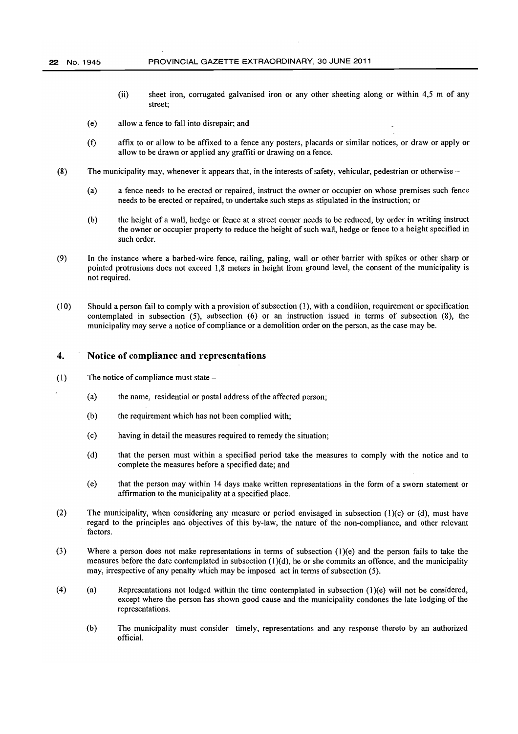(ii) sheet iron, corrugated galvanised iron or any other sheeting along or within 4,5 m of any street;

(e) allow a fence to fall into disrepair; and

(f) affix to or allow to be affixed to a fence any posters, placards or similar notices, or draw or apply or allow to be drawn or applied any graffiti or drawing on a fence.

(8) The municipality may, whenever it appears that, in the interests of safety, vehicular, pedestrian or otherwise –

(a) a fence needs to be erected or repaired, instruct the owner or occupier on whose premises such fence needs to be erected or repaired, to undertake such steps as stipulated in the instruction; or

(b) the height of a wall, hedge or fence at a street corner needs to be reduced, by order in writing instruct the owner or occupier property to reduce the height of such wall, hedge or fence to a height specified in such order.

(9) In the instance where a barbed-wire fence, railing, paling, wall or other barrier with spikes or other sharp or pointed protrusions does not exceed 1,8 meters in height from ground level, the consent of the municipality is not required.

(10) Should a person fail to comply with a provision of subsection (1), with a condition, requirement or specification contemplated in subsection (5), subsection (6) or an instruction issued in terms of subsection (8), the municipality may serve a notice of compliance or a demolition order on the person, as the case may be.

## 4. Notice of compliance and representations

(1) The notice of compliance must state –

(a) the name, residential or postal address of the affected person;

(b) the requirement which has not been complied with;

(c) having in detail the measures required to remedy the situation;

(d) that the person must within a specified period take the measures to comply with the notice and to complete the measures before a specified date; and

(e) that the person may within 14 days make written representations in the form of a sworn statement or affirmation to the municipality at a specified place.

(2) The municipality, when considering any measure or period envisaged in subsection (1)(c) or (d), must have regard to the principles and objectives of this by-law, the nature of the non-compliance, and other relevant factors.

(3) Where a person does not make representations in terms of subsection (1)(e) and the person fails to take the measures before the date contemplated in subsection (1)(d), he or she commits an offence, and the municipality may, irrespective of any penalty which may be imposed act in terms of subsection (5).

(4) (a) Representations not lodged within the time contemplated in subsection (1)(e) will not be considered, except where the person has shown good cause and the municipality condones the late lodging of the representations.

(b) The municipality must consider timely, representations and any response thereto by an authorized official.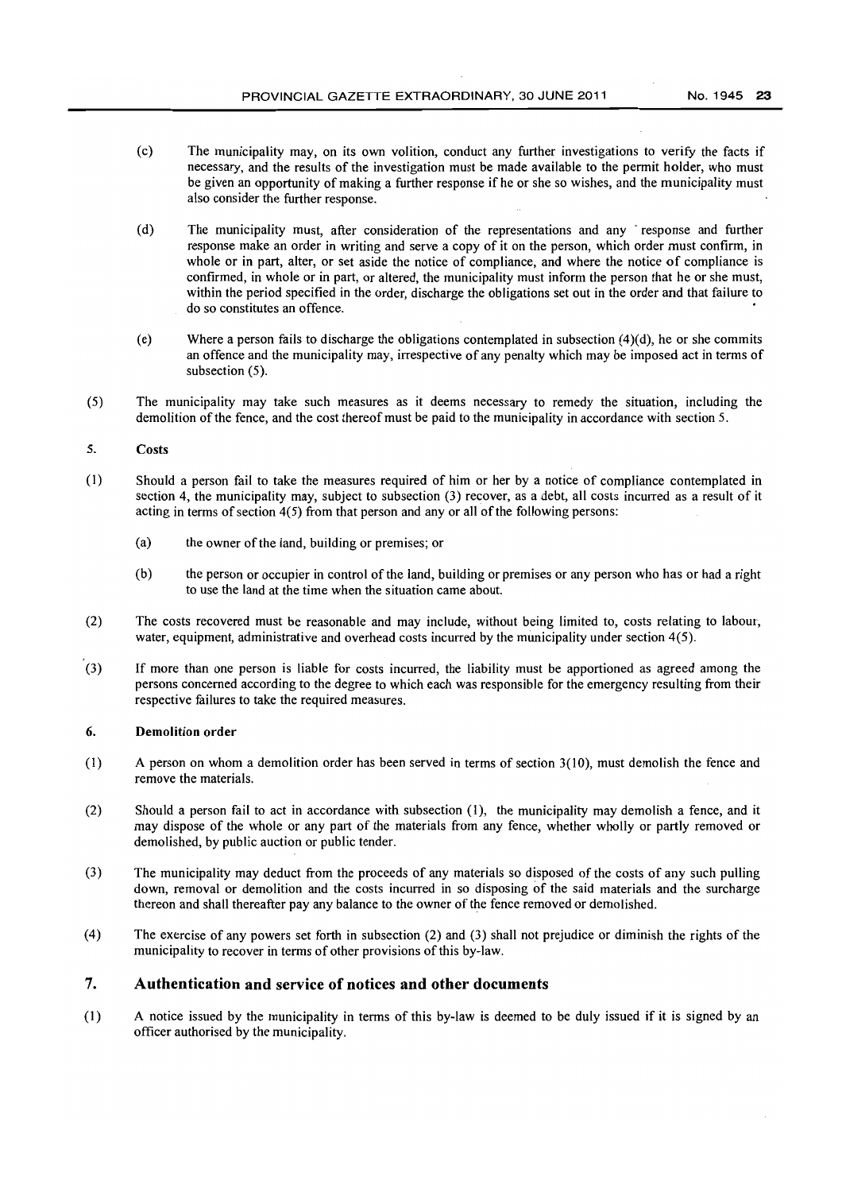(c) The municipality may, on its own volition, conduct any further investigations to verify the facts if necessary, and the results of the investigation must be made available to the permit holder, who must be given an opportunity of making a further response if he or she so wishes, and the municipality must also consider the further response.

(d) The municipality must, after consideration of the representations and any response and further response make an order in writing and serve a copy of it on the person, which order must confirm, in whole or in part, alter, or set aside the notice of compliance, and where the notice of compliance is confirmed, in whole or in part, or altered, the municipality must inform the person that he or she must, within the period specified in the order, discharge the obligations set out in the order and that failure to do so constitutes an offence.

(e) Where a person fails to discharge the obligations contemplated in subsection (4)(d), he or she commits an offence and the municipality may, irrespective of any penalty which may be imposed act in terms of subsection (5).

(5) The municipality may take such measures as it deems necessary to remedy the situation, including the demolition of the fence, and the cost thereof must be paid to the municipality in accordance with section 5.

**5. Costs**

(1) Should a person fail to take the measures required of him or her by a notice of compliance contemplated in section 4, the municipality may, subject to subsection (3) recover, as a debt, all costs incurred as a result of it acting in terms of section 4(5) from that person and any or all of the following persons:

(a) the owner of the land, building or premises; or

(b) the person or occupier in control of the land, building or premises or any person who has or had a right to use the land at the time when the situation came about.

(2) The costs recovered must be reasonable and may include, without being limited to, costs relating to labour, water, equipment, administrative and overhead costs incurred by the municipality under section 4(5).

(3) If more than one person is liable for costs incurred, the liability must be apportioned as agreed among the persons concerned according to the degree to which each was responsible for the emergency resulting from their respective failures to take the required measures.

**6. Demolition order**

(1) A person on whom a demolition order has been served in terms of section 3(10), must demolish the fence and remove the materials.

(2) Should a person fail to act in accordance with subsection (1), the municipality may demolish a fence, and it may dispose of the whole or any part of the materials from any fence, whether wholly or partly removed or demolished, by public auction or public tender.

(3) The municipality may deduct from the proceeds of any materials so disposed of the costs of any such pulling down, removal or demolition and the costs incurred in so disposing of the said materials and the surcharge thereon and shall thereafter pay any balance to the owner of the fence removed or demolished.

(4) The exercise of any powers set forth in subsection (2) and (3) shall not prejudice or diminish the rights of the municipality to recover in terms of other provisions of this by-law.

## 7. Authentication and service of notices and other documents

(1) A notice issued by the municipality in terms of this by-law is deemed to be duly issued if it is signed by an officer authorised by the municipality.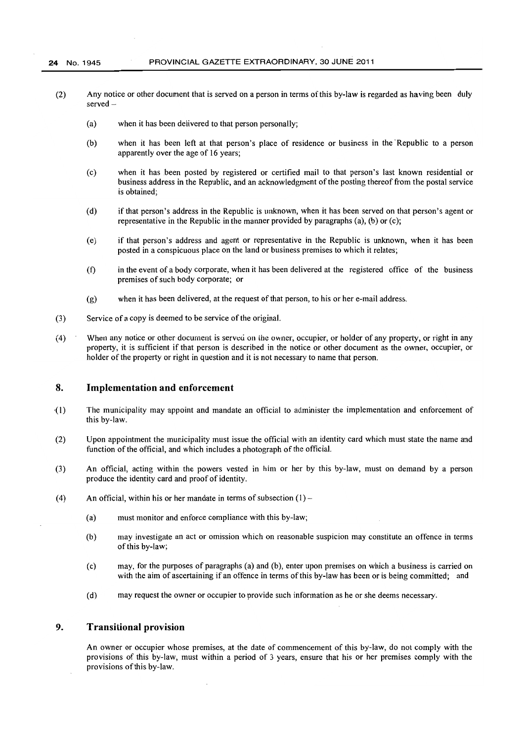(2) Any notice or other document that is served on a person in terms of this by-law is regarded as having been duly served –

(a) when it has been delivered to that person personally;

(b) when it has been left at that person's place of residence or business in the Republic to a person apparently over the age of 16 years;

(c) when it has been posted by registered or certified mail to that person's last known residential or business address in the Republic, and an acknowledgment of the posting thereof from the postal service is obtained;

(d) if that person's address in the Republic is unknown, when it has been served on that person's agent or representative in the Republic in the manner provided by paragraphs (a), (b) or (c);

(e) if that person's address and agent or representative in the Republic is unknown, when it has been posted in a conspicuous place on the land or business premises to which it relates;

(f) in the event of a body corporate, when it has been delivered at the registered office of the business premises of such body corporate; or

(g) when it has been delivered, at the request of that person, to his or her e-mail address.

(3) Service of a copy is deemed to be service of the original.

(4) When any notice or other document is served on the owner, occupier, or holder of any property, or right in any property, it is sufficient if that person is described in the notice or other document as the owner, occupier, or holder of the property or right in question and it is not necessary to name that person.

## 8. Implementation and enforcement

(1) The municipality may appoint and mandate an official to administer the implementation and enforcement of this by-law.

(2) Upon appointment the municipality must issue the official with an identity card which must state the name and function of the official, and which includes a photograph of the official.

(3) An official, acting within the powers vested in him or her by this by-law, must on demand by a person produce the identity card and proof of identity.

(4) An official, within his or her mandate in terms of subsection (1) –

(a) must monitor and enforce compliance with this by-law;

(b) may investigate an act or omission which on reasonable suspicion may constitute an offence in terms of this by-law;

(c) may, for the purposes of paragraphs (a) and (b), enter upon premises on which a business is carried on with the aim of ascertaining if an offence in terms of this by-law has been or is being committed; and

(d) may request the owner or occupier to provide such information as he or she deems necessary.

## 9. Transitional provision

An owner or occupier whose premises, at the date of commencement of this by-law, do not comply with the provisions of this by-law, must within a period of 3 years, ensure that his or her premises comply with the provisions of this by-law.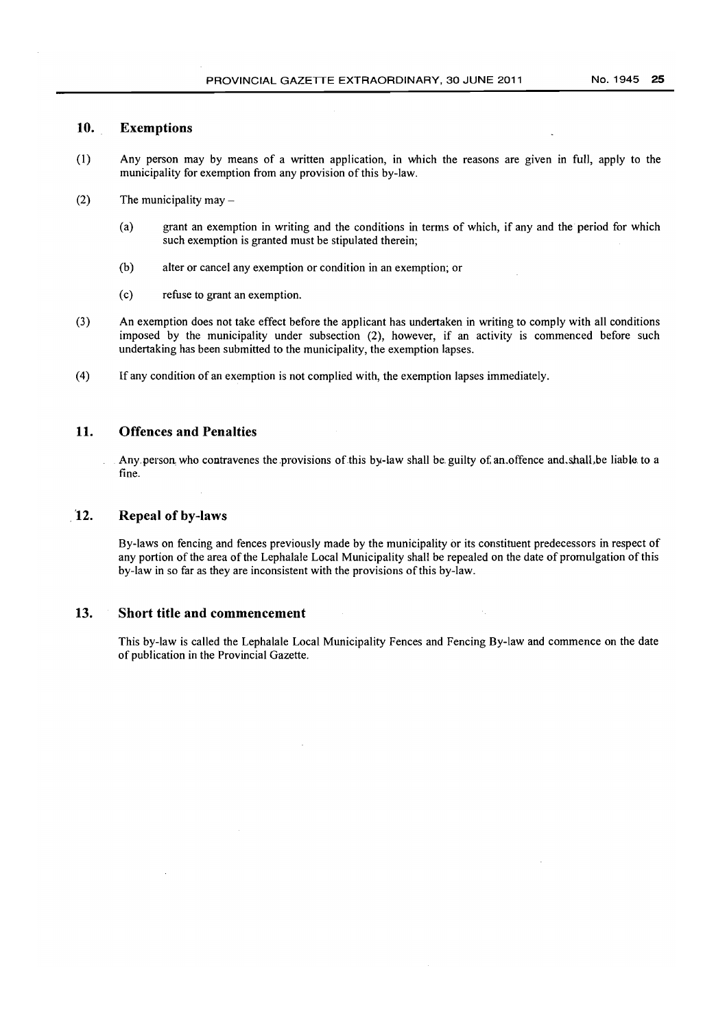## 10. Exemptions

(1) Any person may by means of a written application, in which the reasons are given in full, apply to the municipality for exemption from any provision of this by-law.

(2) The municipality may –

(a) grant an exemption in writing and the conditions in terms of which, if any and the period for which such exemption is granted must be stipulated therein;

(b) alter or cancel any exemption or condition in an exemption; or

(c) refuse to grant an exemption.

(3) An exemption does not take effect before the applicant has undertaken in writing to comply with all conditions imposed by the municipality under subsection (2), however, if an activity is commenced before such undertaking has been submitted to the municipality, the exemption lapses.

(4) If any condition of an exemption is not complied with, the exemption lapses immediately.

## 11. Offences and Penalties

Any person who contravenes the provisions of this by-law shall be guilty of an offence and shall be liable to a fine.

## 12. Repeal of by-laws

By-laws on fencing and fences previously made by the municipality or its constituent predecessors in respect of any portion of the area of the Lephalale Local Municipality shall be repealed on the date of promulgation of this by-law in so far as they are inconsistent with the provisions of this by-law.

## 13. Short title and commencement

This by-law is called the Lephalale Local Municipality Fences and Fencing By-law and commence on the date of publication in the Provincial Gazette.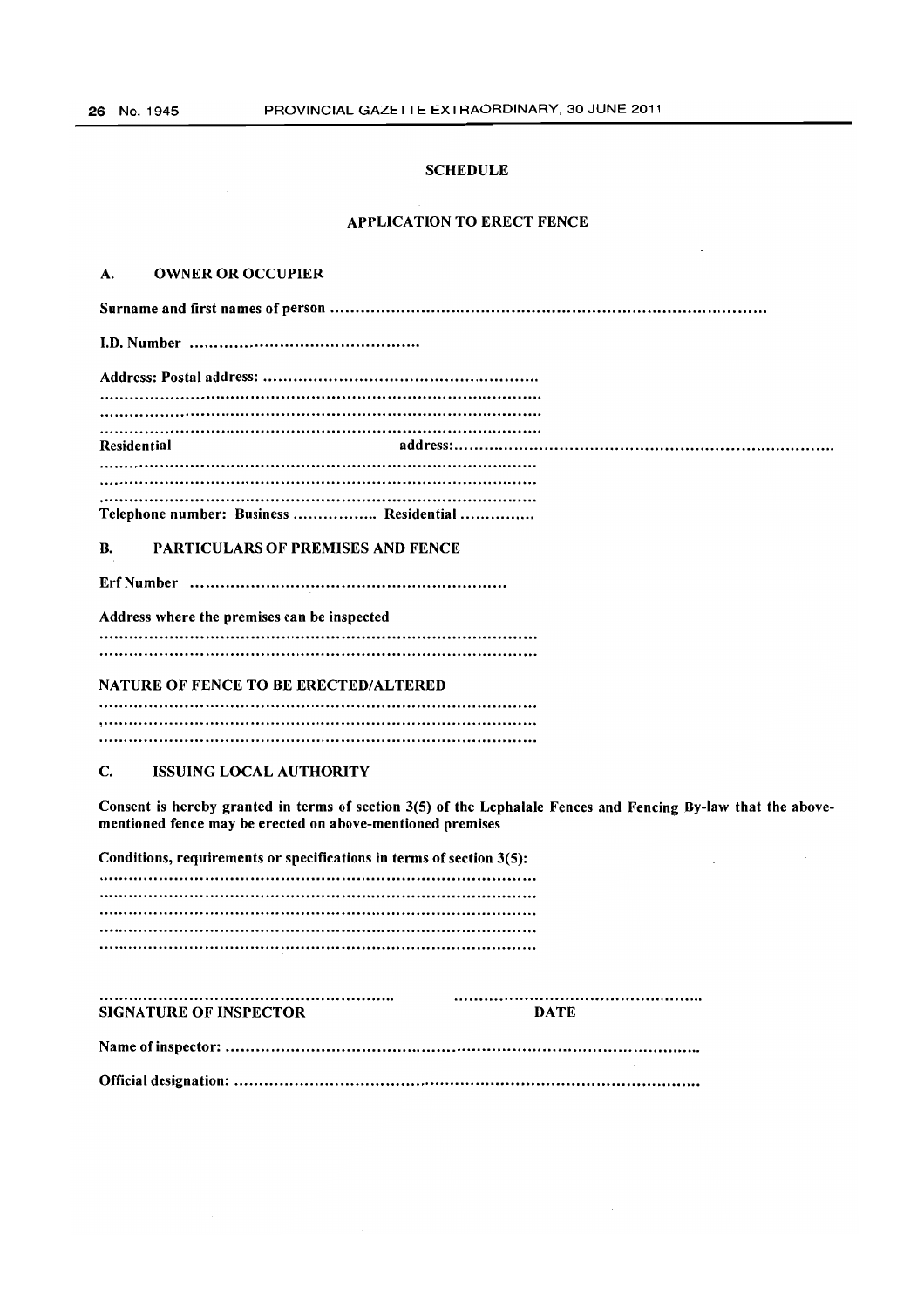## SCHEDULE

## APPLICATION TO ERECT FENCE

### A. OWNER OR OCCUPIER

**Surname and first names of person** ..........................................................................................

**I.D. Number** ..............................................

**Address: Postal address:** ......................................................
....................................................................................
....................................................................................
....................................................................................

**Residential address:**..........................................................................
....................................................................................
....................................................................................
....................................................................................

**Telephone number: Business** ................. **Residential** ...............

### B. PARTICULARS OF PREMISES AND FENCE

**Erf Number** ...............................................................

**Address where the premises can be inspected**
....................................................................................
....................................................................................

**NATURE OF FENCE TO BE ERECTED/ALTERED**
....................................................................................
....................................................................................
....................................................................................

### C. ISSUING LOCAL AUTHORITY

**Consent is hereby granted in terms of section 3(5) of the Lephalale Fences and Fencing By-law that the above-mentioned fence may be erected on above-mentioned premises**

**Conditions, requirements or specifications in terms of section 3(5):**
....................................................................................
....................................................................................
....................................................................................
....................................................................................
....................................................................................

............................................................ ...............................................

**SIGNATURE OF INSPECTOR** **DATE**

**Name of inspector:** ..................................................................................................

**Official designation:** ..................................................................................................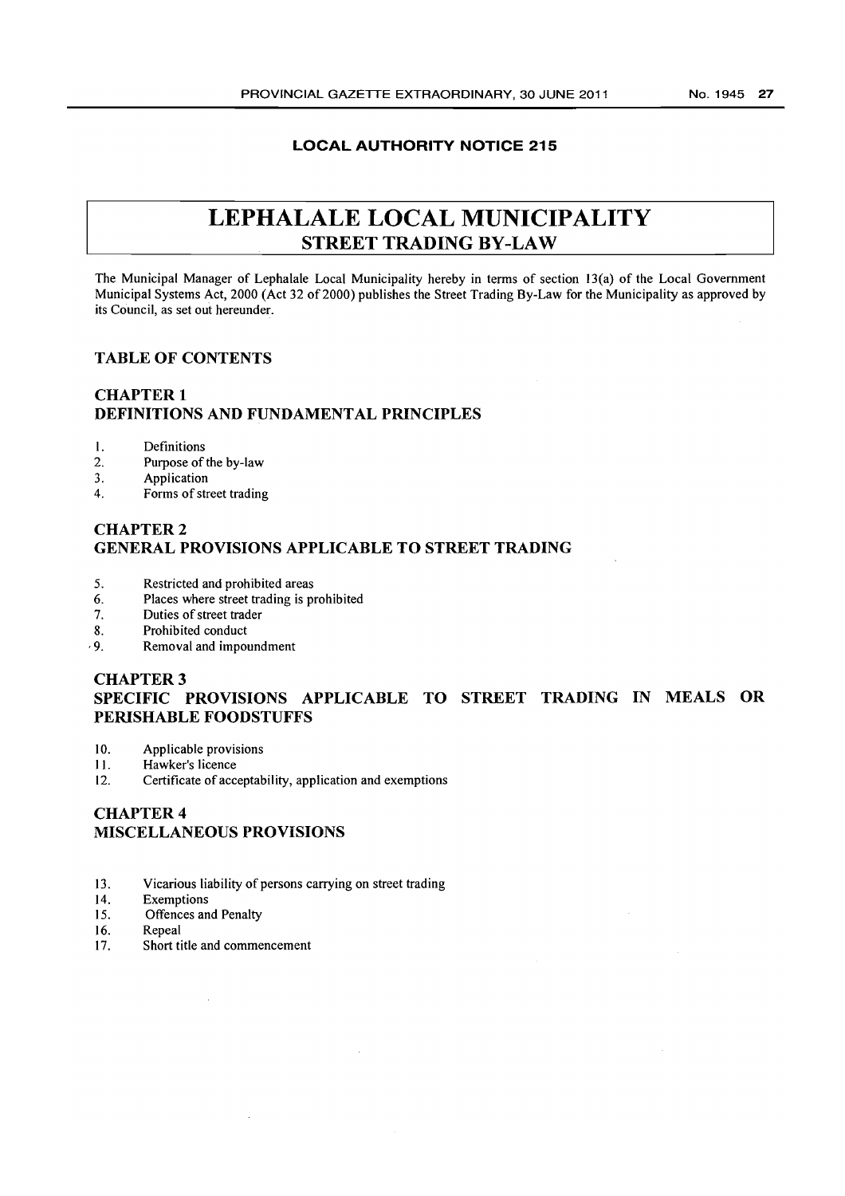**LOCAL AUTHORITY NOTICE 215**

# LEPHALALE LOCAL MUNICIPALITY
## STREET TRADING BY-LAW

The Municipal Manager of Lephalale Local Municipality hereby in terms of section 13(a) of the Local Government Municipal Systems Act, 2000 (Act 32 of 2000) publishes the Street Trading By-Law for the Municipality as approved by its Council, as set out hereunder.

### TABLE OF CONTENTS

### CHAPTER 1
### DEFINITIONS AND FUNDAMENTAL PRINCIPLES

1. Definitions
2. Purpose of the by-law
3. Application
4. Forms of street trading

### CHAPTER 2
### GENERAL PROVISIONS APPLICABLE TO STREET TRADING

5. Restricted and prohibited areas
6. Places where street trading is prohibited
7. Duties of street trader
8. Prohibited conduct
9. Removal and impoundment

### CHAPTER 3
### SPECIFIC PROVISIONS APPLICABLE TO STREET TRADING IN MEALS OR PERISHABLE FOODSTUFFS

10. Applicable provisions
11. Hawker's licence
12. Certificate of acceptability, application and exemptions

### CHAPTER 4
### MISCELLANEOUS PROVISIONS

13. Vicarious liability of persons carrying on street trading
14. Exemptions
15. Offences and Penalty
16. Repeal
17. Short title and commencement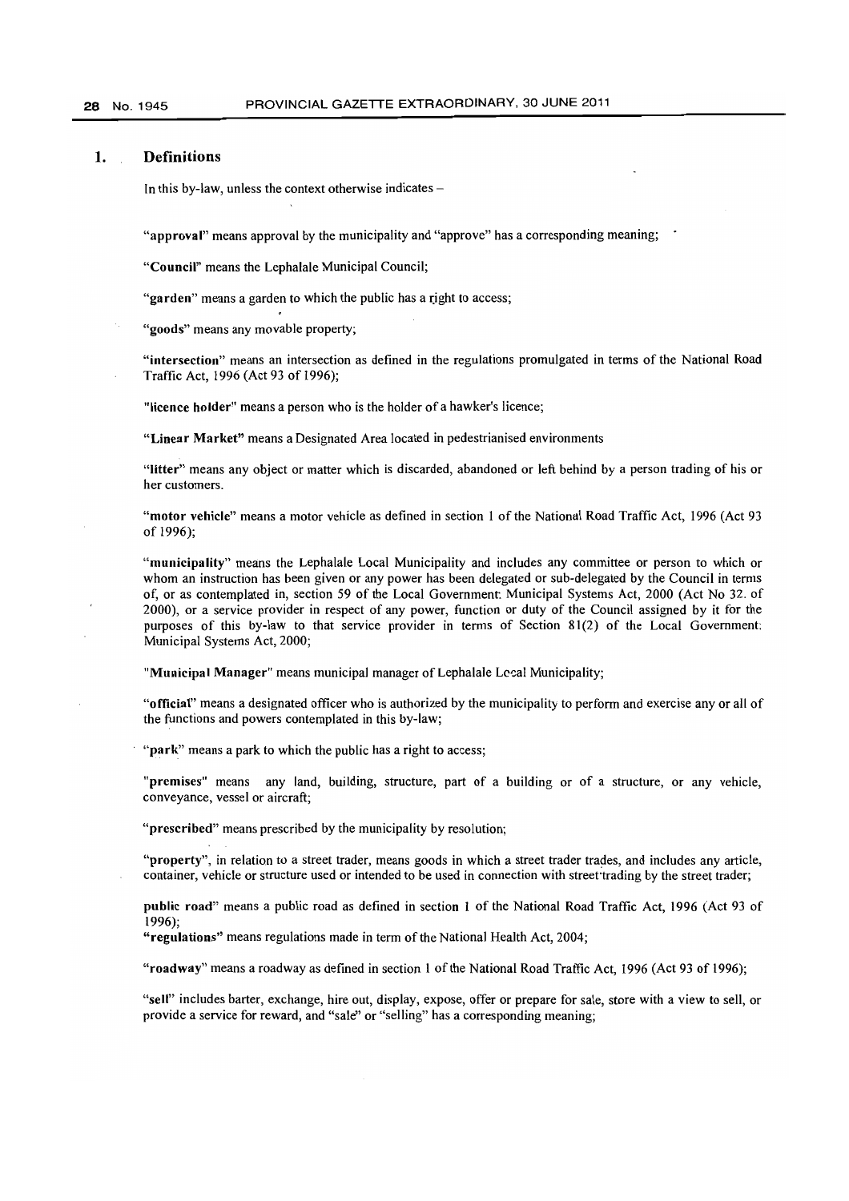## 1. Definitions

In this by-law, unless the context otherwise indicates –

"**approval**" means approval by the municipality and "approve" has a corresponding meaning;

"**Council**" means the Lephalale Municipal Council;

"**garden**" means a garden to which the public has a right to access;

"**goods**" means any movable property;

"**intersection**" means an intersection as defined in the regulations promulgated in terms of the National Road Traffic Act, 1996 (Act 93 of 1996);

"**licence holder**" means a person who is the holder of a hawker's licence;

"**Linear Market**" means a Designated Area located in pedestrianised environments

"**litter**" means any object or matter which is discarded, abandoned or left behind by a person trading of his or her customers.

"**motor vehicle**" means a motor vehicle as defined in section 1 of the National Road Traffic Act, 1996 (Act 93 of 1996);

"**municipality**" means the Lephalale Local Municipality and includes any committee or person to which or whom an instruction has been given or any power has been delegated or sub-delegated by the Council in terms of, or as contemplated in, section 59 of the Local Government: Municipal Systems Act, 2000 (Act No 32. of 2000), or a service provider in respect of any power, function or duty of the Council assigned by it for the purposes of this by-law to that service provider in terms of Section 81(2) of the Local Government: Municipal Systems Act, 2000;

"**Municipal Manager**" means municipal manager of Lephalale Local Municipality;

"**official**" means a designated officer who is authorized by the municipality to perform and exercise any or all of the functions and powers contemplated in this by-law;

"**park**" means a park to which the public has a right to access;

"**premises**" means any land, building, structure, part of a building or of a structure, or any vehicle, conveyance, vessel or aircraft;

"**prescribed**" means prescribed by the municipality by resolution;

"**property**", in relation to a street trader, means goods in which a street trader trades, and includes any article, container, vehicle or structure used or intended to be used in connection with street trading by the street trader;

**public road**" means a public road as defined in section 1 of the National Road Traffic Act, 1996 (Act 93 of 1996);

"**regulations**" means regulations made in term of the National Health Act, 2004;

"**roadway**" means a roadway as defined in section 1 of the National Road Traffic Act, 1996 (Act 93 of 1996);

"**sell**" includes barter, exchange, hire out, display, expose, offer or prepare for sale, store with a view to sell, or provide a service for reward, and "sale" or "selling" has a corresponding meaning;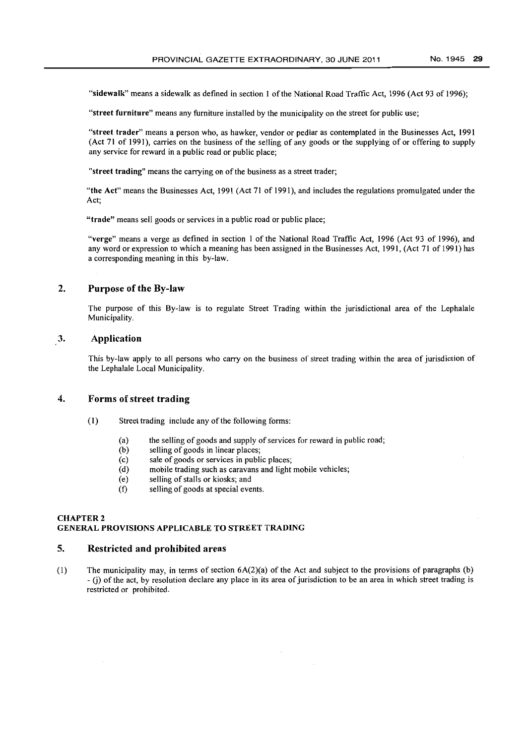"**sidewalk**" means a sidewalk as defined in section 1 of the National Road Traffic Act, 1996 (Act 93 of 1996);

"**street furniture**" means any furniture installed by the municipality on the street for public use;

"**street trader**" means a person who, as hawker, vendor or pedlar as contemplated in the Businesses Act, 1991 (Act 71 of 1991), carries on the business of the selling of any goods or the supplying of or offering to supply any service for reward in a public road or public place;

"**street trading**" means the carrying on of the business as a street trader;

"**the Act**" means the Businesses Act, 1991 (Act 71 of 1991), and includes the regulations promulgated under the Act;

"**trade**" means sell goods or services in a public road or public place;

"**verge**" means a verge as defined in section 1 of the National Road Traffic Act, 1996 (Act 93 of 1996), and any word or expression to which a meaning has been assigned in the Businesses Act, 1991, (Act 71 of 1991) has a corresponding meaning in this by-law.

## 2. Purpose of the By-law

The purpose of this By-law is to regulate Street Trading within the jurisdictional area of the Lephalale Municipality.

## 3. Application

This by-law apply to all persons who carry on the business of street trading within the area of jurisdiction of the Lephalale Local Municipality.

## 4. Forms of street trading

(1) Street trading include any of the following forms:

- (a) the selling of goods and supply of services for reward in public road;
- (b) selling of goods in linear places;
- (c) sale of goods or services in public places;
- (d) mobile trading such as caravans and light mobile vehicles;
- (e) selling of stalls or kiosks; and
- (f) selling of goods at special events.

# CHAPTER 2
# GENERAL PROVISIONS APPLICABLE TO STREET TRADING

## 5. Restricted and prohibited areas

(1) The municipality may, in terms of section 6A(2)(a) of the Act and subject to the provisions of paragraphs (b) - (j) of the act, by resolution declare any place in its area of jurisdiction to be an area in which street trading is restricted or prohibited.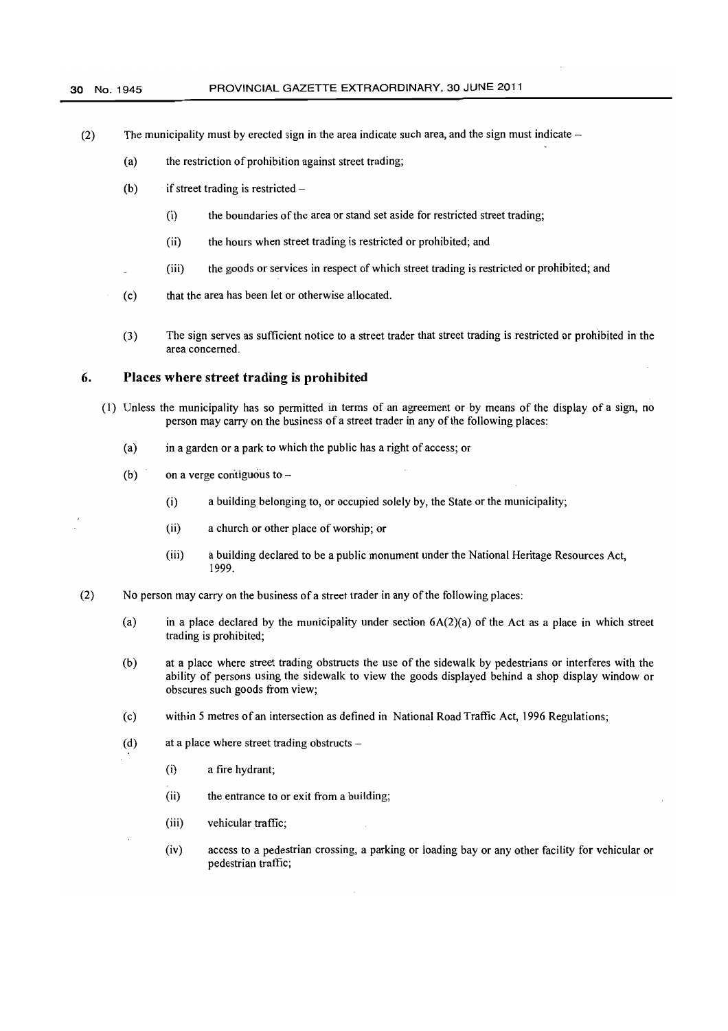(2) The municipality must by erected sign in the area indicate such area, and the sign must indicate –

(a) the restriction of prohibition against street trading;

(b) if street trading is restricted –

(i) the boundaries of the area or stand set aside for restricted street trading;

(ii) the hours when street trading is restricted or prohibited; and

(iii) the goods or services in respect of which street trading is restricted or prohibited; and

(c) that the area has been let or otherwise allocated.

(3) The sign serves as sufficient notice to a street trader that street trading is restricted or prohibited in the area concerned.

## 6. Places where street trading is prohibited

(1) Unless the municipality has so permitted in terms of an agreement or by means of the display of a sign, no person may carry on the business of a street trader in any of the following places:

(a) in a garden or a park to which the public has a right of access; or

(b) on a verge contiguous to –

(i) a building belonging to, or occupied solely by, the State or the municipality;

(ii) a church or other place of worship; or

(iii) a building declared to be a public monument under the National Heritage Resources Act, 1999.

(2) No person may carry on the business of a street trader in any of the following places:

(a) in a place declared by the municipality under section 6A(2)(a) of the Act as a place in which street trading is prohibited;

(b) at a place where street trading obstructs the use of the sidewalk by pedestrians or interferes with the ability of persons using the sidewalk to view the goods displayed behind a shop display window or obscures such goods from view;

(c) within 5 metres of an intersection as defined in National Road Traffic Act, 1996 Regulations;

(d) at a place where street trading obstructs –

(i) a fire hydrant;

(ii) the entrance to or exit from a building;

(iii) vehicular traffic;

(iv) access to a pedestrian crossing, a parking or loading bay or any other facility for vehicular or pedestrian traffic;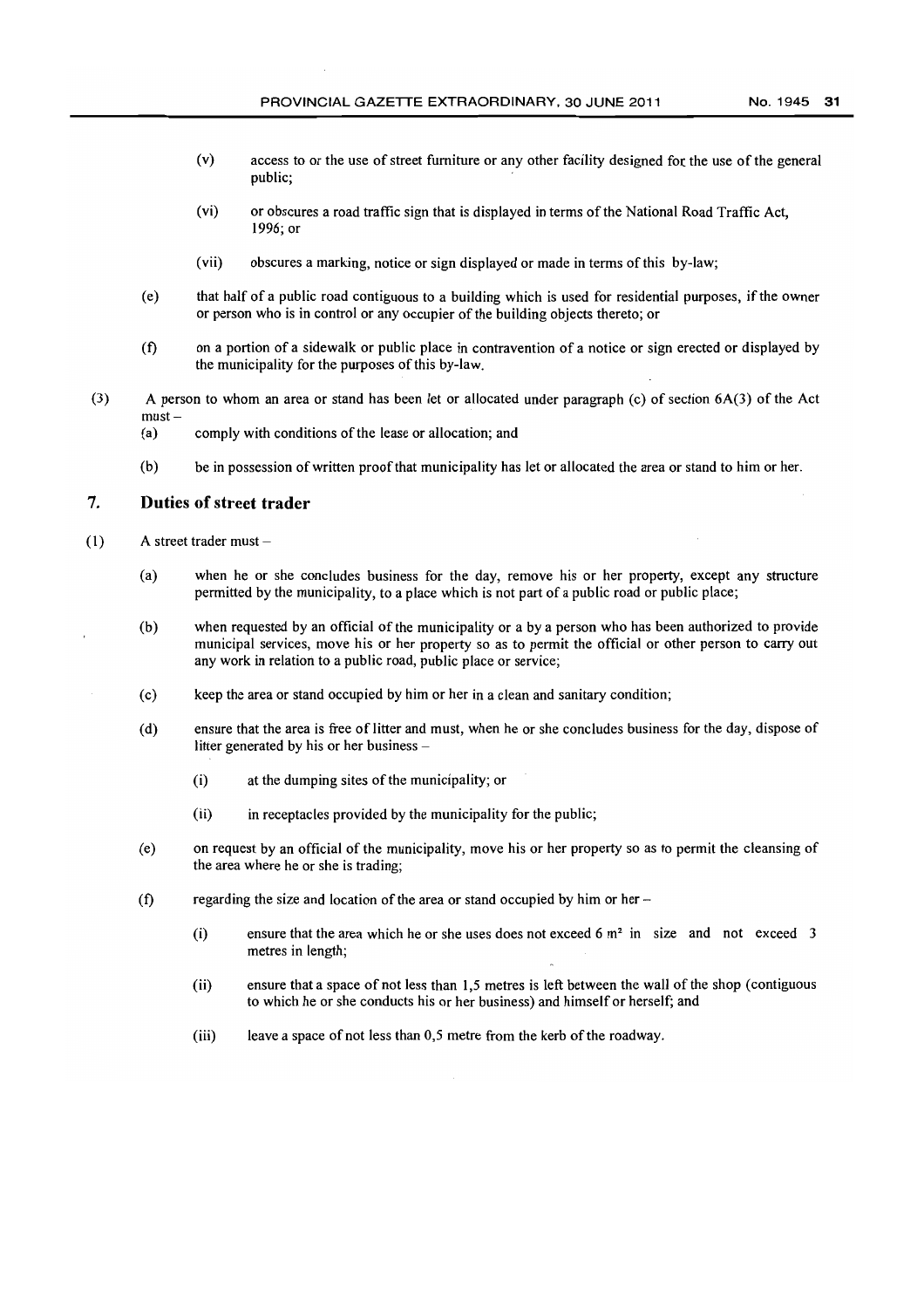(v) access to or the use of street furniture or any other facility designed for the use of the general public;

(vi) or obscures a road traffic sign that is displayed in terms of the National Road Traffic Act, 1996; or

(vii) obscures a marking, notice or sign displayed or made in terms of this by-law;

(e) that half of a public road contiguous to a building which is used for residential purposes, if the owner or person who is in control or any occupier of the building objects thereto; or

(f) on a portion of a sidewalk or public place in contravention of a notice or sign erected or displayed by the municipality for the purposes of this by-law.

(3) A person to whom an area or stand has been let or allocated under paragraph (c) of section 6A(3) of the Act must –

(a) comply with conditions of the lease or allocation; and

(b) be in possession of written proof that municipality has let or allocated the area or stand to him or her.

## 7. Duties of street trader

(1) A street trader must –

(a) when he or she concludes business for the day, remove his or her property, except any structure permitted by the municipality, to a place which is not part of a public road or public place;

(b) when requested by an official of the municipality or a by a person who has been authorized to provide municipal services, move his or her property so as to permit the official or other person to carry out any work in relation to a public road, public place or service;

(c) keep the area or stand occupied by him or her in a clean and sanitary condition;

(d) ensure that the area is free of litter and must, when he or she concludes business for the day, dispose of litter generated by his or her business –

(i) at the dumping sites of the municipality; or

(ii) in receptacles provided by the municipality for the public;

(e) on request by an official of the municipality, move his or her property so as to permit the cleansing of the area where he or she is trading;

(f) regarding the size and location of the area or stand occupied by him or her –

(i) ensure that the area which he or she uses does not exceed 6 $m^2$ in size and not exceed 3 metres in length;

(ii) ensure that a space of not less than 1,5 metres is left between the wall of the shop (contiguous to which he or she conducts his or her business) and himself or herself; and

(iii) leave a space of not less than 0,5 metre from the kerb of the roadway.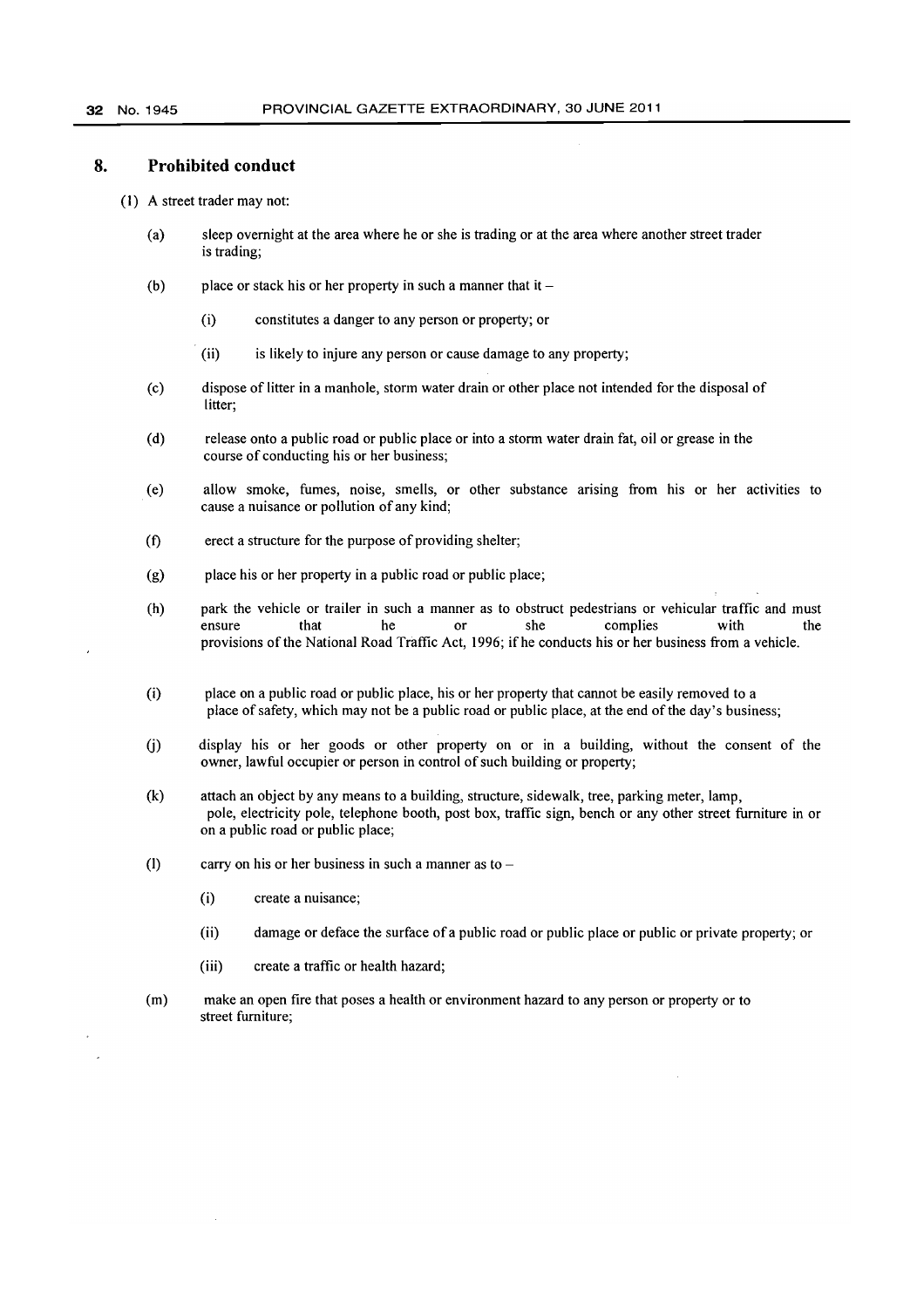## 8. Prohibited conduct

(1) A street trader may not:

(a) sleep overnight at the area where he or she is trading or at the area where another street trader is trading;

(b) place or stack his or her property in such a manner that it –

(i) constitutes a danger to any person or property; or

(ii) is likely to injure any person or cause damage to any property;

(c) dispose of litter in a manhole, storm water drain or other place not intended for the disposal of litter;

(d) release onto a public road or public place or into a storm water drain fat, oil or grease in the course of conducting his or her business;

(e) allow smoke, fumes, noise, smells, or other substance arising from his or her activities to cause a nuisance or pollution of any kind;

(f) erect a structure for the purpose of providing shelter;

(g) place his or her property in a public road or public place;

(h) park the vehicle or trailer in such a manner as to obstruct pedestrians or vehicular traffic and must ensure that he or she complies with the provisions of the National Road Traffic Act, 1996; if he conducts his or her business from a vehicle.

(i) place on a public road or public place, his or her property that cannot be easily removed to a place of safety, which may not be a public road or public place, at the end of the day's business;

(j) display his or her goods or other property on or in a building, without the consent of the owner, lawful occupier or person in control of such building or property;

(k) attach an object by any means to a building, structure, sidewalk, tree, parking meter, lamp, pole, electricity pole, telephone booth, post box, traffic sign, bench or any other street furniture in or on a public road or public place;

(l) carry on his or her business in such a manner as to –

(i) create a nuisance;

(ii) damage or deface the surface of a public road or public place or public or private property; or

(iii) create a traffic or health hazard;

(m) make an open fire that poses a health or environment hazard to any person or property or to street furniture;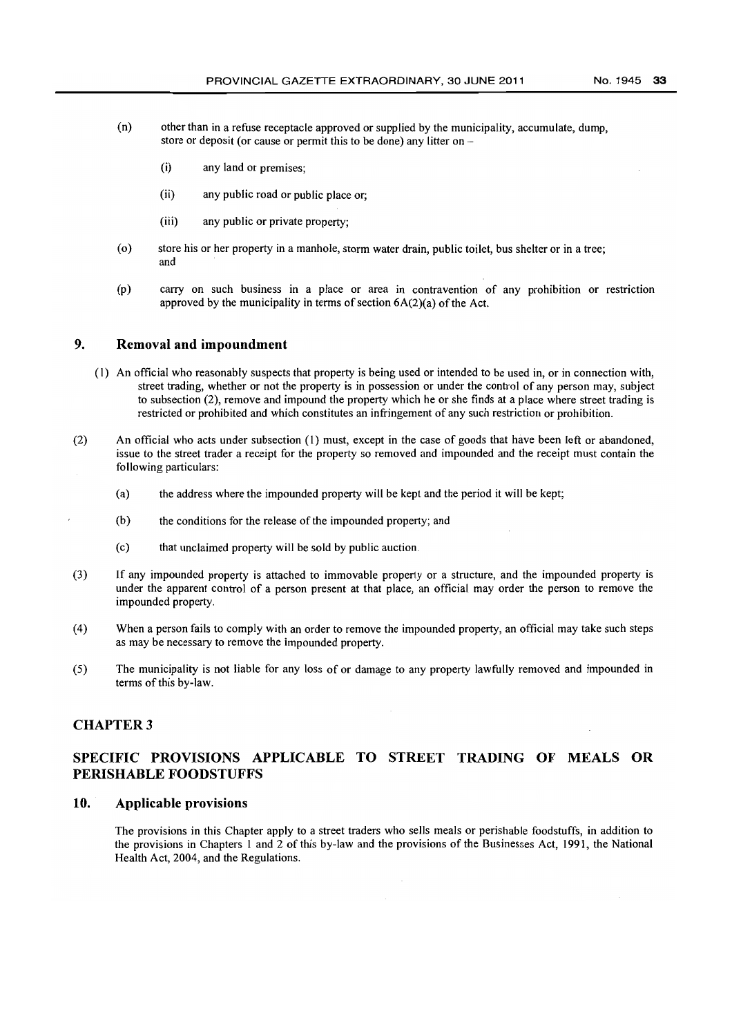(n) other than in a refuse receptacle approved or supplied by the municipality, accumulate, dump, store or deposit (or cause or permit this to be done) any litter on –

  (i) any land or premises;

  (ii) any public road or public place or;

  (iii) any public or private property;

(o) store his or her property in a manhole, storm water drain, public toilet, bus shelter or in a tree; and

(p) carry on such business in a place or area in contravention of any prohibition or restriction approved by the municipality in terms of section 6A(2)(a) of the Act.

## 9. Removal and impoundment

(1) An official who reasonably suspects that property is being used or intended to be used in, or in connection with, street trading, whether or not the property is in possession or under the control of any person may, subject to subsection (2), remove and impound the property which he or she finds at a place where street trading is restricted or prohibited and which constitutes an infringement of any such restriction or prohibition.

(2) An official who acts under subsection (1) must, except in the case of goods that have been left or abandoned, issue to the street trader a receipt for the property so removed and impounded and the receipt must contain the following particulars:

  (a) the address where the impounded property will be kept and the period it will be kept;

  (b) the conditions for the release of the impounded property; and

  (c) that unclaimed property will be sold by public auction.

(3) If any impounded property is attached to immovable property or a structure, and the impounded property is under the apparent control of a person present at that place, an official may order the person to remove the impounded property.

(4) When a person fails to comply with an order to remove the impounded property, an official may take such steps as may be necessary to remove the impounded property.

(5) The municipality is not liable for any loss of or damage to any property lawfully removed and impounded in terms of this by-law.

# CHAPTER 3

# SPECIFIC PROVISIONS APPLICABLE TO STREET TRADING OF MEALS OR PERISHABLE FOODSTUFFS

## 10. Applicable provisions

The provisions in this Chapter apply to a street traders who sells meals or perishable foodstuffs, in addition to the provisions in Chapters 1 and 2 of this by-law and the provisions of the Businesses Act, 1991, the National Health Act, 2004, and the Regulations.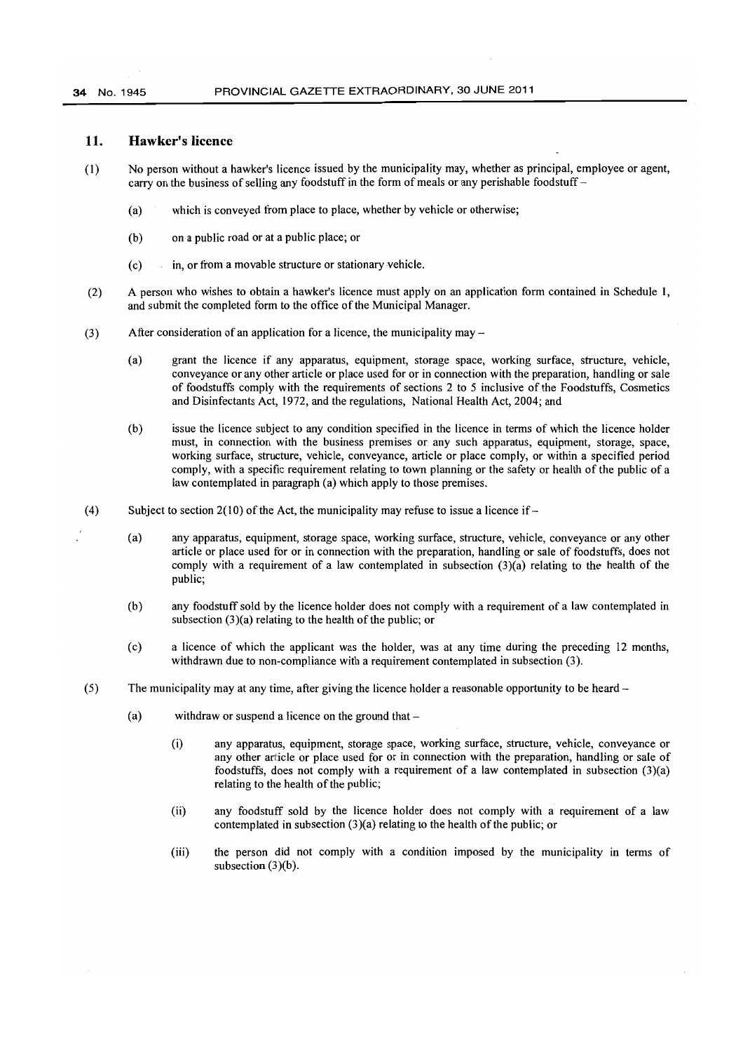## 11. Hawker's licence

(1) No person without a hawker's licence issued by the municipality may, whether as principal, employee or agent, carry on the business of selling any foodstuff in the form of meals or any perishable foodstuff –

(a) which is conveyed from place to place, whether by vehicle or otherwise;

(b) on a public road or at a public place; or

(c) in, or from a movable structure or stationary vehicle.

(2) A person who wishes to obtain a hawker's licence must apply on an application form contained in Schedule 1, and submit the completed form to the office of the Municipal Manager.

(3) After consideration of an application for a licence, the municipality may –

(a) grant the licence if any apparatus, equipment, storage space, working surface, structure, vehicle, conveyance or any other article or place used for or in connection with the preparation, handling or sale of foodstuffs comply with the requirements of sections 2 to 5 inclusive of the Foodstuffs, Cosmetics and Disinfectants Act, 1972, and the regulations, National Health Act, 2004; and

(b) issue the licence subject to any condition specified in the licence in terms of which the licence holder must, in connection with the business premises or any such apparatus, equipment, storage, space, working surface, structure, vehicle, conveyance, article or place comply, or within a specified period comply, with a specific requirement relating to town planning or the safety or health of the public of a law contemplated in paragraph (a) which apply to those premises.

(4) Subject to section 2(10) of the Act, the municipality may refuse to issue a licence if –

(a) any apparatus, equipment, storage space, working surface, structure, vehicle, conveyance or any other article or place used for or in connection with the preparation, handling or sale of foodstuffs, does not comply with a requirement of a law contemplated in subsection (3)(a) relating to the health of the public;

(b) any foodstuff sold by the licence holder does not comply with a requirement of a law contemplated in subsection (3)(a) relating to the health of the public; or

(c) a licence of which the applicant was the holder, was at any time during the preceding 12 months, withdrawn due to non-compliance with a requirement contemplated in subsection (3).

(5) The municipality may at any time, after giving the licence holder a reasonable opportunity to be heard –

(a) withdraw or suspend a licence on the ground that –

(i) any apparatus, equipment, storage space, working surface, structure, vehicle, conveyance or any other article or place used for or in connection with the preparation, handling or sale of foodstuffs, does not comply with a requirement of a law contemplated in subsection (3)(a) relating to the health of the public;

(ii) any foodstuff sold by the licence holder does not comply with a requirement of a law contemplated in subsection (3)(a) relating to the health of the public; or

(iii) the person did not comply with a condition imposed by the municipality in terms of subsection (3)(b).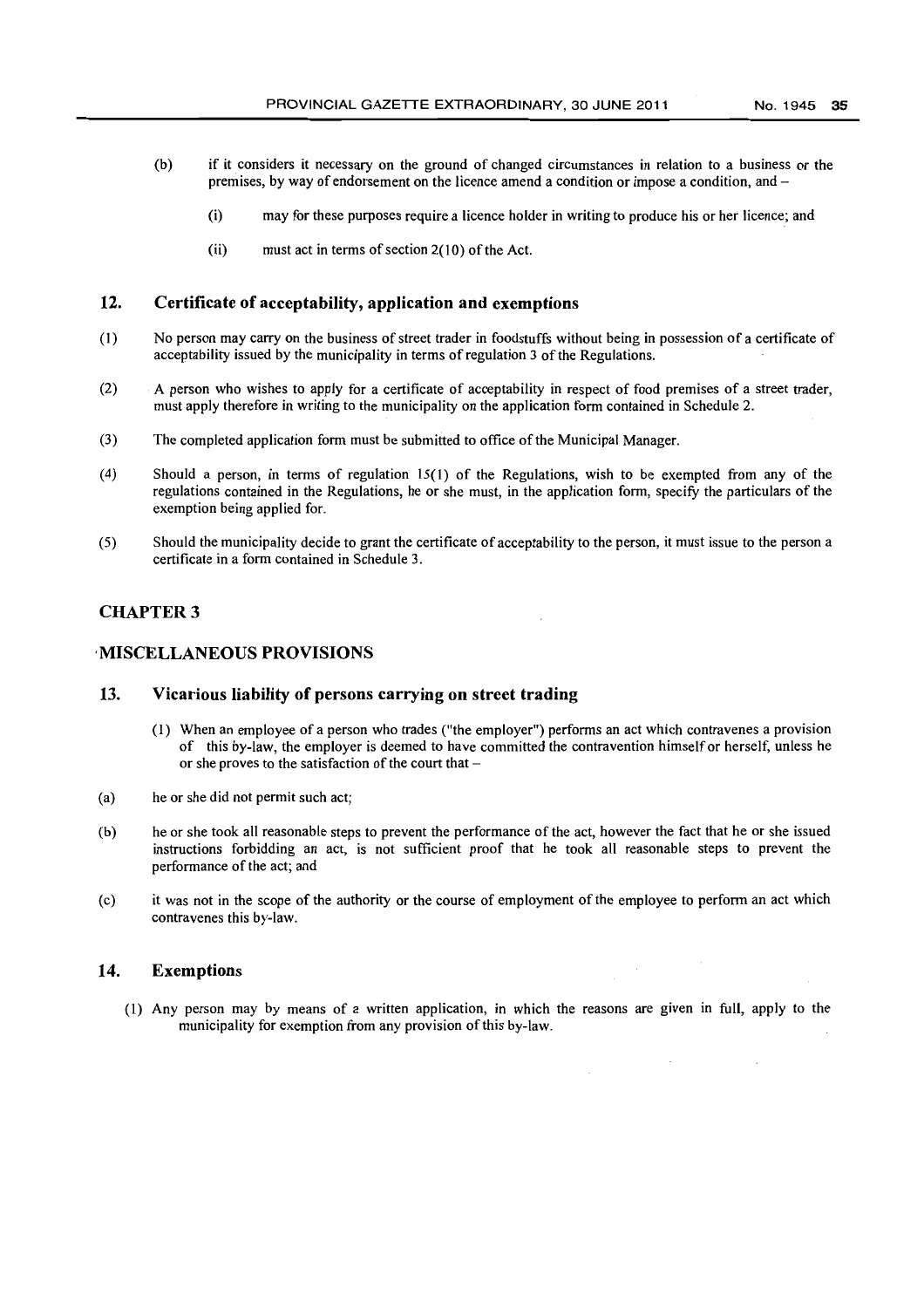(b) if it considers it necessary on the ground of changed circumstances in relation to a business or the premises, by way of endorsement on the licence amend a condition or impose a condition, and –

  (i) may for these purposes require a licence holder in writing to produce his or her licence; and

  (ii) must act in terms of section 2(10) of the Act.

## 12. Certificate of acceptability, application and exemptions

(1) No person may carry on the business of street trader in foodstuffs without being in possession of a certificate of acceptability issued by the municipality in terms of regulation 3 of the Regulations.

(2) A person who wishes to apply for a certificate of acceptability in respect of food premises of a street trader, must apply therefore in writing to the municipality on the application form contained in Schedule 2.

(3) The completed application form must be submitted to office of the Municipal Manager.

(4) Should a person, in terms of regulation 15(1) of the Regulations, wish to be exempted from any of the regulations contained in the Regulations, he or she must, in the application form, specify the particulars of the exemption being applied for.

(5) Should the municipality decide to grant the certificate of acceptability to the person, it must issue to the person a certificate in a form contained in Schedule 3.

# CHAPTER 3

# MISCELLANEOUS PROVISIONS

## 13. Vicarious liability of persons carrying on street trading

(1) When an employee of a person who trades ("the employer") performs an act which contravenes a provision of this by-law, the employer is deemed to have committed the contravention himself or herself, unless he or she proves to the satisfaction of the court that –

(a) he or she did not permit such act;

(b) he or she took all reasonable steps to prevent the performance of the act, however the fact that he or she issued instructions forbidding an act, is not sufficient proof that he took all reasonable steps to prevent the performance of the act; and

(c) it was not in the scope of the authority or the course of employment of the employee to perform an act which contravenes this by-law.

## 14. Exemptions

(1) Any person may by means of a written application, in which the reasons are given in full, apply to the municipality for exemption from any provision of this by-law.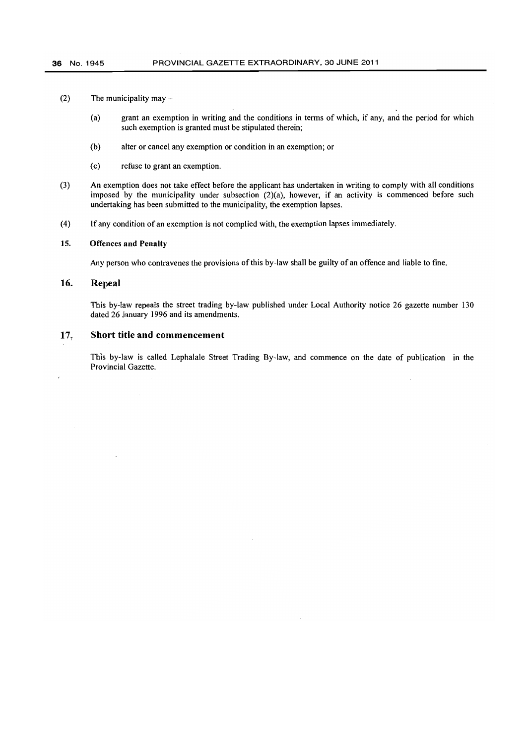(2) The municipality may –

(a) grant an exemption in writing and the conditions in terms of which, if any, and the period for which such exemption is granted must be stipulated therein;

(b) alter or cancel any exemption or condition in an exemption; or

(c) refuse to grant an exemption.

(3) An exemption does not take effect before the applicant has undertaken in writing to comply with all conditions imposed by the municipality under subsection (2)(a), however, if an activity is commenced before such undertaking has been submitted to the municipality, the exemption lapses.

(4) If any condition of an exemption is not complied with, the exemption lapses immediately.

### 15. Offences and Penalty

Any person who contravenes the provisions of this by-law shall be guilty of an offence and liable to fine.

### 16. Repeal

This by-law repeals the street trading by-law published under Local Authority notice 26 gazette number 130 dated 26 January 1996 and its amendments.

### 17. Short title and commencement

This by-law is called Lephalale Street Trading By-law, and commence on the date of publication in the Provincial Gazette.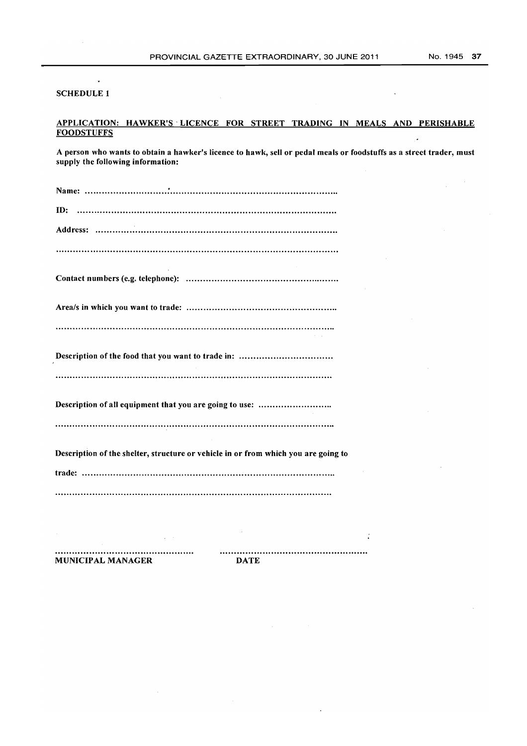**SCHEDULE 1**

**APPLICATION: HAWKER'S LICENCE FOR STREET TRADING IN MEALS AND PERISHABLE FOODSTUFFS**

**A person who wants to obtain a hawker's licence to hawk, sell or pedal meals or foodstuffs as a street trader, must supply the following information:**

**Name:** ..........................................................................................

**ID:** ..........................................................................................

**Address:** ..........................................................................................

..........................................................................................

**Contact numbers (e.g. telephone):** ..........................................................

**Area/s in which you want to trade:** ..........................................................

..........................................................................................

**Description of the food that you want to trade in:** .................................

..........................................................................................

**Description of all equipment that you are going to use:** ..........................

..........................................................................................

**Description of the shelter, structure or vehicle in or from which you are going to trade:** ..........................................................................................

..........................................................................................

.................................................. ..................................................

**MUNICIPAL MANAGER** **DATE**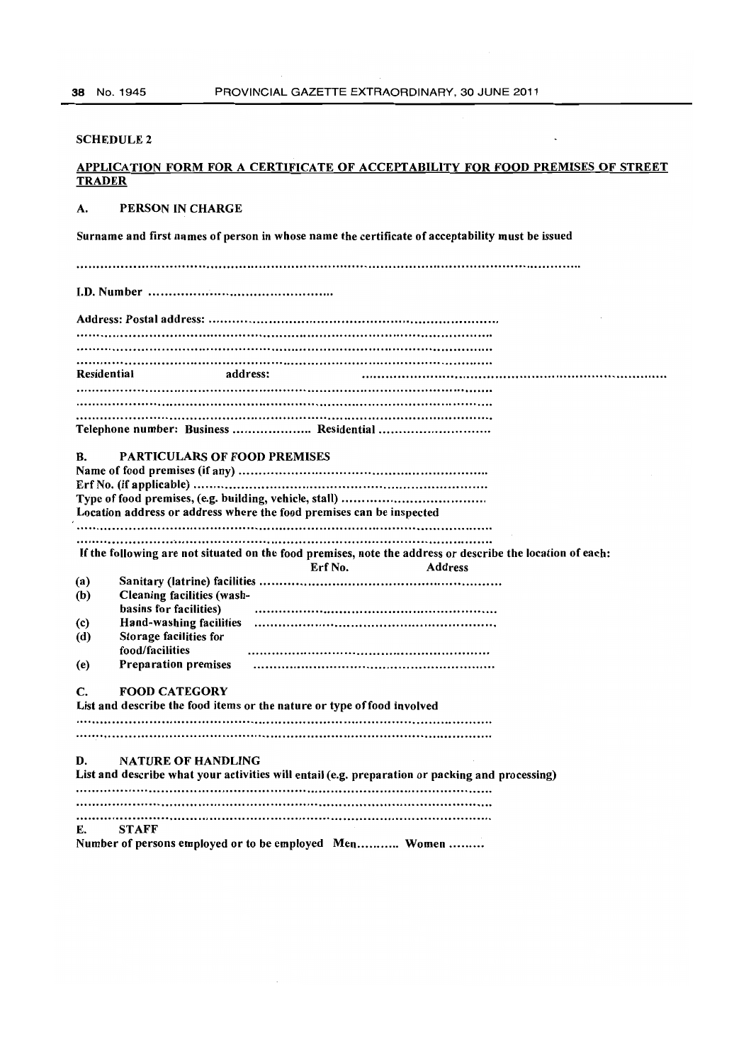SCHEDULE 2

## APPLICATION FORM FOR A CERTIFICATE OF ACCEPTABILITY FOR FOOD PREMISES OF STREET TRADER

### A. PERSON IN CHARGE

**Surname and first names of person in whose name the certificate of acceptability must be issued**

.....................................................................................................................

**I.D. Number** ..............................................

**Address: Postal address:** ..........................................................................

..........................................................................................................

..........................................................................................................

..........................................................................................................

**Residential address:** ..........................................................................

..........................................................................................................

..........................................................................................................

..........................................................................................................

**Telephone number: Business** .................... **Residential** ............................

### B. PARTICULARS OF FOOD PREMISES

**Name of food premises (if any)** ..........................................................

**Erf No. (if applicable)** ..........................................................................

**Type of food premises, (e.g. building, vehicle, stall)** ....................................

**Location address or address where the food premises can be inspected**

..........................................................................................................

..........................................................................................................

**If the following are not situated on the food premises, note the address or describe the location of each:**

| | | Erf No. | Address |
|---|---|---|---|
| (a) | Sanitary (latrine) facilities | ............................................................ | |
| (b) | Cleaning facilities (wash-basins for facilities) | ............................................................ | |
| (c) | Hand-washing facilities | ............................................................ | |
| (d) | Storage facilities for food/facilities | ............................................................ | |
| (e) | Preparation premises | ............................................................ | |

### C. FOOD CATEGORY

**List and describe the food items or the nature or type of food involved**

..........................................................................................................

..........................................................................................................

### D. NATURE OF HANDLING

**List and describe what your activities will entail (e.g. preparation or packing and processing)**

..........................................................................................................

..........................................................................................................

..........................................................................................................

### E. STAFF

**Number of persons employed or to be employed Men........... Women .........**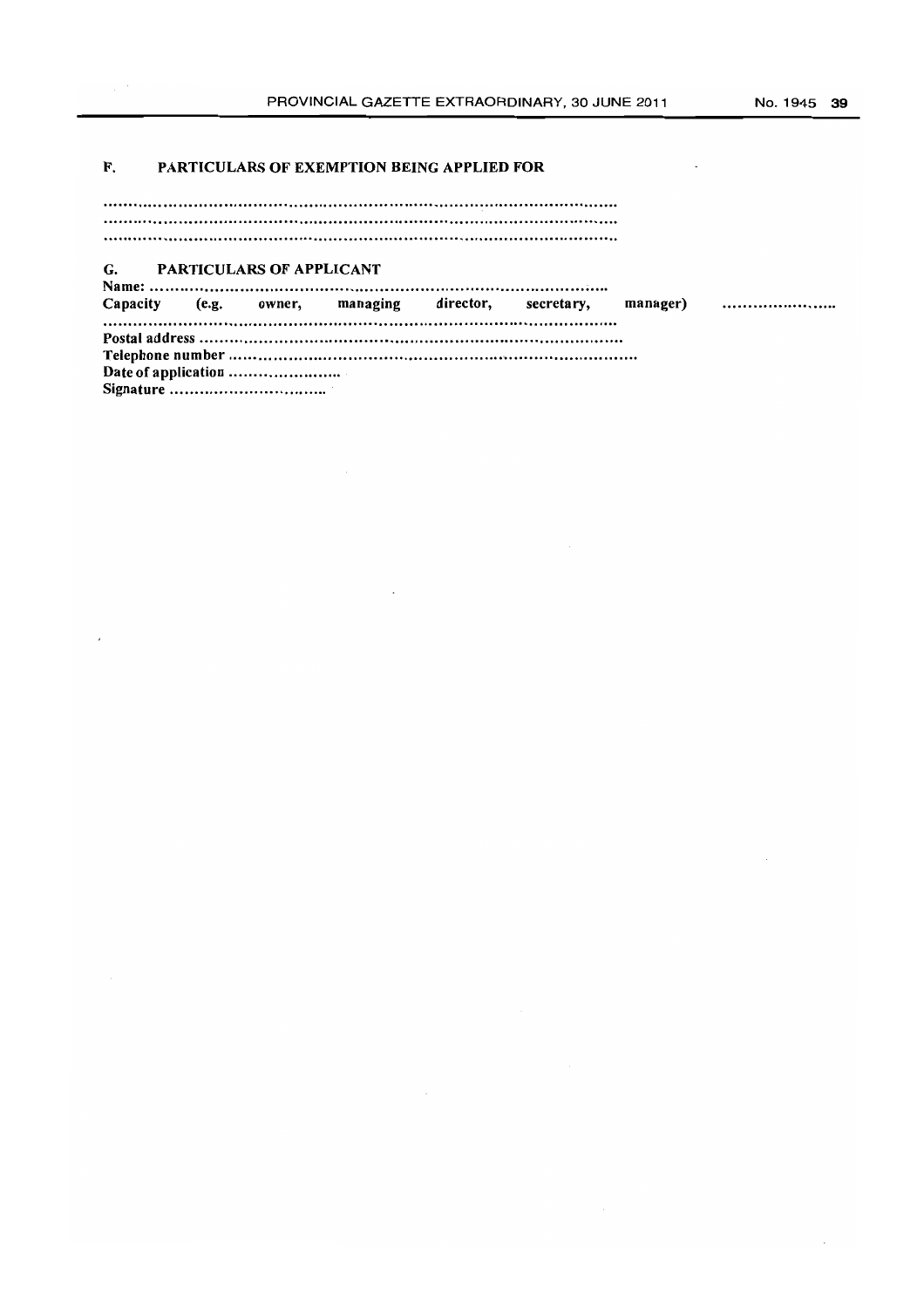**F. PARTICULARS OF EXEMPTION BEING APPLIED FOR**

..........................................................................................................
..........................................................................................................
..........................................................................................................

**G. PARTICULARS OF APPLICANT**

**Name:** ..............................................................................................
**Capacity (e.g. owner, managing director, secretary, manager)** ......................
..........................................................................................................
**Postal address** ...................................................................................
**Telephone number** .............................................................................
**Date of application** .......................
**Signature** ................................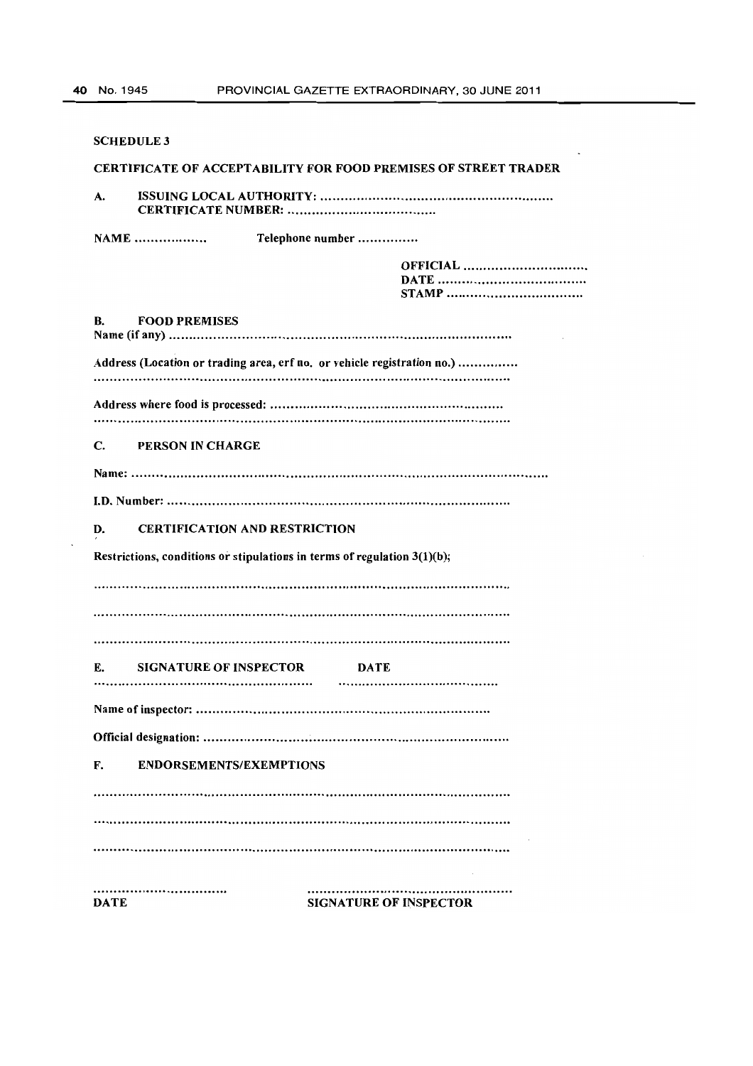**SCHEDULE 3**

**CERTIFICATE OF ACCEPTABILITY FOR FOOD PREMISES OF STREET TRADER**

**A. ISSUING LOCAL AUTHORITY:** ........................................................
**CERTIFICATE NUMBER:** ....................................

**NAME** ................. **Telephone number** ...............

**OFFICIAL** ..............................
**DATE** ..................................
**STAMP** .................................

**B. FOOD PREMISES**

**Name (if any)** ..............................................................................

**Address (Location or trading area, erf no. or vehicle registration no.)** ...............
..............................................................................................

**Address where food is processed:** ........................................................
..............................................................................................

**C. PERSON IN CHARGE**

**Name:** ......................................................................................

**I.D. Number:** ..............................................................................

**D. CERTIFICATION AND RESTRICTION**

**Restrictions, conditions or stipulations in terms of regulation 3(1)(b);**

..............................................................................................

..............................................................................................

..............................................................................................

**E. SIGNATURE OF INSPECTOR** **DATE**
................................................ ....................................

**Name of inspector:** .......................................................................

**Official designation:** ......................................................................

**F. ENDORSEMENTS/EXEMPTIONS**

..............................................................................................

..............................................................................................

..............................................................................................

.............................. ................................................
**DATE** **SIGNATURE OF INSPECTOR**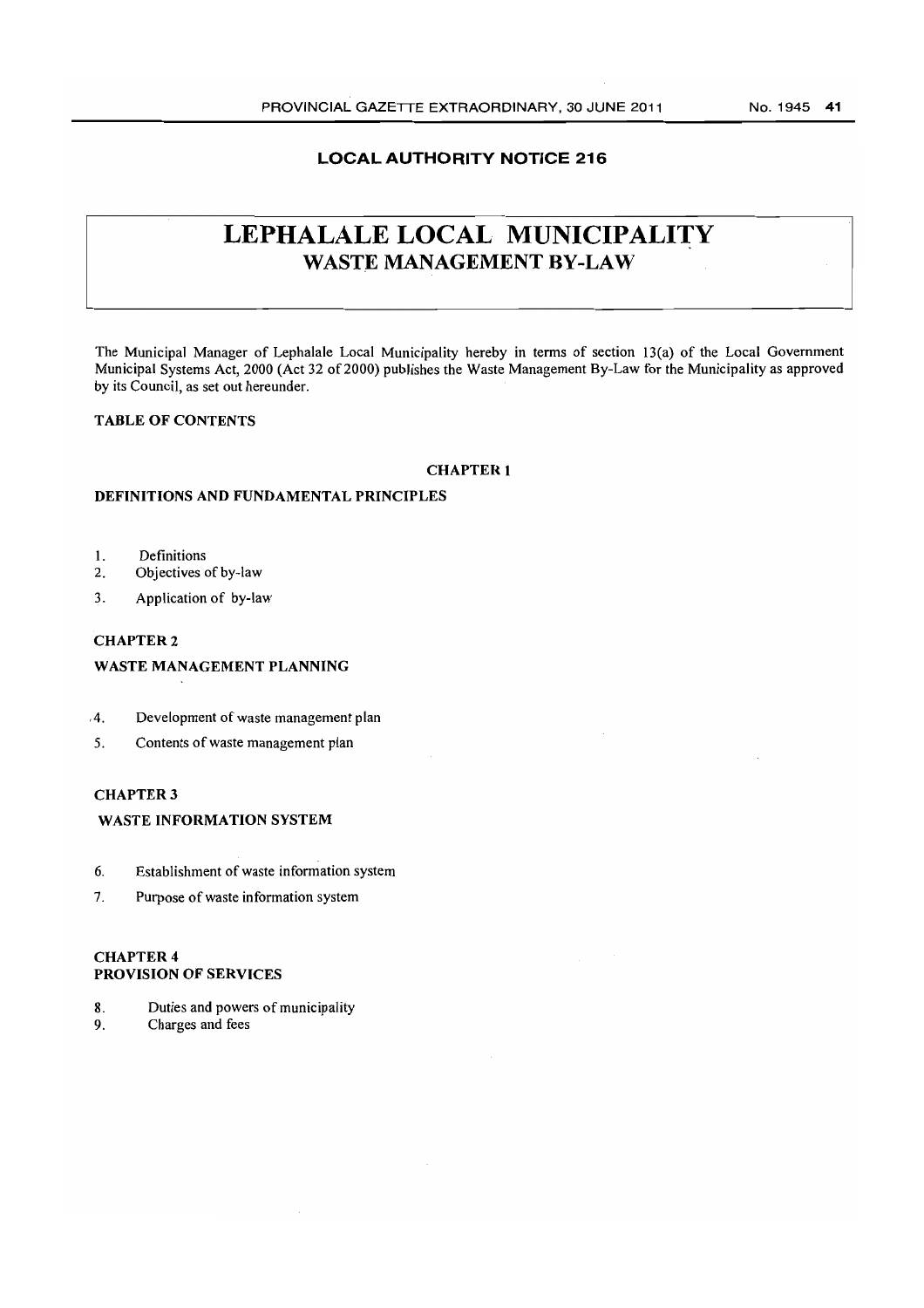## LOCAL AUTHORITY NOTICE 216

# LEPHALALE LOCAL MUNICIPALITY
## WASTE MANAGEMENT BY-LAW

The Municipal Manager of Lephalale Local Municipality hereby in terms of section 13(a) of the Local Government Municipal Systems Act, 2000 (Act 32 of 2000) publishes the Waste Management By-Law for the Municipality as approved by its Council, as set out hereunder.

**TABLE OF CONTENTS**

**CHAPTER 1**

**DEFINITIONS AND FUNDAMENTAL PRINCIPLES**

1. Definitions
2. Objectives of by-law
3. Application of by-law

**CHAPTER 2**

**WASTE MANAGEMENT PLANNING**

4. Development of waste management plan
5. Contents of waste management plan

**CHAPTER 3**

**WASTE INFORMATION SYSTEM**

6. Establishment of waste information system
7. Purpose of waste information system

**CHAPTER 4**
**PROVISION OF SERVICES**

8. Duties and powers of municipality
9. Charges and fees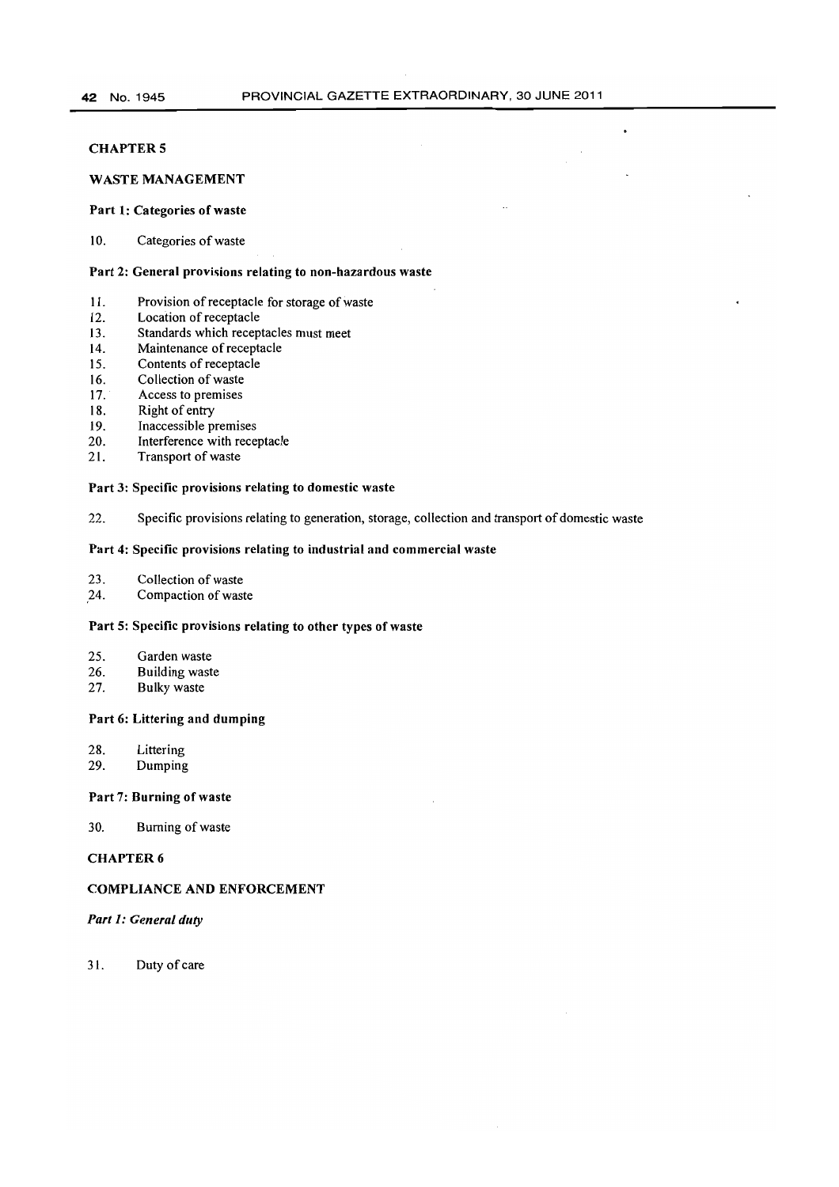**CHAPTER 5**

**WASTE MANAGEMENT**

**Part 1: Categories of waste**

10. Categories of waste

**Part 2: General provisions relating to non-hazardous waste**

11. Provision of receptacle for storage of waste
12. Location of receptacle
13. Standards which receptacles must meet
14. Maintenance of receptacle
15. Contents of receptacle
16. Collection of waste
17. Access to premises
18. Right of entry
19. Inaccessible premises
20. Interference with receptacle
21. Transport of waste

**Part 3: Specific provisions relating to domestic waste**

22. Specific provisions relating to generation, storage, collection and transport of domestic waste

**Part 4: Specific provisions relating to industrial and commercial waste**

23. Collection of waste
24. Compaction of waste

**Part 5: Specific provisions relating to other types of waste**

25. Garden waste
26. Building waste
27. Bulky waste

**Part 6: Littering and dumping**

28. Littering
29. Dumping

**Part 7: Burning of waste**

30. Burning of waste

**CHAPTER 6**

**COMPLIANCE AND ENFORCEMENT**

***Part 1: General duty***

31. Duty of care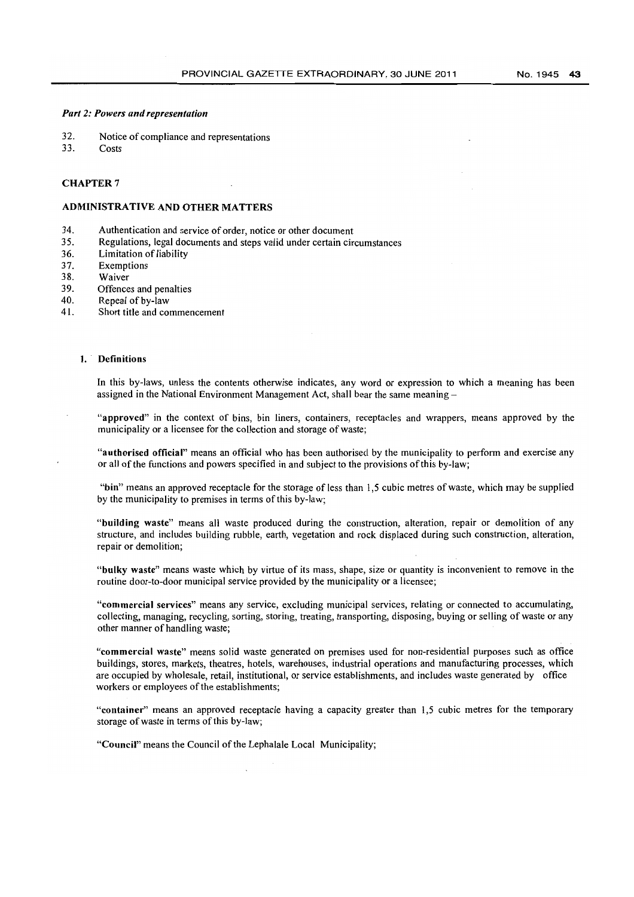*Part 2: Powers and representation*

32. Notice of compliance and representations
33. Costs

**CHAPTER 7**

**ADMINISTRATIVE AND OTHER MATTERS**

34. Authentication and service of order, notice or other document
35. Regulations, legal documents and steps valid under certain circumstances
36. Limitation of liability
37. Exemptions
38. Waiver
39. Offences and penalties
40. Repeal of by-law
41. Short title and commencement

**1. Definitions**

In this by-laws, unless the contents otherwise indicates, any word or expression to which a meaning has been assigned in the National Environment Management Act, shall bear the same meaning –

"**approved**" in the context of bins, bin liners, containers, receptacles and wrappers, means approved by the municipality or a licensee for the collection and storage of waste;

"**authorised official**" means an official who has been authorised by the municipality to perform and exercise any or all of the functions and powers specified in and subject to the provisions of this by-law;

"**bin**" means an approved receptacle for the storage of less than 1,5 cubic metres of waste, which may be supplied by the municipality to premises in terms of this by-law;

"**building waste**" means all waste produced during the construction, alteration, repair or demolition of any structure, and includes building rubble, earth, vegetation and rock displaced during such construction, alteration, repair or demolition;

"**bulky waste**" means waste which by virtue of its mass, shape, size or quantity is inconvenient to remove in the routine door-to-door municipal service provided by the municipality or a licensee;

"**commercial services**" means any service, excluding municipal services, relating or connected to accumulating, collecting, managing, recycling, sorting, storing, treating, transporting, disposing, buying or selling of waste or any other manner of handling waste;

"**commercial waste**" means solid waste generated on premises used for non-residential purposes such as office buildings, stores, markets, theatres, hotels, warehouses, industrial operations and manufacturing processes, which are occupied by wholesale, retail, institutional, or service establishments, and includes waste generated by office workers or employees of the establishments;

"**container**" means an approved receptacle having a capacity greater than 1,5 cubic metres for the temporary storage of waste in terms of this by-law;

"**Council**" means the Council of the Lephalale Local Municipality;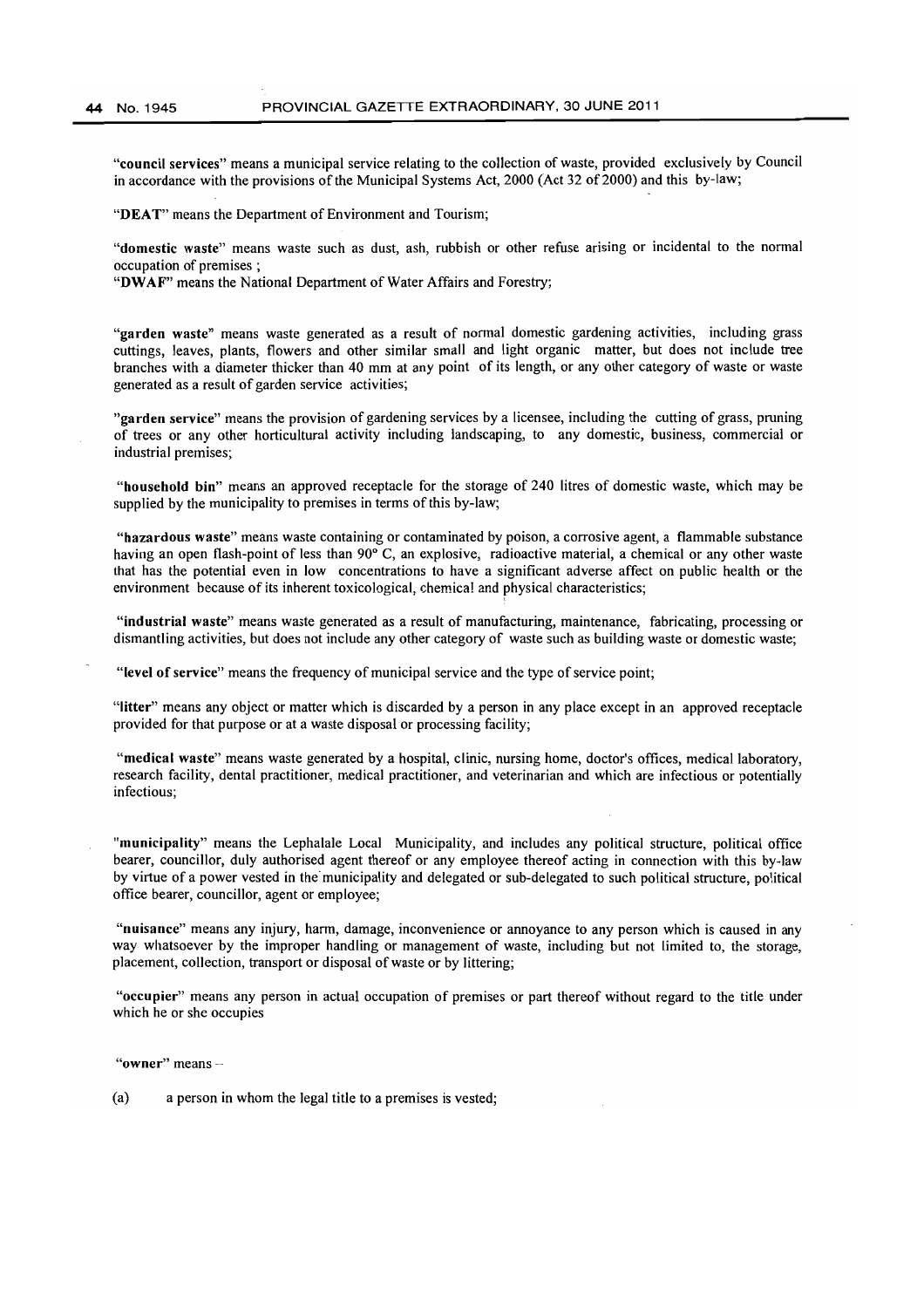"**council services**" means a municipal service relating to the collection of waste, provided exclusively by Council in accordance with the provisions of the Municipal Systems Act, 2000 (Act 32 of 2000) and this by-law;

"**DEAT**" means the Department of Environment and Tourism;

"**domestic waste**" means waste such as dust, ash, rubbish or other refuse arising or incidental to the normal occupation of premises ;

"**DWAF**" means the National Department of Water Affairs and Forestry;

"**garden waste**" means waste generated as a result of normal domestic gardening activities, including grass cuttings, leaves, plants, flowers and other similar small and light organic matter, but does not include tree branches with a diameter thicker than 40 mm at any point of its length, or any other category of waste or waste generated as a result of garden service activities;

"**garden service**" means the provision of gardening services by a licensee, including the cutting of grass, pruning of trees or any other horticultural activity including landscaping, to any domestic, business, commercial or industrial premises;

"**household bin**" means an approved receptacle for the storage of 240 litres of domestic waste, which may be supplied by the municipality to premises in terms of this by-law;

"**hazardous waste**" means waste containing or contaminated by poison, a corrosive agent, a flammable substance having an open flash-point of less than 90° C, an explosive, radioactive material, a chemical or any other waste that has the potential even in low concentrations to have a significant adverse affect on public health or the environment because of its inherent toxicological, chemical and physical characteristics;

"**industrial waste**" means waste generated as a result of manufacturing, maintenance, fabricating, processing or dismantling activities, but does not include any other category of waste such as building waste or domestic waste;

"**level of service**" means the frequency of municipal service and the type of service point;

"**litter**" means any object or matter which is discarded by a person in any place except in an approved receptacle provided for that purpose or at a waste disposal or processing facility;

"**medical waste**" means waste generated by a hospital, clinic, nursing home, doctor's offices, medical laboratory, research facility, dental practitioner, medical practitioner, and veterinarian and which are infectious or potentially infectious;

"**municipality**" means the Lephalale Local Municipality, and includes any political structure, political office bearer, councillor, duly authorised agent thereof or any employee thereof acting in connection with this by-law by virtue of a power vested in the municipality and delegated or sub-delegated to such political structure, political office bearer, councillor, agent or employee;

"**nuisance**" means any injury, harm, damage, inconvenience or annoyance to any person which is caused in any way whatsoever by the improper handling or management of waste, including but not limited to, the storage, placement, collection, transport or disposal of waste or by littering;

"**occupier**" means any person in actual occupation of premises or part thereof without regard to the title under which he or she occupies

"**owner**" means –

(a) a person in whom the legal title to a premises is vested;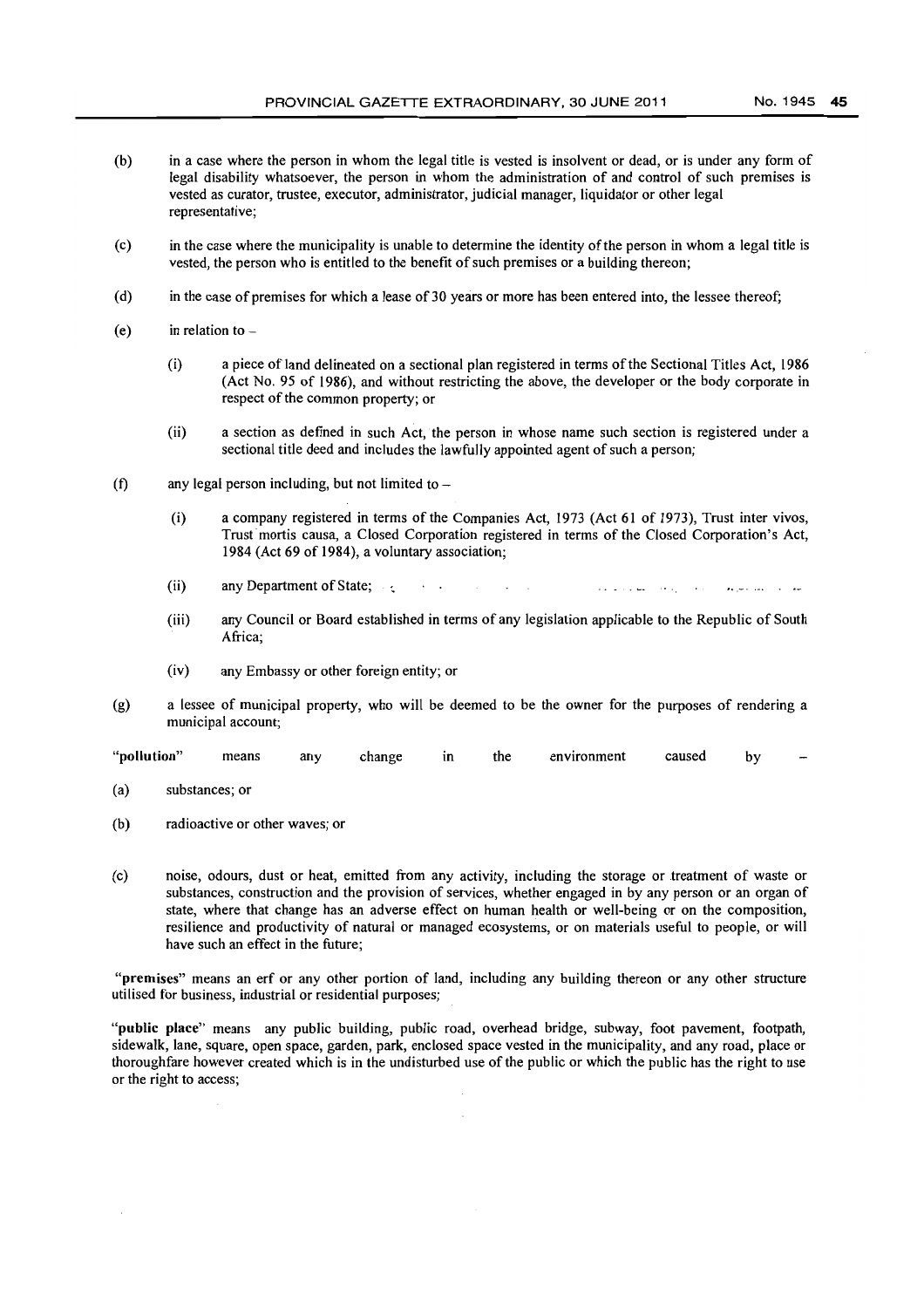(b) in a case where the person in whom the legal title is vested is insolvent or dead, or is under any form of legal disability whatsoever, the person in whom the administration of and control of such premises is vested as curator, trustee, executor, administrator, judicial manager, liquidator or other legal representative;

(c) in the case where the municipality is unable to determine the identity of the person in whom a legal title is vested, the person who is entitled to the benefit of such premises or a building thereon;

(d) in the case of premises for which a lease of 30 years or more has been entered into, the lessee thereof;

(e) in relation to –

(i) a piece of land delineated on a sectional plan registered in terms of the Sectional Titles Act, 1986 (Act No. 95 of 1986), and without restricting the above, the developer or the body corporate in respect of the common property; or

(ii) a section as defined in such Act, the person in whose name such section is registered under a sectional title deed and includes the lawfully appointed agent of such a person;

(f) any legal person including, but not limited to –

(i) a company registered in terms of the Companies Act, 1973 (Act 61 of 1973), Trust inter vivos, Trust mortis causa, a Closed Corporation registered in terms of the Closed Corporation's Act, 1984 (Act 69 of 1984), a voluntary association;

(ii) any Department of State;

(iii) any Council or Board established in terms of any legislation applicable to the Republic of South Africa;

(iv) any Embassy or other foreign entity; or

(g) a lessee of municipal property, who will be deemed to be the owner for the purposes of rendering a municipal account;

**"pollution"** means any change in the environment caused by –

(a) substances; or

(b) radioactive or other waves; or

(c) noise, odours, dust or heat, emitted from any activity, including the storage or treatment of waste or substances, construction and the provision of services, whether engaged in by any person or an organ of state, where that change has an adverse effect on human health or well-being or on the composition, resilience and productivity of natural or managed ecosystems, or on materials useful to people, or will have such an effect in the future;

**"premises"** means an erf or any other portion of land, including any building thereon or any other structure utilised for business, industrial or residential purposes;

**"public place"** means any public building, public road, overhead bridge, subway, foot pavement, footpath, sidewalk, lane, square, open space, garden, park, enclosed space vested in the municipality, and any road, place or thoroughfare however created which is in the undisturbed use of the public or which the public has the right to use or the right to access;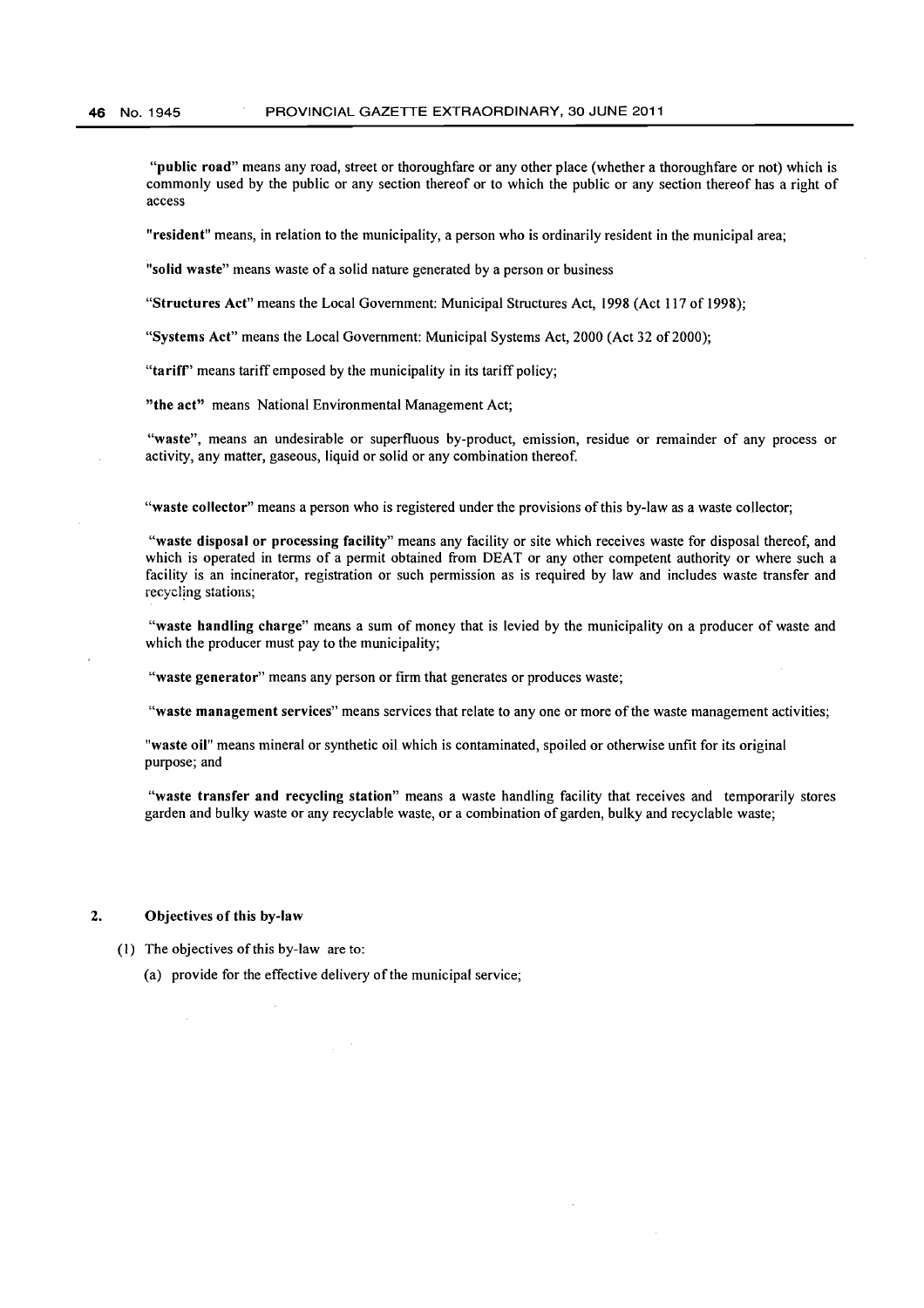"**public road**" means any road, street or thoroughfare or any other place (whether a thoroughfare or not) which is commonly used by the public or any section thereof or to which the public or any section thereof has a right of access

"**resident**" means, in relation to the municipality, a person who is ordinarily resident in the municipal area;

"**solid waste**" means waste of a solid nature generated by a person or business

"**Structures Act**" means the Local Government: Municipal Structures Act, 1998 (Act 117 of 1998);

"**Systems Act**" means the Local Government: Municipal Systems Act, 2000 (Act 32 of 2000);

"**tariff**" means tariff emposed by the municipality in its tariff policy;

"**the act**" means National Environmental Management Act;

"**waste**", means an undesirable or superfluous by-product, emission, residue or remainder of any process or activity, any matter, gaseous, liquid or solid or any combination thereof.

"**waste collector**" means a person who is registered under the provisions of this by-law as a waste collector;

"**waste disposal or processing facility**" means any facility or site which receives waste for disposal thereof, and which is operated in terms of a permit obtained from DEAT or any other competent authority or where such a facility is an incinerator, registration or such permission as is required by law and includes waste transfer and recycling stations;

"**waste handling charge**" means a sum of money that is levied by the municipality on a producer of waste and which the producer must pay to the municipality;

"**waste generator**" means any person or firm that generates or produces waste;

"**waste management services**" means services that relate to any one or more of the waste management activities;

"**waste oil**" means mineral or synthetic oil which is contaminated, spoiled or otherwise unfit for its original purpose; and

"**waste transfer and recycling station**" means a waste handling facility that receives and temporarily stores garden and bulky waste or any recyclable waste, or a combination of garden, bulky and recyclable waste;

## 2. Objectives of this by-law

(1) The objectives of this by-law are to:

(a) provide for the effective delivery of the municipal service;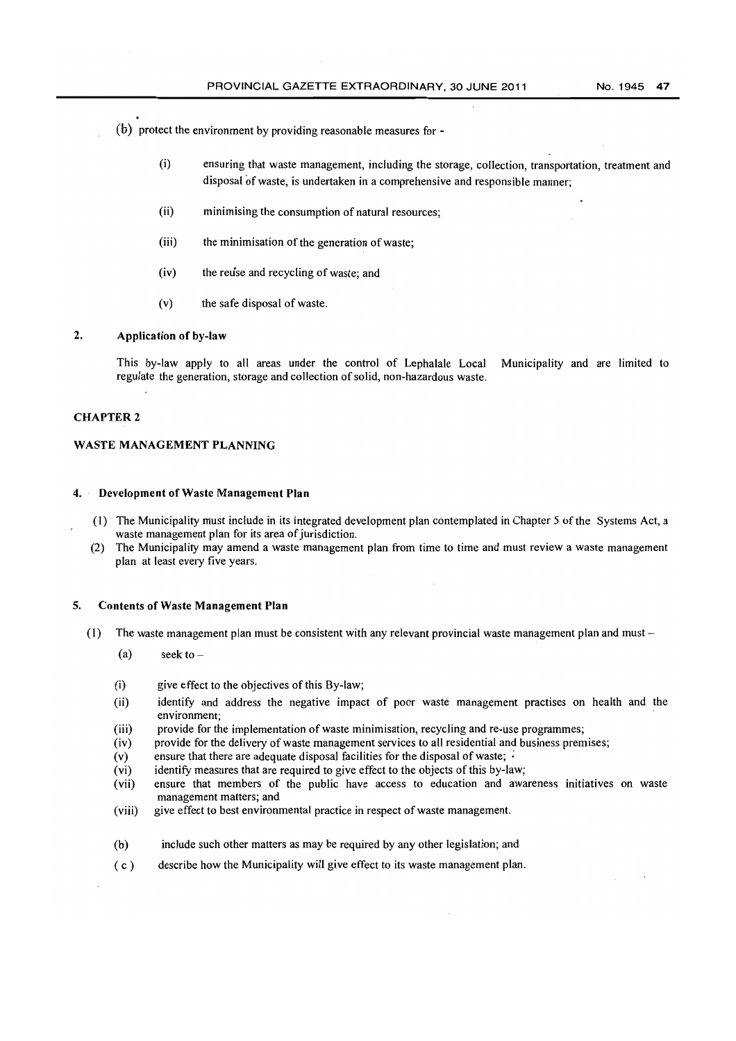(b) protect the environment by providing reasonable measures for -

(i) ensuring that waste management, including the storage, collection, transportation, treatment and disposal of waste, is undertaken in a comprehensive and responsible manner;

(ii) minimising the consumption of natural resources;

(iii) the minimisation of the generation of waste;

(iv) the reuse and recycling of waste; and

(v) the safe disposal of waste.

## 2. Application of by-law

This by-law apply to all areas under the control of Lephalale Local Municipality and are limited to regulate the generation, storage and collection of solid, non-hazardous waste.

## CHAPTER 2

## WASTE MANAGEMENT PLANNING

### 4. Development of Waste Management Plan

(1) The Municipality must include in its integrated development plan contemplated in Chapter 5 of the Systems Act, a waste management plan for its area of jurisdiction.

(2) The Municipality may amend a waste management plan from time to time and must review a waste management plan at least every five years.

### 5. Contents of Waste Management Plan

(1) The waste management plan must be consistent with any relevant provincial waste management plan and must –

(a) seek to –

(i) give effect to the objectives of this By-law;

(ii) identify and address the negative impact of poor waste management practises on health and the environment;

(iii) provide for the implementation of waste minimisation, recycling and re-use programmes;

(iv) provide for the delivery of waste management services to all residential and business premises;

(v) ensure that there are adequate disposal facilities for the disposal of waste;

(vi) identify measures that are required to give effect to the objects of this by-law;

(vii) ensure that members of the public have access to education and awareness initiatives on waste management matters; and

(viii) give effect to best environmental practice in respect of waste management.

(b) include such other matters as may be required by any other legislation; and

(c) describe how the Municipality will give effect to its waste management plan.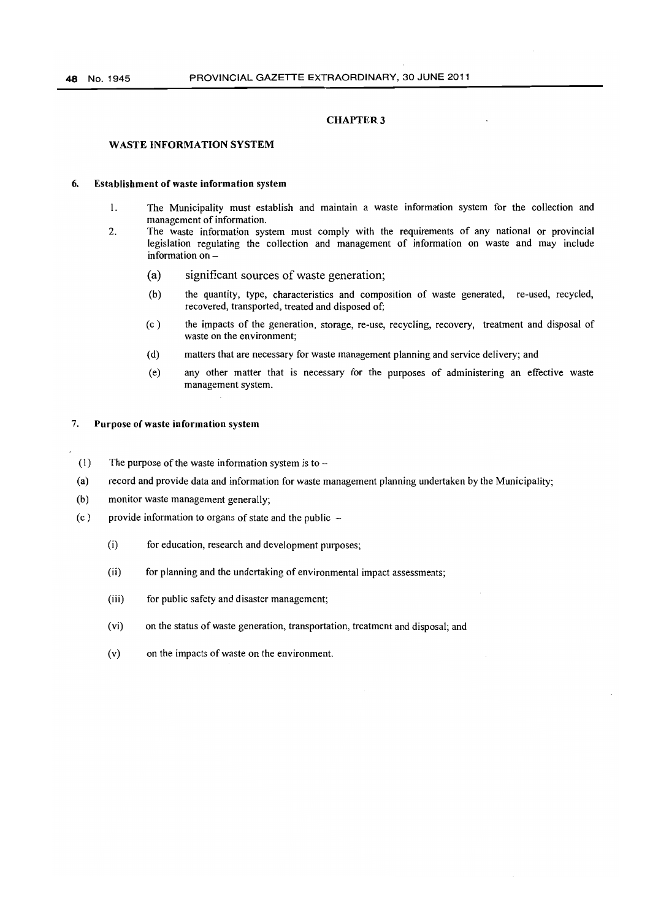## CHAPTER 3

### WASTE INFORMATION SYSTEM

#### 6. Establishment of waste information system

1. The Municipality must establish and maintain a waste information system for the collection and management of information.
2. The waste information system must comply with the requirements of any national or provincial legislation regulating the collection and management of information on waste and may include information on –

   (a) significant sources of waste generation;

   (b) the quantity, type, characteristics and composition of waste generated, re-used, recycled, recovered, transported, treated and disposed of;

   (c) the impacts of the generation, storage, re-use, recycling, recovery, treatment and disposal of waste on the environment;

   (d) matters that are necessary for waste management planning and service delivery; and

   (e) any other matter that is necessary for the purposes of administering an effective waste management system.

#### 7. Purpose of waste information system

(1) The purpose of the waste information system is to –

(a) record and provide data and information for waste management planning undertaken by the Municipality;

(b) monitor waste management generally;

(c) provide information to organs of state and the public –

   (i) for education, research and development purposes;

   (ii) for planning and the undertaking of environmental impact assessments;

   (iii) for public safety and disaster management;

   (vi) on the status of waste generation, transportation, treatment and disposal; and

   (v) on the impacts of waste on the environment.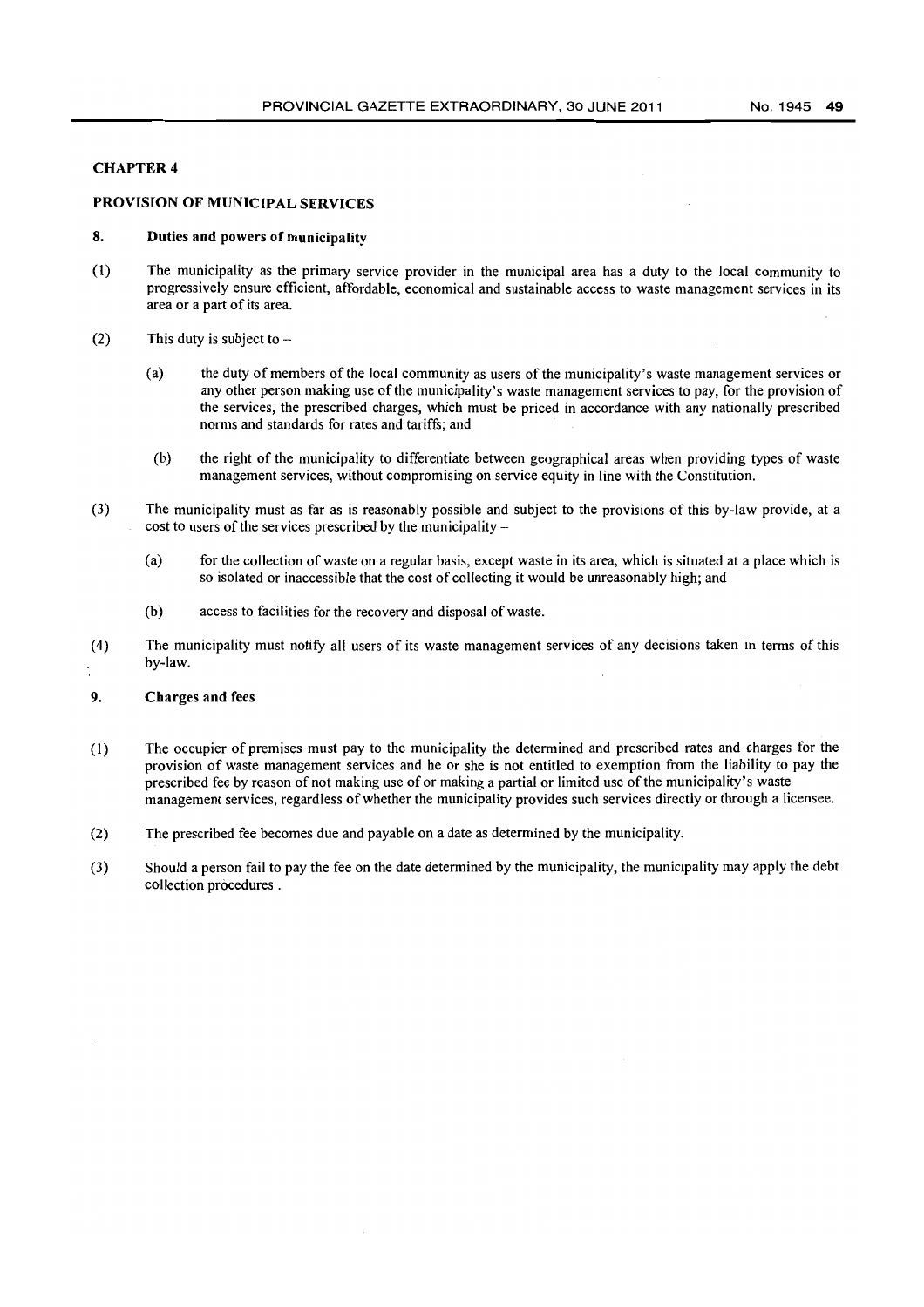## CHAPTER 4

## PROVISION OF MUNICIPAL SERVICES

### 8. Duties and powers of municipality

(1) The municipality as the primary service provider in the municipal area has a duty to the local community to progressively ensure efficient, affordable, economical and sustainable access to waste management services in its area or a part of its area.

(2) This duty is subject to –

(a) the duty of members of the local community as users of the municipality's waste management services or any other person making use of the municipality's waste management services to pay, for the provision of the services, the prescribed charges, which must be priced in accordance with any nationally prescribed norms and standards for rates and tariffs; and

(b) the right of the municipality to differentiate between geographical areas when providing types of waste management services, without compromising on service equity in line with the Constitution.

(3) The municipality must as far as is reasonably possible and subject to the provisions of this by-law provide, at a cost to users of the services prescribed by the municipality –

(a) for the collection of waste on a regular basis, except waste in its area, which is situated at a place which is so isolated or inaccessible that the cost of collecting it would be unreasonably high; and

(b) access to facilities for the recovery and disposal of waste.

(4) The municipality must notify all users of its waste management services of any decisions taken in terms of this by-law.

### 9. Charges and fees

(1) The occupier of premises must pay to the municipality the determined and prescribed rates and charges for the provision of waste management services and he or she is not entitled to exemption from the liability to pay the prescribed fee by reason of not making use of or making a partial or limited use of the municipality's waste management services, regardless of whether the municipality provides such services directly or through a licensee.

(2) The prescribed fee becomes due and payable on a date as determined by the municipality.

(3) Should a person fail to pay the fee on the date determined by the municipality, the municipality may apply the debt collection procedures .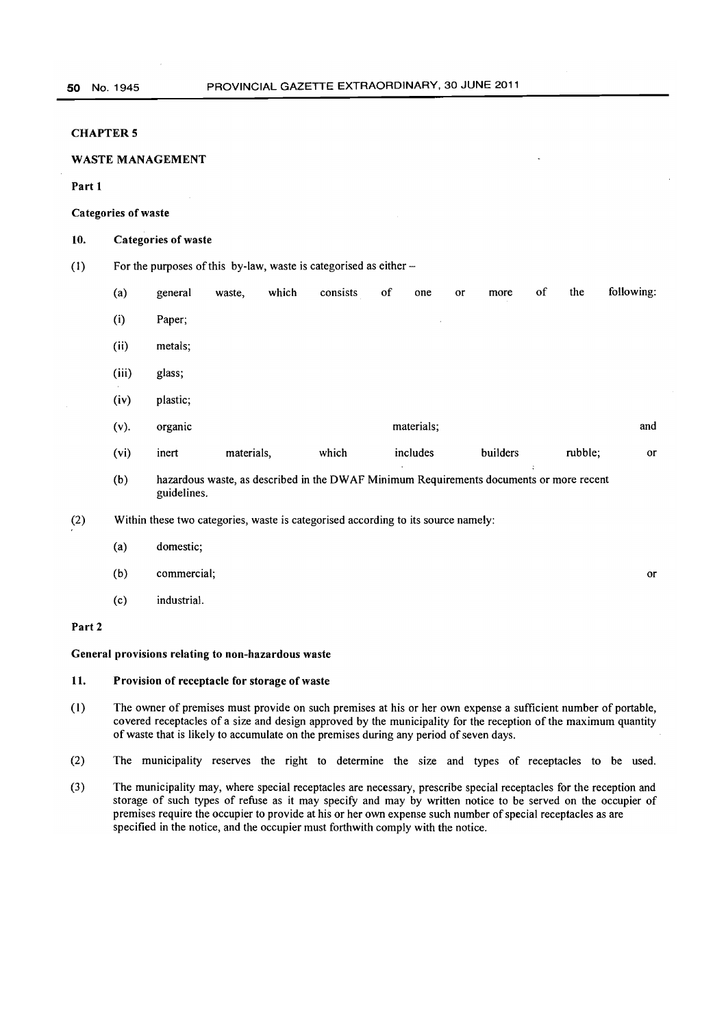## CHAPTER 5

## WASTE MANAGEMENT

### Part 1

### Categories of waste

**10. Categories of waste**

(1) For the purposes of this by-law, waste is categorised as either –

(a) general waste, which consists of one or more of the following:

(i) Paper;

(ii) metals;

(iii) glass;

(iv) plastic;

(v). organic materials; and

(vi) inert materials, which includes builders rubble; or

(b) hazardous waste, as described in the DWAF Minimum Requirements documents or more recent guidelines.

(2) Within these two categories, waste is categorised according to its source namely:

(a) domestic;

(b) commercial; or

(c) industrial.

### Part 2

### General provisions relating to non-hazardous waste

**11. Provision of receptacle for storage of waste**

(1) The owner of premises must provide on such premises at his or her own expense a sufficient number of portable, covered receptacles of a size and design approved by the municipality for the reception of the maximum quantity of waste that is likely to accumulate on the premises during any period of seven days.

(2) The municipality reserves the right to determine the size and types of receptacles to be used.

(3) The municipality may, where special receptacles are necessary, prescribe special receptacles for the reception and storage of such types of refuse as it may specify and may by written notice to be served on the occupier of premises require the occupier to provide at his or her own expense such number of special receptacles as are specified in the notice, and the occupier must forthwith comply with the notice.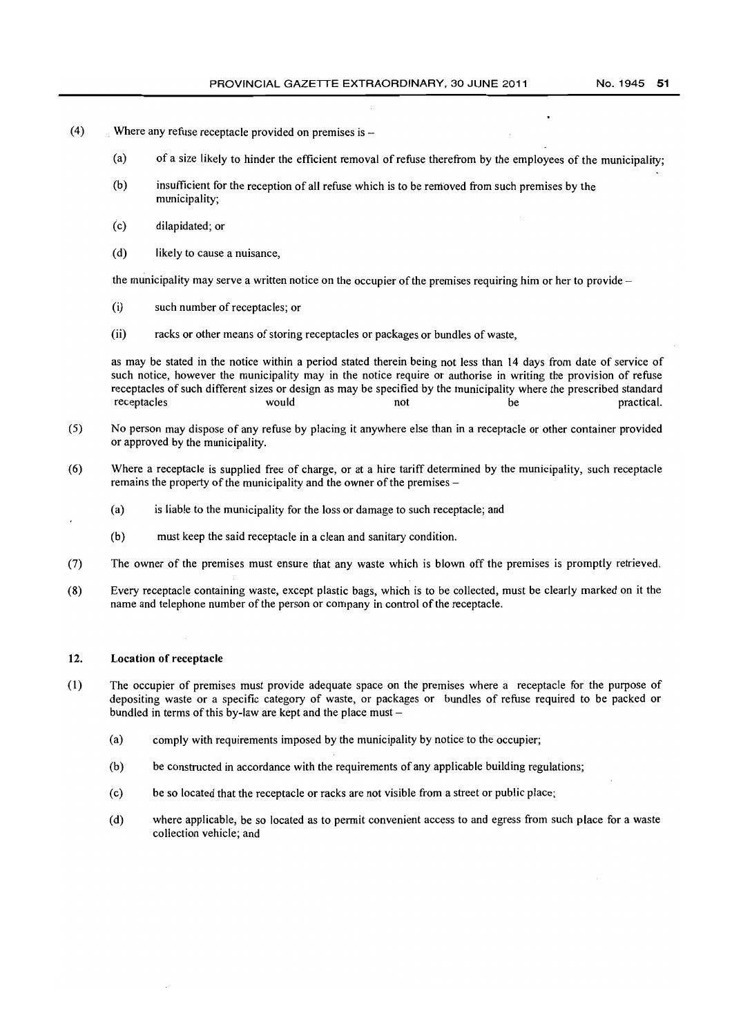(4) Where any refuse receptacle provided on premises is –

  (a) of a size likely to hinder the efficient removal of refuse therefrom by the employees of the municipality;

  (b) insufficient for the reception of all refuse which is to be removed from such premises by the municipality;

  (c) dilapidated; or

  (d) likely to cause a nuisance,

the municipality may serve a written notice on the occupier of the premises requiring him or her to provide –

  (i) such number of receptacles; or

  (ii) racks or other means of storing receptacles or packages or bundles of waste,

as may be stated in the notice within a period stated therein being not less than 14 days from date of service of such notice, however the municipality may in the notice require or authorise in writing the provision of refuse receptacles of such different sizes or design as may be specified by the municipality where the prescribed standard receptacles would not be practical.

(5) No person may dispose of any refuse by placing it anywhere else than in a receptacle or other container provided or approved by the municipality.

(6) Where a receptacle is supplied free of charge, or at a hire tariff determined by the municipality, such receptacle remains the property of the municipality and the owner of the premises –

  (a) is liable to the municipality for the loss or damage to such receptacle; and

  (b) must keep the said receptacle in a clean and sanitary condition.

(7) The owner of the premises must ensure that any waste which is blown off the premises is promptly retrieved.

(8) Every receptacle containing waste, except plastic bags, which is to be collected, must be clearly marked on it the name and telephone number of the person or company in control of the receptacle.

## 12. Location of receptacle

(1) The occupier of premises must provide adequate space on the premises where a receptacle for the purpose of depositing waste or a specific category of waste, or packages or bundles of refuse required to be packed or bundled in terms of this by-law are kept and the place must –

  (a) comply with requirements imposed by the municipality by notice to the occupier;

  (b) be constructed in accordance with the requirements of any applicable building regulations;

  (c) be so located that the receptacle or racks are not visible from a street or public place;

  (d) where applicable, be so located as to permit convenient access to and egress from such place for a waste collection vehicle; and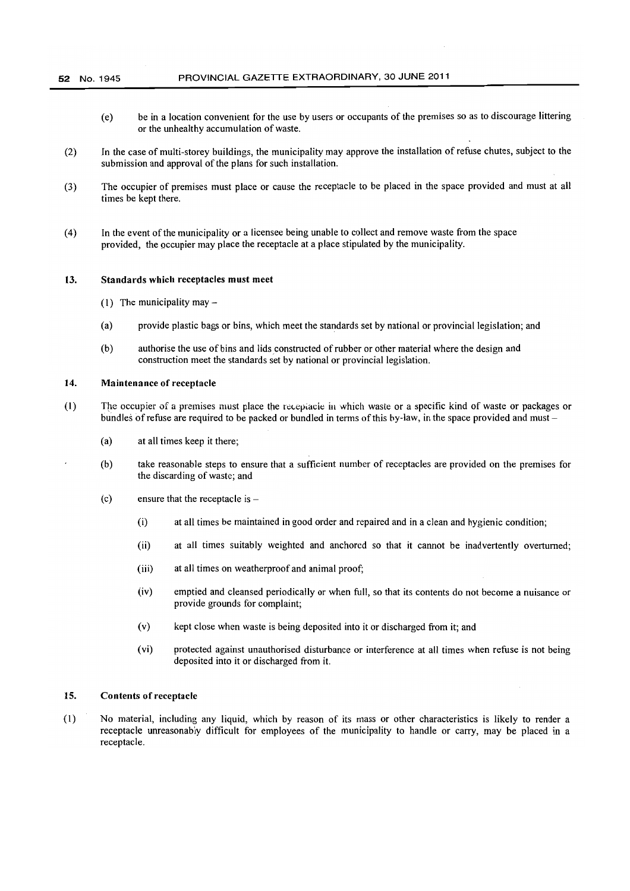(e) be in a location convenient for the use by users or occupants of the premises so as to discourage littering or the unhealthy accumulation of waste.

(2) In the case of multi-storey buildings, the municipality may approve the installation of refuse chutes, subject to the submission and approval of the plans for such installation.

(3) The occupier of premises must place or cause the receptacle to be placed in the space provided and must at all times be kept there.

(4) In the event of the municipality or a licensee being unable to collect and remove waste from the space provided, the occupier may place the receptacle at a place stipulated by the municipality.

### 13. Standards which receptacles must meet

(1) The municipality may –

(a) provide plastic bags or bins, which meet the standards set by national or provincial legislation; and

(b) authorise the use of bins and lids constructed of rubber or other material where the design and construction meet the standards set by national or provincial legislation.

### 14. Maintenance of receptacle

(1) The occupier of a premises must place the receptacle in which waste or a specific kind of waste or packages or bundles of refuse are required to be packed or bundled in terms of this by-law, in the space provided and must –

(a) at all times keep it there;

(b) take reasonable steps to ensure that a sufficient number of receptacles are provided on the premises for the discarding of waste; and

(c) ensure that the receptacle is –

(i) at all times be maintained in good order and repaired and in a clean and hygienic condition;

(ii) at all times suitably weighted and anchored so that it cannot be inadvertently overturned;

(iii) at all times on weatherproof and animal proof;

(iv) emptied and cleansed periodically or when full, so that its contents do not become a nuisance or provide grounds for complaint;

(v) kept close when waste is being deposited into it or discharged from it; and

(vi) protected against unauthorised disturbance or interference at all times when refuse is not being deposited into it or discharged from it.

### 15. Contents of receptacle

(1) No material, including any liquid, which by reason of its mass or other characteristics is likely to render a receptacle unreasonably difficult for employees of the municipality to handle or carry, may be placed in a receptacle.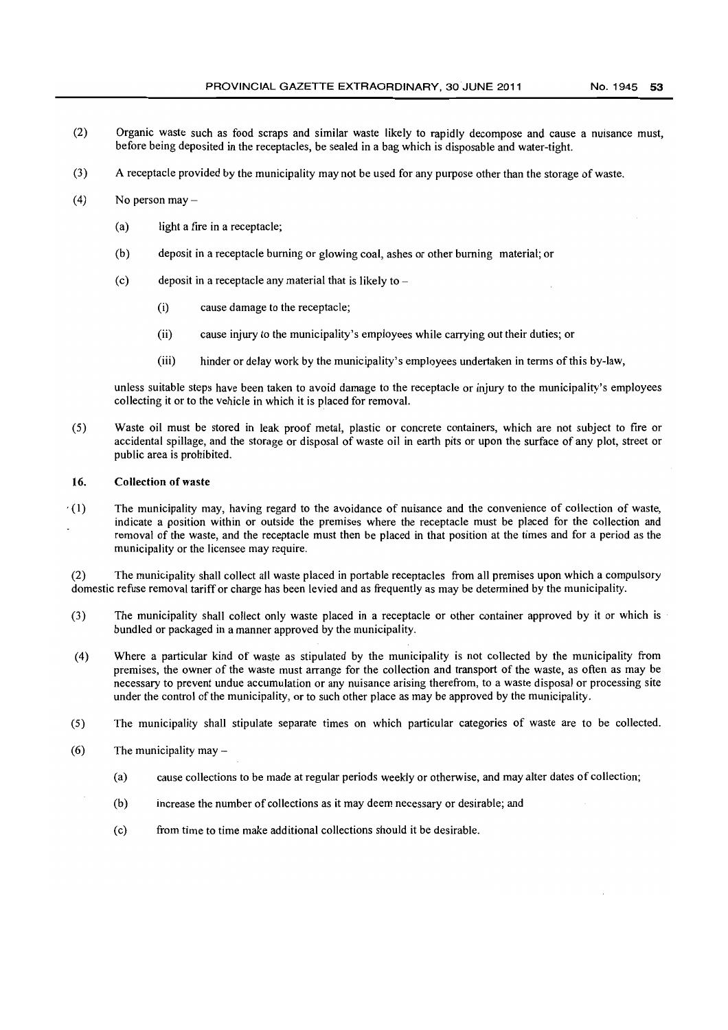(2) Organic waste such as food scraps and similar waste likely to rapidly decompose and cause a nuisance must, before being deposited in the receptacles, be sealed in a bag which is disposable and water-tight.

(3) A receptacle provided by the municipality may not be used for any purpose other than the storage of waste.

(4) No person may –

- (a) light a fire in a receptacle;
- (b) deposit in a receptacle burning or glowing coal, ashes or other burning material; or
- (c) deposit in a receptacle any material that is likely to –
  - (i) cause damage to the receptacle;
  - (ii) cause injury to the municipality's employees while carrying out their duties; or
  - (iii) hinder or delay work by the municipality's employees undertaken in terms of this by-law,

unless suitable steps have been taken to avoid damage to the receptacle or injury to the municipality's employees collecting it or to the vehicle in which it is placed for removal.

(5) Waste oil must be stored in leak proof metal, plastic or concrete containers, which are not subject to fire or accidental spillage, and the storage or disposal of waste oil in earth pits or upon the surface of any plot, street or public area is prohibited.

### 16. Collection of waste

(1) The municipality may, having regard to the avoidance of nuisance and the convenience of collection of waste, indicate a position within or outside the premises where the receptacle must be placed for the collection and removal of the waste, and the receptacle must then be placed in that position at the times and for a period as the municipality or the licensee may require.

(2) The municipality shall collect all waste placed in portable receptacles from all premises upon which a compulsory domestic refuse removal tariff or charge has been levied and as frequently as may be determined by the municipality.

(3) The municipality shall collect only waste placed in a receptacle or other container approved by it or which is bundled or packaged in a manner approved by the municipality.

(4) Where a particular kind of waste as stipulated by the municipality is not collected by the municipality from premises, the owner of the waste must arrange for the collection and transport of the waste, as often as may be necessary to prevent undue accumulation or any nuisance arising therefrom, to a waste disposal or processing site under the control of the municipality, or to such other place as may be approved by the municipality.

(5) The municipality shall stipulate separate times on which particular categories of waste are to be collected.

(6) The municipality may –

- (a) cause collections to be made at regular periods weekly or otherwise, and may alter dates of collection;
- (b) increase the number of collections as it may deem necessary or desirable; and
- (c) from time to time make additional collections should it be desirable.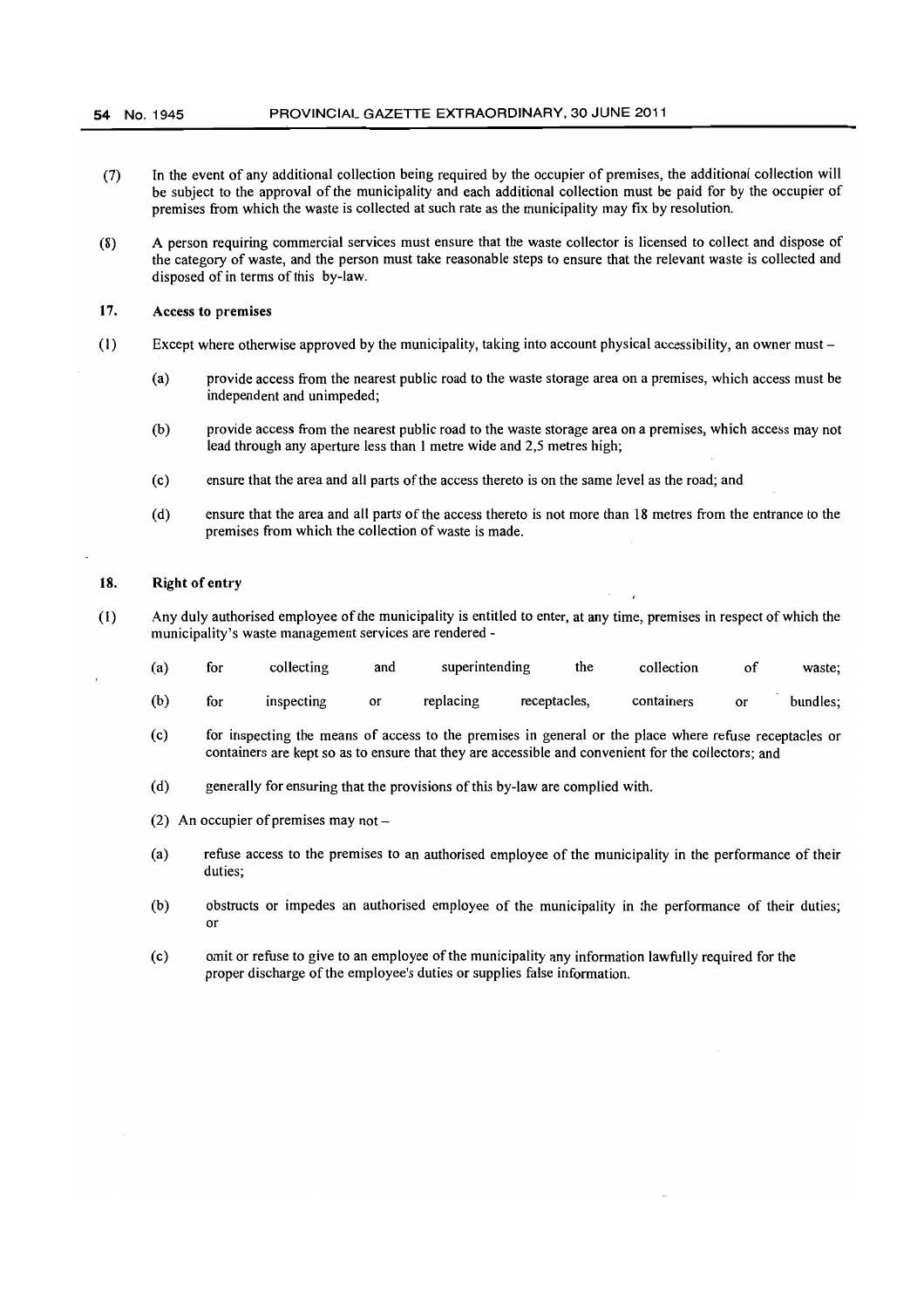(7) In the event of any additional collection being required by the occupier of premises, the additional collection will be subject to the approval of the municipality and each additional collection must be paid for by the occupier of premises from which the waste is collected at such rate as the municipality may fix by resolution.

(8) A person requiring commercial services must ensure that the waste collector is licensed to collect and dispose of the category of waste, and the person must take reasonable steps to ensure that the relevant waste is collected and disposed of in terms of this by-law.

## 17. Access to premises

(1) Except where otherwise approved by the municipality, taking into account physical accessibility, an owner must –

(a) provide access from the nearest public road to the waste storage area on a premises, which access must be independent and unimpeded;

(b) provide access from the nearest public road to the waste storage area on a premises, which access may not lead through any aperture less than 1 metre wide and 2,5 metres high;

(c) ensure that the area and all parts of the access thereto is on the same level as the road; and

(d) ensure that the area and all parts of the access thereto is not more than 18 metres from the entrance to the premises from which the collection of waste is made.

## 18. Right of entry

(1) Any duly authorised employee of the municipality is entitled to enter, at any time, premises in respect of which the municipality's waste management services are rendered -

(a) for collecting and superintending the collection of waste;

(b) for inspecting or replacing receptacles, containers or bundles;

(c) for inspecting the means of access to the premises in general or the place where refuse receptacles or containers are kept so as to ensure that they are accessible and convenient for the collectors; and

(d) generally for ensuring that the provisions of this by-law are complied with.

(2) An occupier of premises may not –

(a) refuse access to the premises to an authorised employee of the municipality in the performance of their duties;

(b) obstructs or impedes an authorised employee of the municipality in the performance of their duties; or

(c) omit or refuse to give to an employee of the municipality any information lawfully required for the proper discharge of the employee's duties or supplies false information.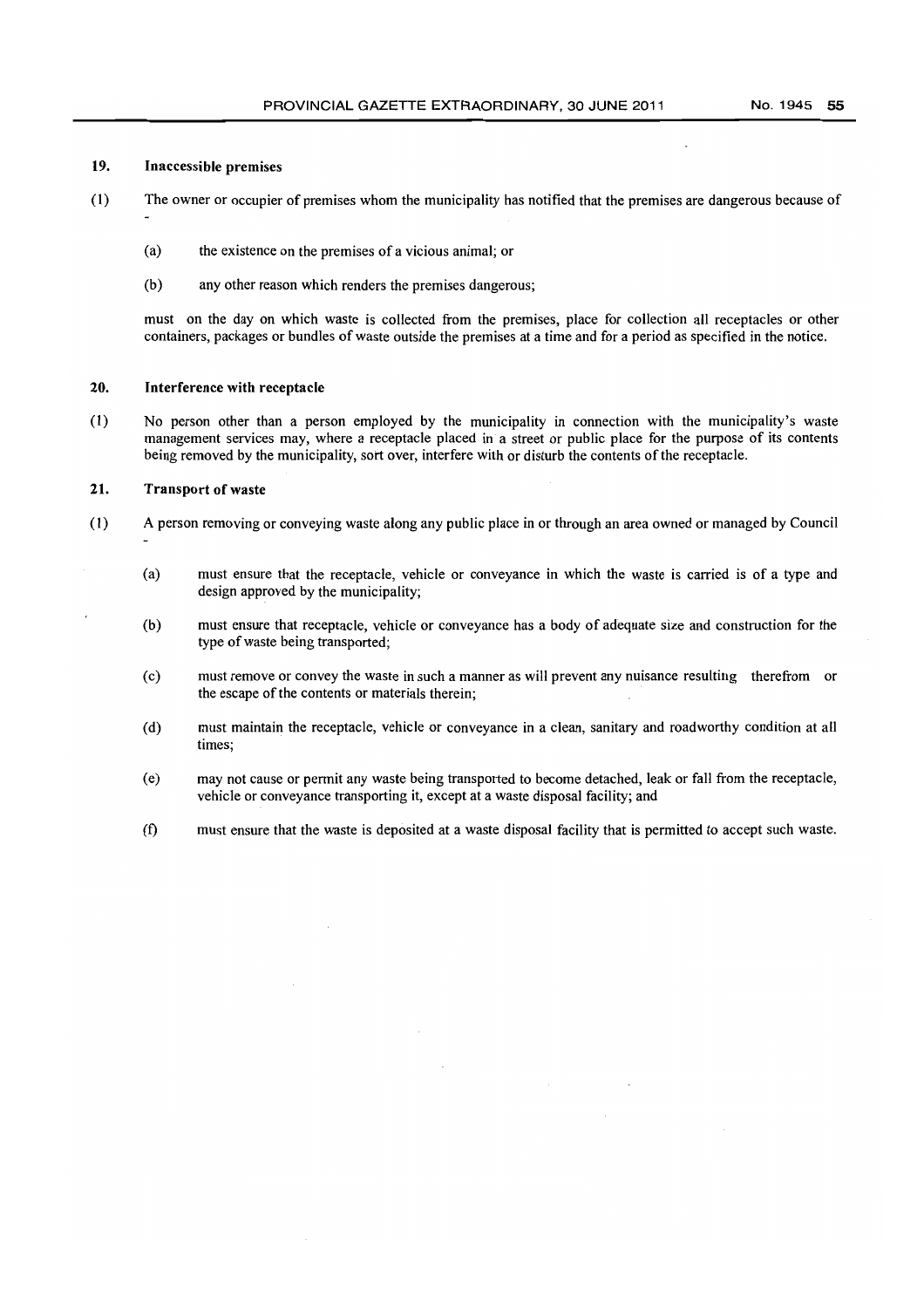## 19. Inaccessible premises

(1) The owner or occupier of premises whom the municipality has notified that the premises are dangerous because of -

(a) the existence on the premises of a vicious animal; or

(b) any other reason which renders the premises dangerous;

must on the day on which waste is collected from the premises, place for collection all receptacles or other containers, packages or bundles of waste outside the premises at a time and for a period as specified in the notice.

## 20. Interference with receptacle

(1) No person other than a person employed by the municipality in connection with the municipality's waste management services may, where a receptacle placed in a street or public place for the purpose of its contents being removed by the municipality, sort over, interfere with or disturb the contents of the receptacle.

## 21. Transport of waste

(1) A person removing or conveying waste along any public place in or through an area owned or managed by Council -

(a) must ensure that the receptacle, vehicle or conveyance in which the waste is carried is of a type and design approved by the municipality;

(b) must ensure that receptacle, vehicle or conveyance has a body of adequate size and construction for the type of waste being transported;

(c) must remove or convey the waste in such a manner as will prevent any nuisance resulting therefrom or the escape of the contents or materials therein;

(d) must maintain the receptacle, vehicle or conveyance in a clean, sanitary and roadworthy condition at all times;

(e) may not cause or permit any waste being transported to become detached, leak or fall from the receptacle, vehicle or conveyance transporting it, except at a waste disposal facility; and

(f) must ensure that the waste is deposited at a waste disposal facility that is permitted to accept such waste.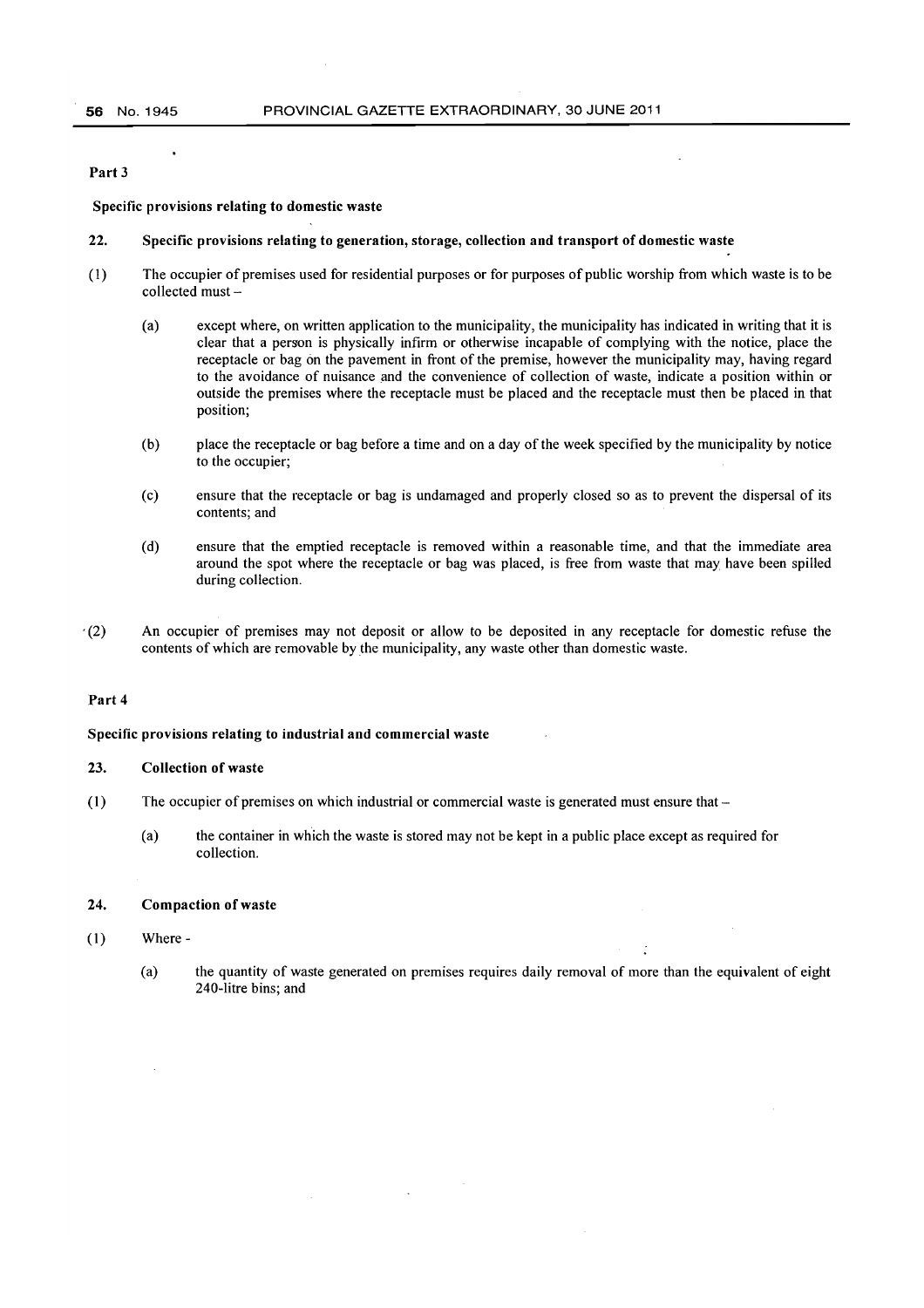## Part 3

### Specific provisions relating to domestic waste

#### 22. Specific provisions relating to generation, storage, collection and transport of domestic waste

(1) The occupier of premises used for residential purposes or for purposes of public worship from which waste is to be collected must –

(a) except where, on written application to the municipality, the municipality has indicated in writing that it is clear that a person is physically infirm or otherwise incapable of complying with the notice, place the receptacle or bag on the pavement in front of the premise, however the municipality may, having regard to the avoidance of nuisance and the convenience of collection of waste, indicate a position within or outside the premises where the receptacle must be placed and the receptacle must then be placed in that position;

(b) place the receptacle or bag before a time and on a day of the week specified by the municipality by notice to the occupier;

(c) ensure that the receptacle or bag is undamaged and properly closed so as to prevent the dispersal of its contents; and

(d) ensure that the emptied receptacle is removed within a reasonable time, and that the immediate area around the spot where the receptacle or bag was placed, is free from waste that may have been spilled during collection.

(2) An occupier of premises may not deposit or allow to be deposited in any receptacle for domestic refuse the contents of which are removable by the municipality, any waste other than domestic waste.

## Part 4

### Specific provisions relating to industrial and commercial waste

#### 23. Collection of waste

(1) The occupier of premises on which industrial or commercial waste is generated must ensure that –

(a) the container in which the waste is stored may not be kept in a public place except as required for collection.

#### 24. Compaction of waste

(1) Where -

(a) the quantity of waste generated on premises requires daily removal of more than the equivalent of eight 240-litre bins; and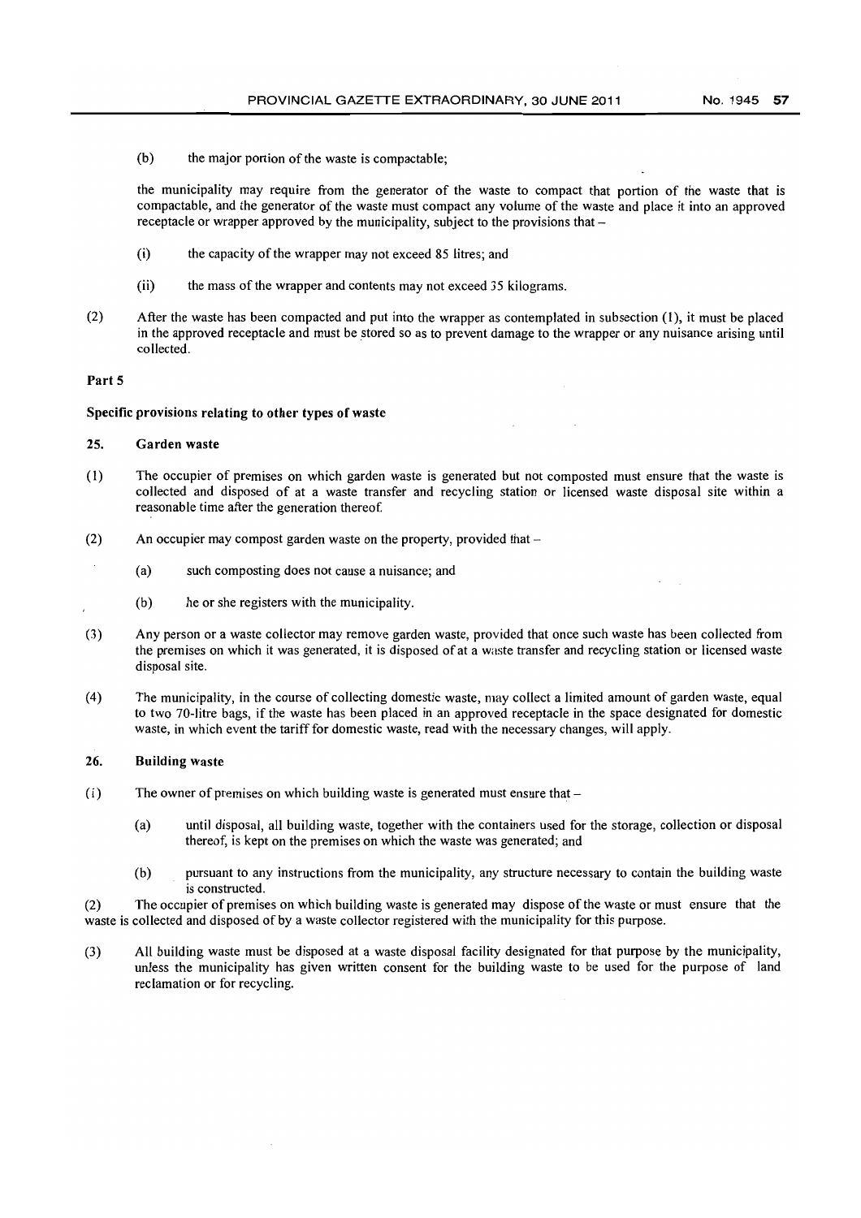(b) the major portion of the waste is compactable;

the municipality may require from the generator of the waste to compact that portion of the waste that is compactable, and the generator of the waste must compact any volume of the waste and place it into an approved receptacle or wrapper approved by the municipality, subject to the provisions that –

(i) the capacity of the wrapper may not exceed 85 litres; and

(ii) the mass of the wrapper and contents may not exceed 35 kilograms.

(2) After the waste has been compacted and put into the wrapper as contemplated in subsection (1), it must be placed in the approved receptacle and must be stored so as to prevent damage to the wrapper or any nuisance arising until collected.

**Part 5**

**Specific provisions relating to other types of waste**

**25. Garden waste**

(1) The occupier of premises on which garden waste is generated but not composted must ensure that the waste is collected and disposed of at a waste transfer and recycling station or licensed waste disposal site within a reasonable time after the generation thereof.

(2) An occupier may compost garden waste on the property, provided that –

(a) such composting does not cause a nuisance; and

(b) he or she registers with the municipality.

(3) Any person or a waste collector may remove garden waste, provided that once such waste has been collected from the premises on which it was generated, it is disposed of at a waste transfer and recycling station or licensed waste disposal site.

(4) The municipality, in the course of collecting domestic waste, may collect a limited amount of garden waste, equal to two 70-litre bags, if the waste has been placed in an approved receptacle in the space designated for domestic waste, in which event the tariff for domestic waste, read with the necessary changes, will apply.

**26. Building waste**

(1) The owner of premises on which building waste is generated must ensure that –

(a) until disposal, all building waste, together with the containers used for the storage, collection or disposal thereof, is kept on the premises on which the waste was generated; and

(b) pursuant to any instructions from the municipality, any structure necessary to contain the building waste is constructed.

(2) The occupier of premises on which building waste is generated may dispose of the waste or must ensure that the waste is collected and disposed of by a waste collector registered with the municipality for this purpose.

(3) All building waste must be disposed at a waste disposal facility designated for that purpose by the municipality, unless the municipality has given written consent for the building waste to be used for the purpose of land reclamation or for recycling.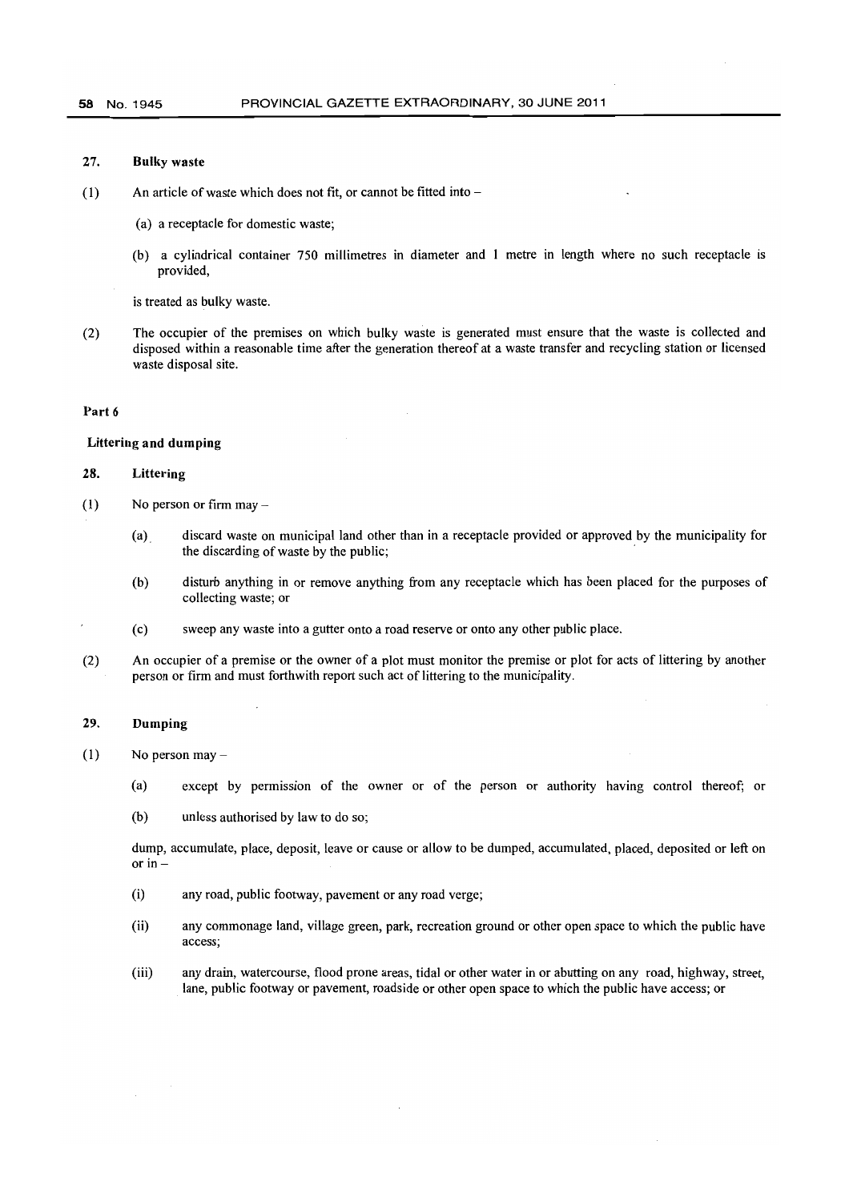### 27. Bulky waste

(1) An article of waste which does not fit, or cannot be fitted into –

(a) a receptacle for domestic waste;

(b) a cylindrical container 750 millimetres in diameter and 1 metre in length where no such receptacle is provided,

is treated as bulky waste.

(2) The occupier of the premises on which bulky waste is generated must ensure that the waste is collected and disposed within a reasonable time after the generation thereof at a waste transfer and recycling station or licensed waste disposal site.

## Part 6

## Littering and dumping

### 28. Littering

(1) No person or firm may –

(a) discard waste on municipal land other than in a receptacle provided or approved by the municipality for the discarding of waste by the public;

(b) disturb anything in or remove anything from any receptacle which has been placed for the purposes of collecting waste; or

(c) sweep any waste into a gutter onto a road reserve or onto any other public place.

(2) An occupier of a premise or the owner of a plot must monitor the premise or plot for acts of littering by another person or firm and must forthwith report such act of littering to the municipality.

### 29. Dumping

(1) No person may –

(a) except by permission of the owner or of the person or authority having control thereof; or

(b) unless authorised by law to do so;

dump, accumulate, place, deposit, leave or cause or allow to be dumped, accumulated, placed, deposited or left on or in –

(i) any road, public footway, pavement or any road verge;

(ii) any commonage land, village green, park, recreation ground or other open space to which the public have access;

(iii) any drain, watercourse, flood prone areas, tidal or other water in or abutting on any road, highway, street, lane, public footway or pavement, roadside or other open space to which the public have access; or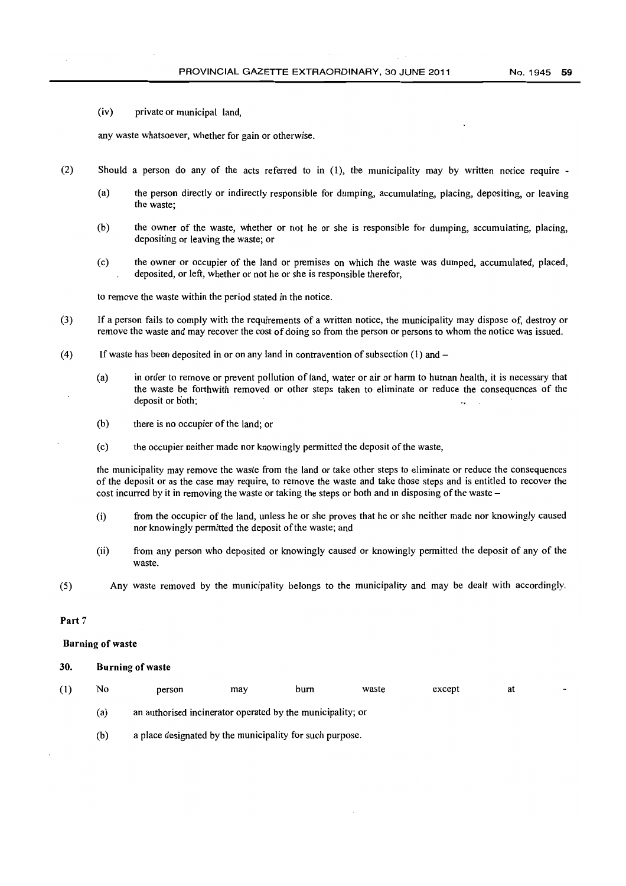(iv) private or municipal land,

any waste whatsoever, whether for gain or otherwise.

(2) Should a person do any of the acts referred to in (1), the municipality may by written notice require -

(a) the person directly or indirectly responsible for dumping, accumulating, placing, depositing, or leaving the waste;

(b) the owner of the waste, whether or not he or she is responsible for dumping, accumulating, placing, depositing or leaving the waste; or

(c) the owner or occupier of the land or premises on which the waste was dumped, accumulated, placed, deposited, or left, whether or not he or she is responsible therefor,

to remove the waste within the period stated in the notice.

(3) If a person fails to comply with the requirements of a written notice, the municipality may dispose of, destroy or remove the waste and may recover the cost of doing so from the person or persons to whom the notice was issued.

(4) If waste has been deposited in or on any land in contravention of subsection (1) and –

(a) in order to remove or prevent pollution of land, water or air or harm to human health, it is necessary that the waste be forthwith removed or other steps taken to eliminate or reduce the consequences of the deposit or both;

(b) there is no occupier of the land; or

(c) the occupier neither made nor knowingly permitted the deposit of the waste,

the municipality may remove the waste from the land or take other steps to eliminate or reduce the consequences of the deposit or as the case may require, to remove the waste and take those steps and is entitled to recover the cost incurred by it in removing the waste or taking the steps or both and in disposing of the waste –

(i) from the occupier of the land, unless he or she proves that he or she neither made nor knowingly caused nor knowingly permitted the deposit of the waste; and

(ii) from any person who deposited or knowingly caused or knowingly permitted the deposit of any of the waste.

(5) Any waste removed by the municipality belongs to the municipality and may be dealt with accordingly.

**Part 7**

**Burning of waste**

**30. Burning of waste**

(1) No person may burn waste except at -

(a) an authorised incinerator operated by the municipality; or

(b) a place designated by the municipality for such purpose.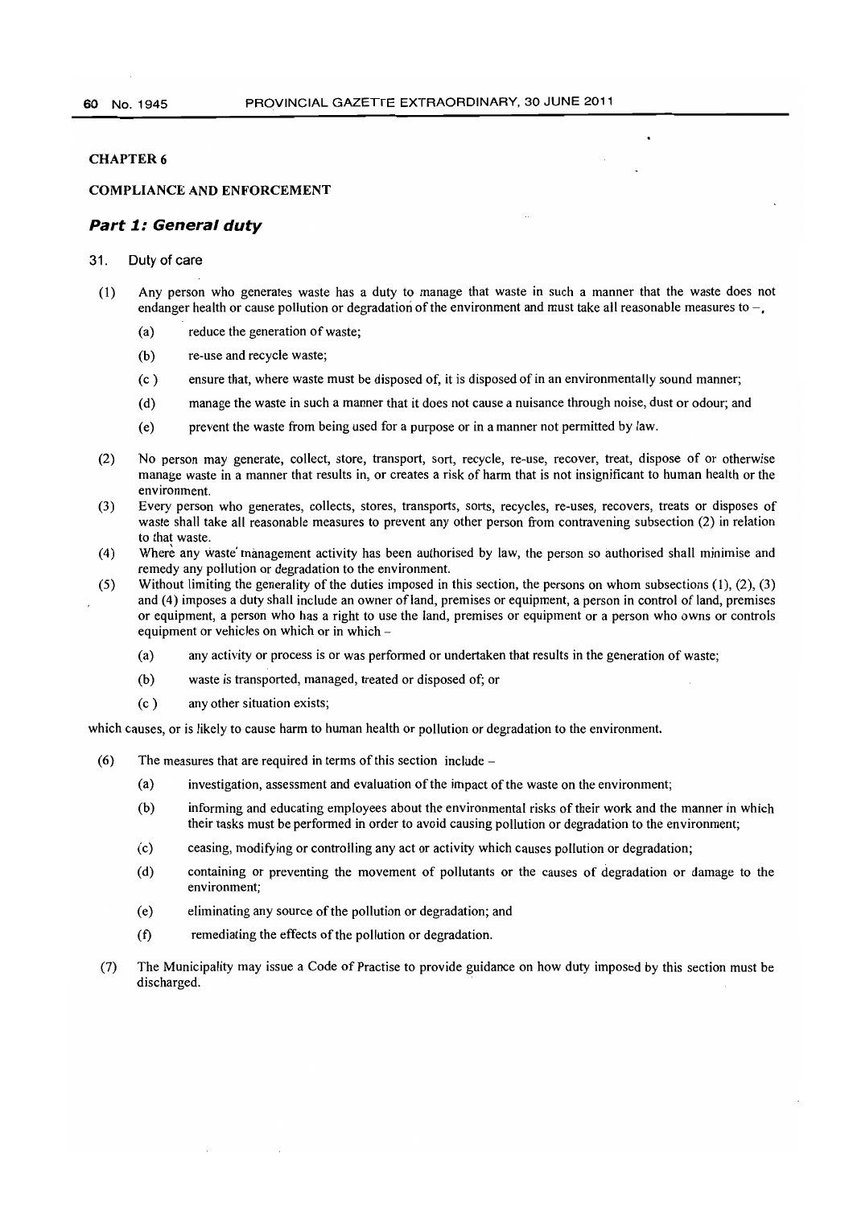**CHAPTER 6**

**COMPLIANCE AND ENFORCEMENT**

### *Part 1: General duty*

31. Duty of care

(1) Any person who generates waste has a duty to manage that waste in such a manner that the waste does not endanger health or cause pollution or degradation of the environment and must take all reasonable measures to –,

  (a) reduce the generation of waste;

  (b) re-use and recycle waste;

  (c ) ensure that, where waste must be disposed of, it is disposed of in an environmentally sound manner;

  (d) manage the waste in such a manner that it does not cause a nuisance through noise, dust or odour; and

  (e) prevent the waste from being used for a purpose or in a manner not permitted by law.

(2) No person may generate, collect, store, transport, sort, recycle, re-use, recover, treat, dispose of or otherwise manage waste in a manner that results in, or creates a risk of harm that is not insignificant to human health or the environment.

(3) Every person who generates, collects, stores, transports, sorts, recycles, re-uses, recovers, treats or disposes of waste shall take all reasonable measures to prevent any other person from contravening subsection (2) in relation to that waste.

(4) Where any waste management activity has been authorised by law, the person so authorised shall minimise and remedy any pollution or degradation to the environment.

(5) Without limiting the generality of the duties imposed in this section, the persons on whom subsections (1), (2), (3) and (4) imposes a duty shall include an owner of land, premises or equipment, a person in control of land, premises or equipment, a person who has a right to use the land, premises or equipment or a person who owns or controls equipment or vehicles on which or in which –

  (a) any activity or process is or was performed or undertaken that results in the generation of waste;

  (b) waste is transported, managed, treated or disposed of; or

  (c ) any other situation exists;

which causes, or is likely to cause harm to human health or pollution or degradation to the environment.

(6) The measures that are required in terms of this section include –

  (a) investigation, assessment and evaluation of the impact of the waste on the environment;

  (b) informing and educating employees about the environmental risks of their work and the manner in which their tasks must be performed in order to avoid causing pollution or degradation to the environment;

  (c) ceasing, modifying or controlling any act or activity which causes pollution or degradation;

  (d) containing or preventing the movement of pollutants or the causes of degradation or damage to the environment;

  (e) eliminating any source of the pollution or degradation; and

  (f) remediating the effects of the pollution or degradation.

(7) The Municipality may issue a Code of Practise to provide guidance on how duty imposed by this section must be discharged.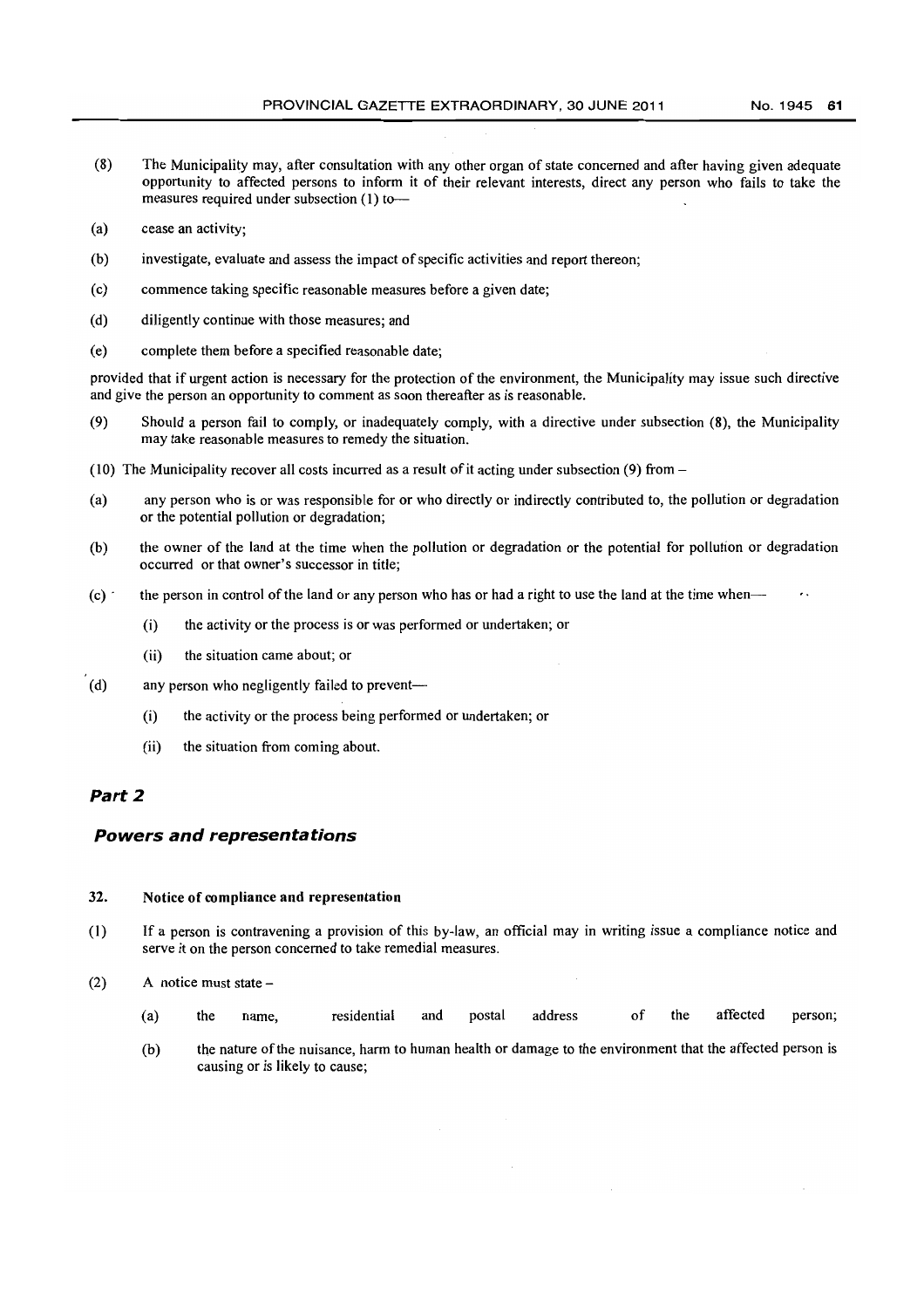(8) The Municipality may, after consultation with any other organ of state concerned and after having given adequate opportunity to affected persons to inform it of their relevant interests, direct any person who fails to take the measures required under subsection (1) to—

(a) cease an activity;

(b) investigate, evaluate and assess the impact of specific activities and report thereon;

(c) commence taking specific reasonable measures before a given date;

(d) diligently continue with those measures; and

(e) complete them before a specified reasonable date;

provided that if urgent action is necessary for the protection of the environment, the Municipality may issue such directive and give the person an opportunity to comment as soon thereafter as is reasonable.

(9) Should a person fail to comply, or inadequately comply, with a directive under subsection (8), the Municipality may take reasonable measures to remedy the situation.

(10) The Municipality recover all costs incurred as a result of it acting under subsection (9) from –

(a) any person who is or was responsible for or who directly or indirectly contributed to, the pollution or degradation or the potential pollution or degradation;

(b) the owner of the land at the time when the pollution or degradation or the potential for pollution or degradation occurred or that owner's successor in title;

(c) the person in control of the land or any person who has or had a right to use the land at the time when—

  (i) the activity or the process is or was performed or undertaken; or

  (ii) the situation came about; or

(d) any person who negligently failed to prevent—

  (i) the activity or the process being performed or undertaken; or

  (ii) the situation from coming about.

## *Part 2*

## *Powers and representations*

### 32. Notice of compliance and representation

(1) If a person is contravening a provision of this by-law, an official may in writing issue a compliance notice and serve it on the person concerned to take remedial measures.

(2) A notice must state –

  (a) the name, residential and postal address of the affected person;

  (b) the nature of the nuisance, harm to human health or damage to the environment that the affected person is causing or is likely to cause;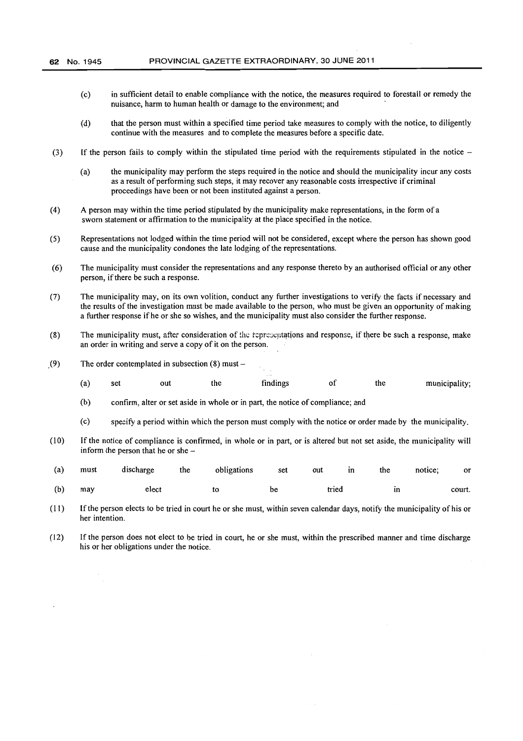(c) in sufficient detail to enable compliance with the notice, the measures required to forestall or remedy the nuisance, harm to human health or damage to the environment; and

(d) that the person must within a specified time period take measures to comply with the notice, to diligently continue with the measures and to complete the measures before a specific date.

(3) If the person fails to comply within the stipulated time period with the requirements stipulated in the notice –

(a) the municipality may perform the steps required in the notice and should the municipality incur any costs as a result of performing such steps, it may recover any reasonable costs irrespective if criminal proceedings have been or not been instituted against a person.

(4) A person may within the time period stipulated by the municipality make representations, in the form of a sworn statement or affirmation to the municipality at the place specified in the notice.

(5) Representations not lodged within the time period will not be considered, except where the person has shown good cause and the municipality condones the late lodging of the representations.

(6) The municipality must consider the representations and any response thereto by an authorised official or any other person, if there be such a response.

(7) The municipality may, on its own volition, conduct any further investigations to verify the facts if necessary and the results of the investigation must be made available to the person, who must be given an opportunity of making a further response if he or she so wishes, and the municipality must also consider the further response.

(8) The municipality must, after consideration of the representations and response, if there be such a response, make an order in writing and serve a copy of it on the person.

(9) The order contemplated in subsection (8) must –

(a) set out the findings of the municipality;

(b) confirm, alter or set aside in whole or in part, the notice of compliance; and

(c) specify a period within which the person must comply with the notice or order made by the municipality.

(10) If the notice of compliance is confirmed, in whole or in part, or is altered but not set aside, the municipality will inform the person that he or she –

(a) must discharge the obligations set out in the notice; or

(b) may elect to be tried in court.

(11) If the person elects to be tried in court he or she must, within seven calendar days, notify the municipality of his or her intention.

(12) If the person does not elect to be tried in court, he or she must, within the prescribed manner and time discharge his or her obligations under the notice.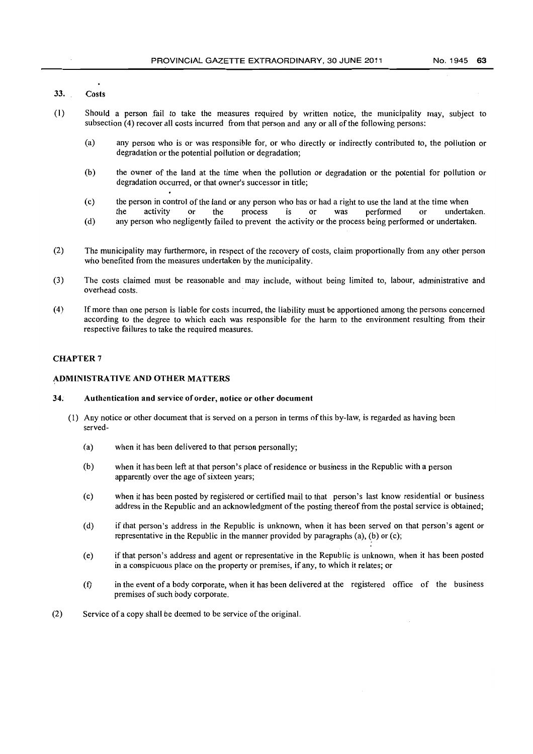### 33. Costs

(1) Should a person fail to take the measures required by written notice, the municipality may, subject to subsection (4) recover all costs incurred from that person and any or all of the following persons:

(a) any person who is or was responsible for, or who directly or indirectly contributed to, the pollution or degradation or the potential pollution or degradation;

(b) the owner of the land at the time when the pollution or degradation or the potential for pollution or degradation occurred, or that owner's successor in title;

(c) the person in control of the land or any person who has or had a right to use the land at the time when the activity or the process is or was performed or undertaken.

(d) any person who negligently failed to prevent the activity or the process being performed or undertaken.

(2) The municipality may furthermore, in respect of the recovery of costs, claim proportionally from any other person who benefited from the measures undertaken by the municipality.

(3) The costs claimed must be reasonable and may include, without being limited to, labour, administrative and overhead costs.

(4) If more than one person is liable for costs incurred, the liability must be apportioned among the persons concerned according to the degree to which each was responsible for the harm to the environment resulting from their respective failures to take the required measures.

## CHAPTER 7

## ADMINISTRATIVE AND OTHER MATTERS

### 34. Authentication and service of order, notice or other document

(1) Any notice or other document that is served on a person in terms of this by-law, is regarded as having been served-

(a) when it has been delivered to that person personally;

(b) when it has been left at that person's place of residence or business in the Republic with a person apparently over the age of sixteen years;

(c) when it has been posted by registered or certified mail to that person's last know residential or business address in the Republic and an acknowledgment of the posting thereof from the postal service is obtained;

(d) if that person's address in the Republic is unknown, when it has been served on that person's agent or representative in the Republic in the manner provided by paragraphs (a), (b) or (c);

(e) if that person's address and agent or representative in the Republic is unknown, when it has been posted in a conspicuous place on the property or premises, if any, to which it relates; or

(f) in the event of a body corporate, when it has been delivered at the registered office of the business premises of such body corporate.

(2) Service of a copy shall be deemed to be service of the original.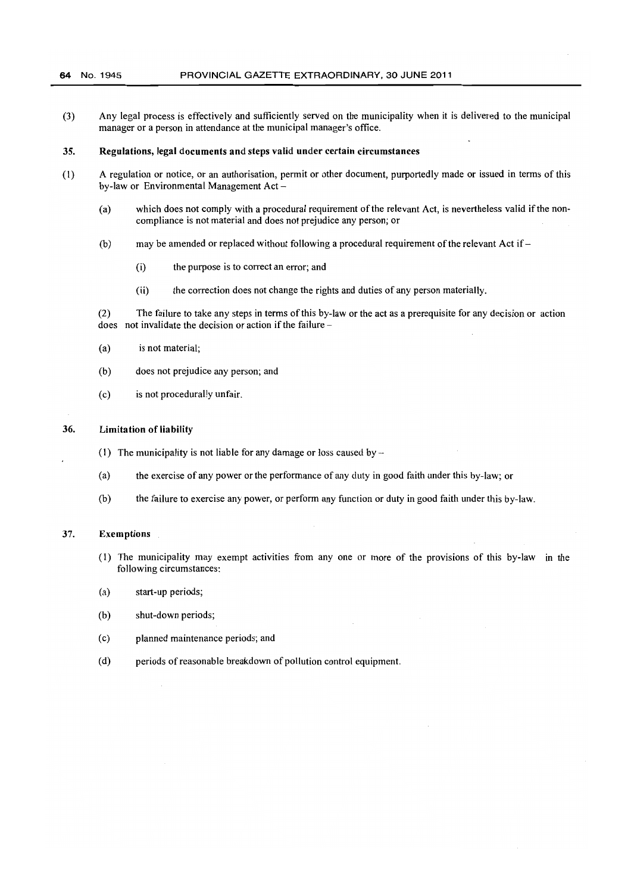(3) Any legal process is effectively and sufficiently served on the municipality when it is delivered to the municipal manager or a person in attendance at the municipal manager's office.

## 35. Regulations, legal documents and steps valid under certain circumstances

(1) A regulation or notice, or an authorisation, permit or other document, purportedly made or issued in terms of this by-law or Environmental Management Act –

- (a) which does not comply with a procedural requirement of the relevant Act, is nevertheless valid if the non-compliance is not material and does not prejudice any person; or
- (b) may be amended or replaced without following a procedural requirement of the relevant Act if –
  - (i) the purpose is to correct an error; and
  - (ii) the correction does not change the rights and duties of any person materially.

(2) The failure to take any steps in terms of this by-law or the act as a prerequisite for any decision or action does not invalidate the decision or action if the failure –

- (a) is not material;
- (b) does not prejudice any person; and
- (c) is not procedurally unfair.

## 36. Limitation of liability

(1) The municipality is not liable for any damage or loss caused by –

- (a) the exercise of any power or the performance of any duty in good faith under this by-law; or
- (b) the failure to exercise any power, or perform any function or duty in good faith under this by-law.

## 37. Exemptions

(1) The municipality may exempt activities from any one or more of the provisions of this by-law in the following circumstances:

- (a) start-up periods;
- (b) shut-down periods;
- (c) planned maintenance periods; and
- (d) periods of reasonable breakdown of pollution control equipment.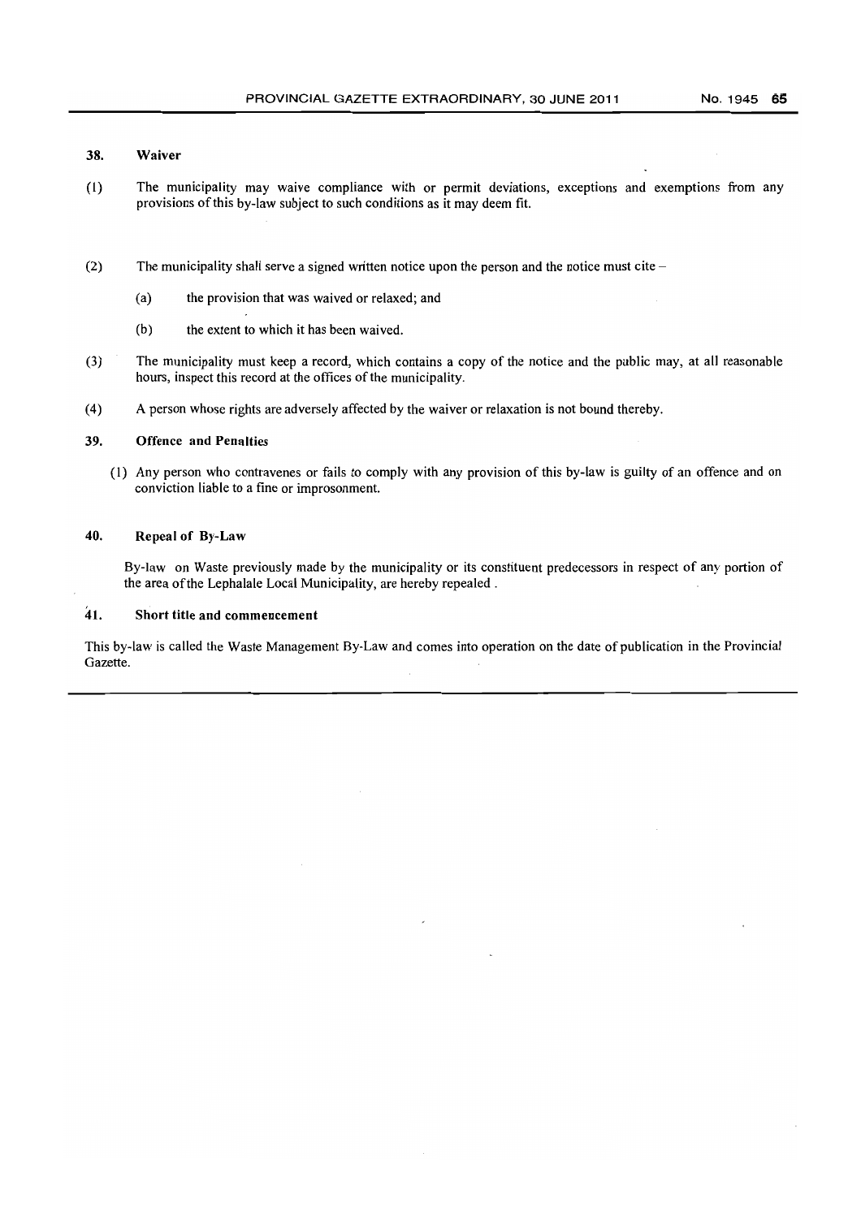### 38. Waiver

(1) The municipality may waive compliance with or permit deviations, exceptions and exemptions from any provisions of this by-law subject to such conditions as it may deem fit.

(2) The municipality shall serve a signed written notice upon the person and the notice must cite –

(a) the provision that was waived or relaxed; and

(b) the extent to which it has been waived.

(3) The municipality must keep a record, which contains a copy of the notice and the public may, at all reasonable hours, inspect this record at the offices of the municipality.

(4) A person whose rights are adversely affected by the waiver or relaxation is not bound thereby.

### 39. Offence and Penalties

(1) Any person who contravenes or fails to comply with any provision of this by-law is guilty of an offence and on conviction liable to a fine or improsonment.

### 40. Repeal of By-Law

By-law on Waste previously made by the municipality or its constituent predecessors in respect of any portion of the area of the Lephalale Local Municipality, are hereby repealed .

### 41. Short title and commencement

This by-law is called the Waste Management By-Law and comes into operation on the date of publication in the Provincial Gazette.